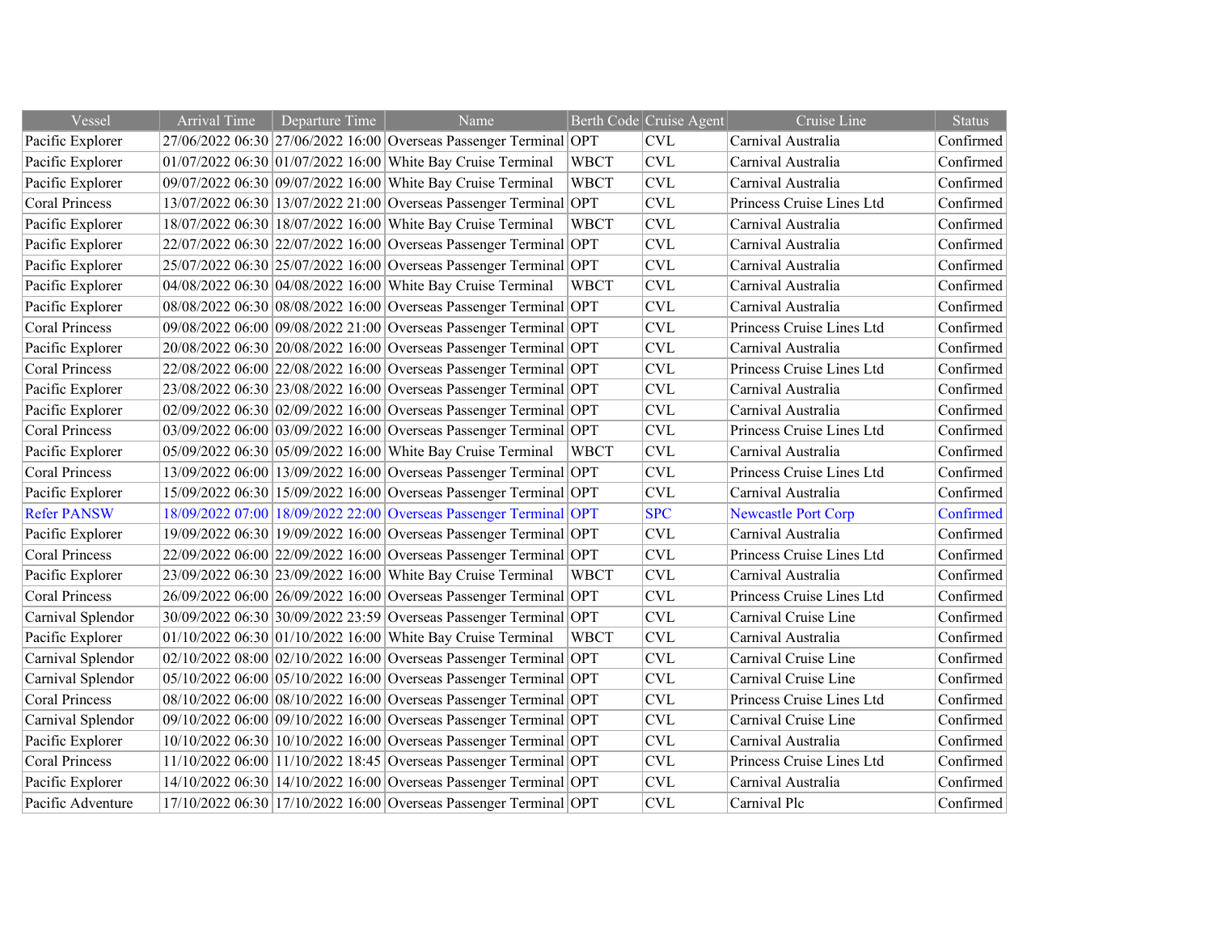| Vessel | Arrival Time | Departure Time | Name | Berth Code | Cruise Agent | Cruise Line | Status |
|---|---|---|---|---|---|---|---|
| Pacific Explorer | 27/06/2022 06:30 | 27/06/2022 16:00 | Overseas Passenger Terminal | OPT | CVL | Carnival Australia | Confirmed |
| Pacific Explorer | 01/07/2022 06:30 | 01/07/2022 16:00 | White Bay Cruise Terminal | WBCT | CVL | Carnival Australia | Confirmed |
| Pacific Explorer | 09/07/2022 06:30 | 09/07/2022 16:00 | White Bay Cruise Terminal | WBCT | CVL | Carnival Australia | Confirmed |
| Coral Princess | 13/07/2022 06:30 | 13/07/2022 21:00 | Overseas Passenger Terminal | OPT | CVL | Princess Cruise Lines Ltd | Confirmed |
| Pacific Explorer | 18/07/2022 06:30 | 18/07/2022 16:00 | White Bay Cruise Terminal | WBCT | CVL | Carnival Australia | Confirmed |
| Pacific Explorer | 22/07/2022 06:30 | 22/07/2022 16:00 | Overseas Passenger Terminal | OPT | CVL | Carnival Australia | Confirmed |
| Pacific Explorer | 25/07/2022 06:30 | 25/07/2022 16:00 | Overseas Passenger Terminal | OPT | CVL | Carnival Australia | Confirmed |
| Pacific Explorer | 04/08/2022 06:30 | 04/08/2022 16:00 | White Bay Cruise Terminal | WBCT | CVL | Carnival Australia | Confirmed |
| Pacific Explorer | 08/08/2022 06:30 | 08/08/2022 16:00 | Overseas Passenger Terminal | OPT | CVL | Carnival Australia | Confirmed |
| Coral Princess | 09/08/2022 06:00 | 09/08/2022 21:00 | Overseas Passenger Terminal | OPT | CVL | Princess Cruise Lines Ltd | Confirmed |
| Pacific Explorer | 20/08/2022 06:30 | 20/08/2022 16:00 | Overseas Passenger Terminal | OPT | CVL | Carnival Australia | Confirmed |
| Coral Princess | 22/08/2022 06:00 | 22/08/2022 16:00 | Overseas Passenger Terminal | OPT | CVL | Princess Cruise Lines Ltd | Confirmed |
| Pacific Explorer | 23/08/2022 06:30 | 23/08/2022 16:00 | Overseas Passenger Terminal | OPT | CVL | Carnival Australia | Confirmed |
| Pacific Explorer | 02/09/2022 06:30 | 02/09/2022 16:00 | Overseas Passenger Terminal | OPT | CVL | Carnival Australia | Confirmed |
| Coral Princess | 03/09/2022 06:00 | 03/09/2022 16:00 | Overseas Passenger Terminal | OPT | CVL | Princess Cruise Lines Ltd | Confirmed |
| Pacific Explorer | 05/09/2022 06:30 | 05/09/2022 16:00 | White Bay Cruise Terminal | WBCT | CVL | Carnival Australia | Confirmed |
| Coral Princess | 13/09/2022 06:00 | 13/09/2022 16:00 | Overseas Passenger Terminal | OPT | CVL | Princess Cruise Lines Ltd | Confirmed |
| Pacific Explorer | 15/09/2022 06:30 | 15/09/2022 16:00 | Overseas Passenger Terminal | OPT | CVL | Carnival Australia | Confirmed |
| Refer PANSW | 18/09/2022 07:00 | 18/09/2022 22:00 | Overseas Passenger Terminal | OPT | SPC | Newcastle Port Corp | Confirmed |
| Pacific Explorer | 19/09/2022 06:30 | 19/09/2022 16:00 | Overseas Passenger Terminal | OPT | CVL | Carnival Australia | Confirmed |
| Coral Princess | 22/09/2022 06:00 | 22/09/2022 16:00 | Overseas Passenger Terminal | OPT | CVL | Princess Cruise Lines Ltd | Confirmed |
| Pacific Explorer | 23/09/2022 06:30 | 23/09/2022 16:00 | White Bay Cruise Terminal | WBCT | CVL | Carnival Australia | Confirmed |
| Coral Princess | 26/09/2022 06:00 | 26/09/2022 16:00 | Overseas Passenger Terminal | OPT | CVL | Princess Cruise Lines Ltd | Confirmed |
| Carnival Splendor | 30/09/2022 06:30 | 30/09/2022 23:59 | Overseas Passenger Terminal | OPT | CVL | Carnival Cruise Line | Confirmed |
| Pacific Explorer | 01/10/2022 06:30 | 01/10/2022 16:00 | White Bay Cruise Terminal | WBCT | CVL | Carnival Australia | Confirmed |
| Carnival Splendor | 02/10/2022 08:00 | 02/10/2022 16:00 | Overseas Passenger Terminal | OPT | CVL | Carnival Cruise Line | Confirmed |
| Carnival Splendor | 05/10/2022 06:00 | 05/10/2022 16:00 | Overseas Passenger Terminal | OPT | CVL | Carnival Cruise Line | Confirmed |
| Coral Princess | 08/10/2022 06:00 | 08/10/2022 16:00 | Overseas Passenger Terminal | OPT | CVL | Princess Cruise Lines Ltd | Confirmed |
| Carnival Splendor | 09/10/2022 06:00 | 09/10/2022 16:00 | Overseas Passenger Terminal | OPT | CVL | Carnival Cruise Line | Confirmed |
| Pacific Explorer | 10/10/2022 06:30 | 10/10/2022 16:00 | Overseas Passenger Terminal | OPT | CVL | Carnival Australia | Confirmed |
| Coral Princess | 11/10/2022 06:00 | 11/10/2022 18:45 | Overseas Passenger Terminal | OPT | CVL | Princess Cruise Lines Ltd | Confirmed |
| Pacific Explorer | 14/10/2022 06:30 | 14/10/2022 16:00 | Overseas Passenger Terminal | OPT | CVL | Carnival Australia | Confirmed |
| Pacific Adventure | 17/10/2022 06:30 | 17/10/2022 16:00 | Overseas Passenger Terminal | OPT | CVL | Carnival Plc | Confirmed |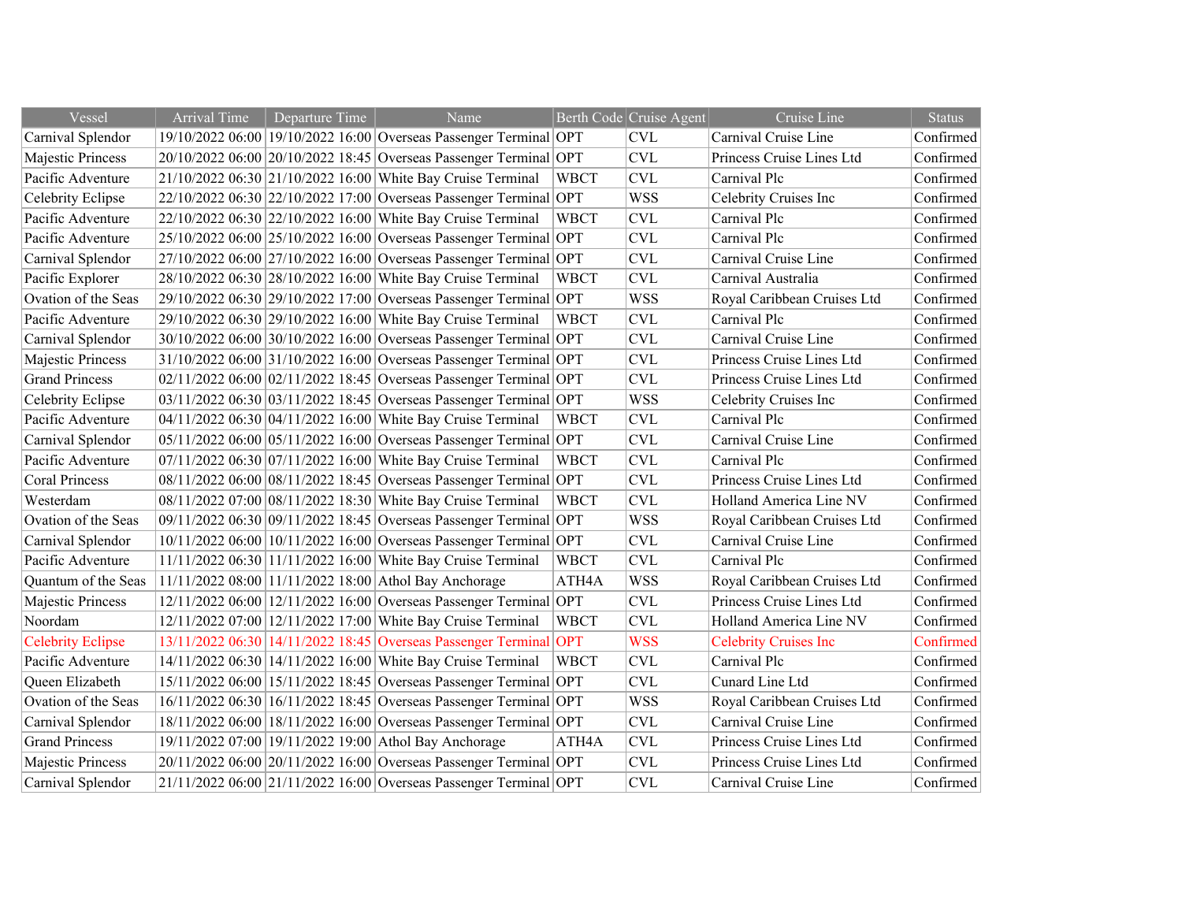| Vessel | Arrival Time | Departure Time | Name | Berth Code | Cruise Agent | Cruise Line | Status |
|---|---|---|---|---|---|---|---|
| Carnival Splendor | 19/10/2022 06:00 | 19/10/2022 16:00 | Overseas Passenger Terminal | OPT | CVL | Carnival Cruise Line | Confirmed |
| Majestic Princess | 20/10/2022 06:00 | 20/10/2022 18:45 | Overseas Passenger Terminal | OPT | CVL | Princess Cruise Lines Ltd | Confirmed |
| Pacific Adventure | 21/10/2022 06:30 | 21/10/2022 16:00 | White Bay Cruise Terminal | WBCT | CVL | Carnival Plc | Confirmed |
| Celebrity Eclipse | 22/10/2022 06:30 | 22/10/2022 17:00 | Overseas Passenger Terminal | OPT | WSS | Celebrity Cruises Inc | Confirmed |
| Pacific Adventure | 22/10/2022 06:30 | 22/10/2022 16:00 | White Bay Cruise Terminal | WBCT | CVL | Carnival Plc | Confirmed |
| Pacific Adventure | 25/10/2022 06:00 | 25/10/2022 16:00 | Overseas Passenger Terminal | OPT | CVL | Carnival Plc | Confirmed |
| Carnival Splendor | 27/10/2022 06:00 | 27/10/2022 16:00 | Overseas Passenger Terminal | OPT | CVL | Carnival Cruise Line | Confirmed |
| Pacific Explorer | 28/10/2022 06:30 | 28/10/2022 16:00 | White Bay Cruise Terminal | WBCT | CVL | Carnival Australia | Confirmed |
| Ovation of the Seas | 29/10/2022 06:30 | 29/10/2022 17:00 | Overseas Passenger Terminal | OPT | WSS | Royal Caribbean Cruises Ltd | Confirmed |
| Pacific Adventure | 29/10/2022 06:30 | 29/10/2022 16:00 | White Bay Cruise Terminal | WBCT | CVL | Carnival Plc | Confirmed |
| Carnival Splendor | 30/10/2022 06:00 | 30/10/2022 16:00 | Overseas Passenger Terminal | OPT | CVL | Carnival Cruise Line | Confirmed |
| Majestic Princess | 31/10/2022 06:00 | 31/10/2022 16:00 | Overseas Passenger Terminal | OPT | CVL | Princess Cruise Lines Ltd | Confirmed |
| Grand Princess | 02/11/2022 06:00 | 02/11/2022 18:45 | Overseas Passenger Terminal | OPT | CVL | Princess Cruise Lines Ltd | Confirmed |
| Celebrity Eclipse | 03/11/2022 06:30 | 03/11/2022 18:45 | Overseas Passenger Terminal | OPT | WSS | Celebrity Cruises Inc | Confirmed |
| Pacific Adventure | 04/11/2022 06:30 | 04/11/2022 16:00 | White Bay Cruise Terminal | WBCT | CVL | Carnival Plc | Confirmed |
| Carnival Splendor | 05/11/2022 06:00 | 05/11/2022 16:00 | Overseas Passenger Terminal | OPT | CVL | Carnival Cruise Line | Confirmed |
| Pacific Adventure | 07/11/2022 06:30 | 07/11/2022 16:00 | White Bay Cruise Terminal | WBCT | CVL | Carnival Plc | Confirmed |
| Coral Princess | 08/11/2022 06:00 | 08/11/2022 18:45 | Overseas Passenger Terminal | OPT | CVL | Princess Cruise Lines Ltd | Confirmed |
| Westerdam | 08/11/2022 07:00 | 08/11/2022 18:30 | White Bay Cruise Terminal | WBCT | CVL | Holland America Line NV | Confirmed |
| Ovation of the Seas | 09/11/2022 06:30 | 09/11/2022 18:45 | Overseas Passenger Terminal | OPT | WSS | Royal Caribbean Cruises Ltd | Confirmed |
| Carnival Splendor | 10/11/2022 06:00 | 10/11/2022 16:00 | Overseas Passenger Terminal | OPT | CVL | Carnival Cruise Line | Confirmed |
| Pacific Adventure | 11/11/2022 06:30 | 11/11/2022 16:00 | White Bay Cruise Terminal | WBCT | CVL | Carnival Plc | Confirmed |
| Quantum of the Seas | 11/11/2022 08:00 | 11/11/2022 18:00 | Athol Bay Anchorage | ATH4A | WSS | Royal Caribbean Cruises Ltd | Confirmed |
| Majestic Princess | 12/11/2022 06:00 | 12/11/2022 16:00 | Overseas Passenger Terminal | OPT | CVL | Princess Cruise Lines Ltd | Confirmed |
| Noordam | 12/11/2022 07:00 | 12/11/2022 17:00 | White Bay Cruise Terminal | WBCT | CVL | Holland America Line NV | Confirmed |
| Celebrity Eclipse | 13/11/2022 06:30 | 14/11/2022 18:45 | Overseas Passenger Terminal | OPT | WSS | Celebrity Cruises Inc | Confirmed |
| Pacific Adventure | 14/11/2022 06:30 | 14/11/2022 16:00 | White Bay Cruise Terminal | WBCT | CVL | Carnival Plc | Confirmed |
| Queen Elizabeth | 15/11/2022 06:00 | 15/11/2022 18:45 | Overseas Passenger Terminal | OPT | CVL | Cunard Line Ltd | Confirmed |
| Ovation of the Seas | 16/11/2022 06:30 | 16/11/2022 18:45 | Overseas Passenger Terminal | OPT | WSS | Royal Caribbean Cruises Ltd | Confirmed |
| Carnival Splendor | 18/11/2022 06:00 | 18/11/2022 16:00 | Overseas Passenger Terminal | OPT | CVL | Carnival Cruise Line | Confirmed |
| Grand Princess | 19/11/2022 07:00 | 19/11/2022 19:00 | Athol Bay Anchorage | ATH4A | CVL | Princess Cruise Lines Ltd | Confirmed |
| Majestic Princess | 20/11/2022 06:00 | 20/11/2022 16:00 | Overseas Passenger Terminal | OPT | CVL | Princess Cruise Lines Ltd | Confirmed |
| Carnival Splendor | 21/11/2022 06:00 | 21/11/2022 16:00 | Overseas Passenger Terminal | OPT | CVL | Carnival Cruise Line | Confirmed |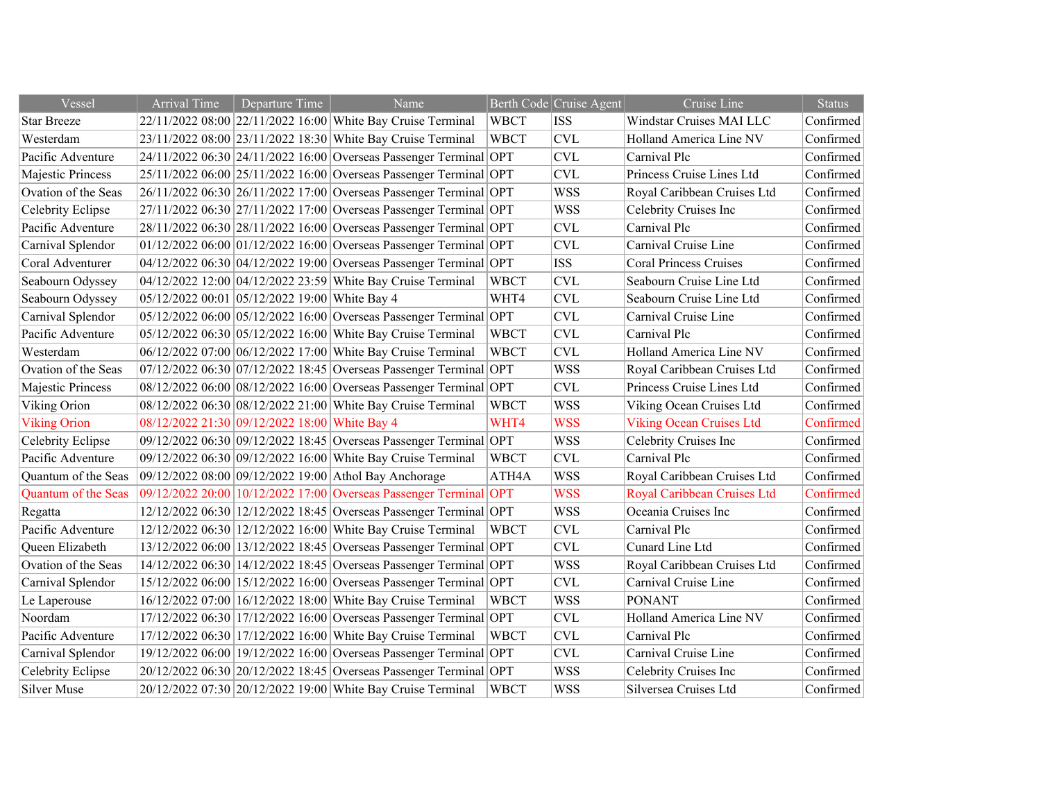| Vessel | Arrival Time | Departure Time | Name | Berth Code | Cruise Agent | Cruise Line | Status |
|---|---|---|---|---|---|---|---|
| Star Breeze | 22/11/2022 08:00 | 22/11/2022 16:00 | White Bay Cruise Terminal | WBCT | ISS | Windstar Cruises MAI LLC | Confirmed |
| Westerdam | 23/11/2022 08:00 | 23/11/2022 18:30 | White Bay Cruise Terminal | WBCT | CVL | Holland America Line NV | Confirmed |
| Pacific Adventure | 24/11/2022 06:30 | 24/11/2022 16:00 | Overseas Passenger Terminal | OPT | CVL | Carnival Plc | Confirmed |
| Majestic Princess | 25/11/2022 06:00 | 25/11/2022 16:00 | Overseas Passenger Terminal | OPT | CVL | Princess Cruise Lines Ltd | Confirmed |
| Ovation of the Seas | 26/11/2022 06:30 | 26/11/2022 17:00 | Overseas Passenger Terminal | OPT | WSS | Royal Caribbean Cruises Ltd | Confirmed |
| Celebrity Eclipse | 27/11/2022 06:30 | 27/11/2022 17:00 | Overseas Passenger Terminal | OPT | WSS | Celebrity Cruises Inc | Confirmed |
| Pacific Adventure | 28/11/2022 06:30 | 28/11/2022 16:00 | Overseas Passenger Terminal | OPT | CVL | Carnival Plc | Confirmed |
| Carnival Splendor | 01/12/2022 06:00 | 01/12/2022 16:00 | Overseas Passenger Terminal | OPT | CVL | Carnival Cruise Line | Confirmed |
| Coral Adventurer | 04/12/2022 06:30 | 04/12/2022 19:00 | Overseas Passenger Terminal | OPT | ISS | Coral Princess Cruises | Confirmed |
| Seabourn Odyssey | 04/12/2022 12:00 | 04/12/2022 23:59 | White Bay Cruise Terminal | WBCT | CVL | Seabourn Cruise Line Ltd | Confirmed |
| Seabourn Odyssey | 05/12/2022 00:01 | 05/12/2022 19:00 | White Bay 4 | WHT4 | CVL | Seabourn Cruise Line Ltd | Confirmed |
| Carnival Splendor | 05/12/2022 06:00 | 05/12/2022 16:00 | Overseas Passenger Terminal | OPT | CVL | Carnival Cruise Line | Confirmed |
| Pacific Adventure | 05/12/2022 06:30 | 05/12/2022 16:00 | White Bay Cruise Terminal | WBCT | CVL | Carnival Plc | Confirmed |
| Westerdam | 06/12/2022 07:00 | 06/12/2022 17:00 | White Bay Cruise Terminal | WBCT | CVL | Holland America Line NV | Confirmed |
| Ovation of the Seas | 07/12/2022 06:30 | 07/12/2022 18:45 | Overseas Passenger Terminal | OPT | WSS | Royal Caribbean Cruises Ltd | Confirmed |
| Majestic Princess | 08/12/2022 06:00 | 08/12/2022 16:00 | Overseas Passenger Terminal | OPT | CVL | Princess Cruise Lines Ltd | Confirmed |
| Viking Orion | 08/12/2022 06:30 | 08/12/2022 21:00 | White Bay Cruise Terminal | WBCT | WSS | Viking Ocean Cruises Ltd | Confirmed |
| Viking Orion | 08/12/2022 21:30 | 09/12/2022 18:00 | White Bay 4 | WHT4 | WSS | Viking Ocean Cruises Ltd | Confirmed |
| Celebrity Eclipse | 09/12/2022 06:30 | 09/12/2022 18:45 | Overseas Passenger Terminal | OPT | WSS | Celebrity Cruises Inc | Confirmed |
| Pacific Adventure | 09/12/2022 06:30 | 09/12/2022 16:00 | White Bay Cruise Terminal | WBCT | CVL | Carnival Plc | Confirmed |
| Quantum of the Seas | 09/12/2022 08:00 | 09/12/2022 19:00 | Athol Bay Anchorage | ATH4A | WSS | Royal Caribbean Cruises Ltd | Confirmed |
| Quantum of the Seas | 09/12/2022 20:00 | 10/12/2022 17:00 | Overseas Passenger Terminal | OPT | WSS | Royal Caribbean Cruises Ltd | Confirmed |
| Regatta | 12/12/2022 06:30 | 12/12/2022 18:45 | Overseas Passenger Terminal | OPT | WSS | Oceania Cruises Inc | Confirmed |
| Pacific Adventure | 12/12/2022 06:30 | 12/12/2022 16:00 | White Bay Cruise Terminal | WBCT | CVL | Carnival Plc | Confirmed |
| Queen Elizabeth | 13/12/2022 06:00 | 13/12/2022 18:45 | Overseas Passenger Terminal | OPT | CVL | Cunard Line Ltd | Confirmed |
| Ovation of the Seas | 14/12/2022 06:30 | 14/12/2022 18:45 | Overseas Passenger Terminal | OPT | WSS | Royal Caribbean Cruises Ltd | Confirmed |
| Carnival Splendor | 15/12/2022 06:00 | 15/12/2022 16:00 | Overseas Passenger Terminal | OPT | CVL | Carnival Cruise Line | Confirmed |
| Le Laperouse | 16/12/2022 07:00 | 16/12/2022 18:00 | White Bay Cruise Terminal | WBCT | WSS | PONANT | Confirmed |
| Noordam | 17/12/2022 06:30 | 17/12/2022 16:00 | Overseas Passenger Terminal | OPT | CVL | Holland America Line NV | Confirmed |
| Pacific Adventure | 17/12/2022 06:30 | 17/12/2022 16:00 | White Bay Cruise Terminal | WBCT | CVL | Carnival Plc | Confirmed |
| Carnival Splendor | 19/12/2022 06:00 | 19/12/2022 16:00 | Overseas Passenger Terminal | OPT | CVL | Carnival Cruise Line | Confirmed |
| Celebrity Eclipse | 20/12/2022 06:30 | 20/12/2022 18:45 | Overseas Passenger Terminal | OPT | WSS | Celebrity Cruises Inc | Confirmed |
| Silver Muse | 20/12/2022 07:30 | 20/12/2022 19:00 | White Bay Cruise Terminal | WBCT | WSS | Silversea Cruises Ltd | Confirmed |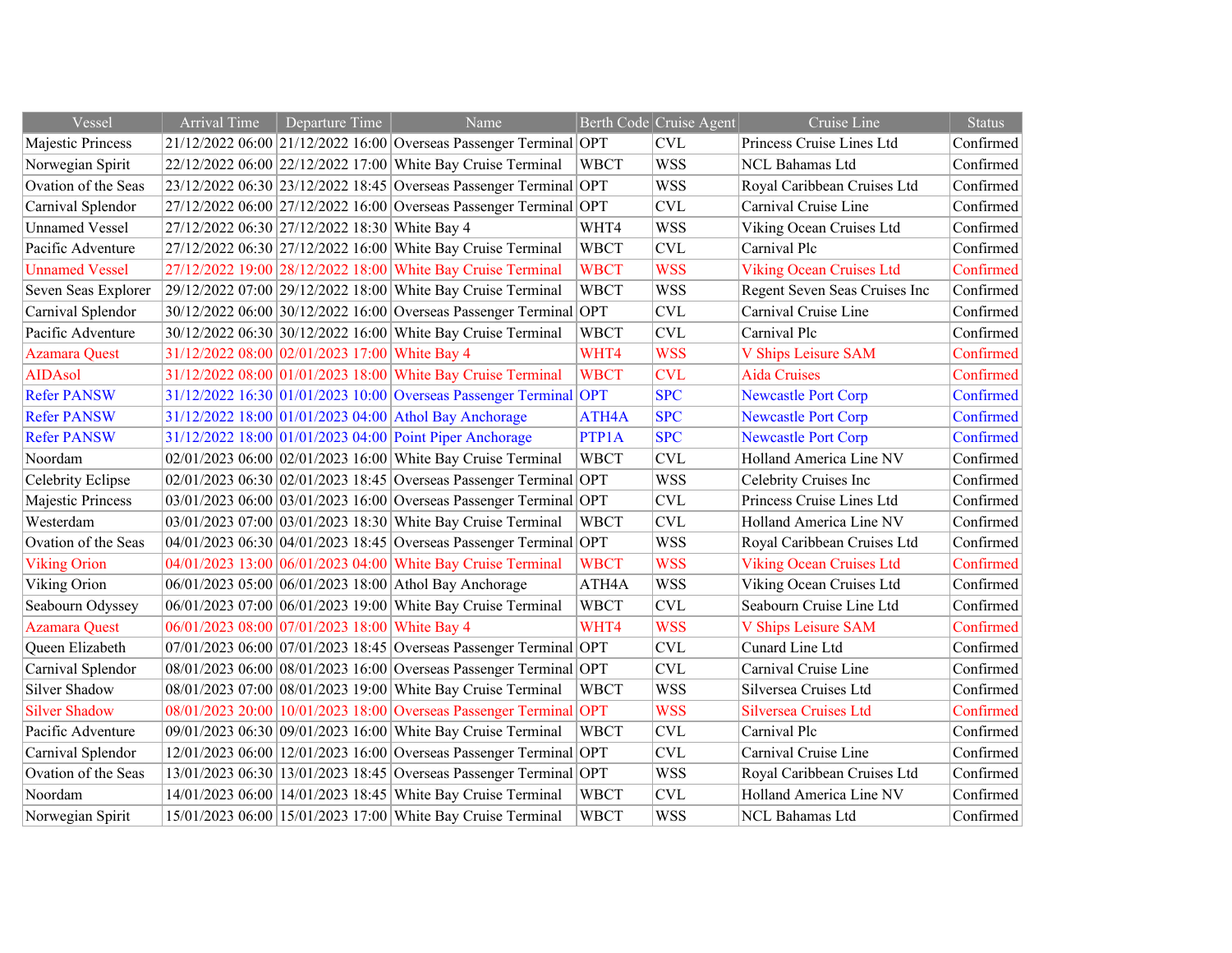| Vessel | Arrival Time | Departure Time | Name | Berth Code | Cruise Agent | Cruise Line | Status |
|---|---|---|---|---|---|---|---|
| Majestic Princess | 21/12/2022 06:00 | 21/12/2022 16:00 | Overseas Passenger Terminal | OPT | CVL | Princess Cruise Lines Ltd | Confirmed |
| Norwegian Spirit | 22/12/2022 06:00 | 22/12/2022 17:00 | White Bay Cruise Terminal | WBCT | WSS | NCL Bahamas Ltd | Confirmed |
| Ovation of the Seas | 23/12/2022 06:30 | 23/12/2022 18:45 | Overseas Passenger Terminal | OPT | WSS | Royal Caribbean Cruises Ltd | Confirmed |
| Carnival Splendor | 27/12/2022 06:00 | 27/12/2022 16:00 | Overseas Passenger Terminal | OPT | CVL | Carnival Cruise Line | Confirmed |
| Unnamed Vessel | 27/12/2022 06:30 | 27/12/2022 18:30 | White Bay 4 | WHT4 | WSS | Viking Ocean Cruises Ltd | Confirmed |
| Pacific Adventure | 27/12/2022 06:30 | 27/12/2022 16:00 | White Bay Cruise Terminal | WBCT | CVL | Carnival Plc | Confirmed |
| Unnamed Vessel | 27/12/2022 19:00 | 28/12/2022 18:00 | White Bay Cruise Terminal | WBCT | WSS | Viking Ocean Cruises Ltd | Confirmed |
| Seven Seas Explorer | 29/12/2022 07:00 | 29/12/2022 18:00 | White Bay Cruise Terminal | WBCT | WSS | Regent Seven Seas Cruises Inc | Confirmed |
| Carnival Splendor | 30/12/2022 06:00 | 30/12/2022 16:00 | Overseas Passenger Terminal | OPT | CVL | Carnival Cruise Line | Confirmed |
| Pacific Adventure | 30/12/2022 06:30 | 30/12/2022 16:00 | White Bay Cruise Terminal | WBCT | CVL | Carnival Plc | Confirmed |
| Azamara Quest | 31/12/2022 08:00 | 02/01/2023 17:00 | White Bay 4 | WHT4 | WSS | V Ships Leisure SAM | Confirmed |
| AIDAsol | 31/12/2022 08:00 | 01/01/2023 18:00 | White Bay Cruise Terminal | WBCT | CVL | Aida Cruises | Confirmed |
| Refer PANSW | 31/12/2022 16:30 | 01/01/2023 10:00 | Overseas Passenger Terminal | OPT | SPC | Newcastle Port Corp | Confirmed |
| Refer PANSW | 31/12/2022 18:00 | 01/01/2023 04:00 | Athol Bay Anchorage | ATH4A | SPC | Newcastle Port Corp | Confirmed |
| Refer PANSW | 31/12/2022 18:00 | 01/01/2023 04:00 | Point Piper Anchorage | PTP1A | SPC | Newcastle Port Corp | Confirmed |
| Noordam | 02/01/2023 06:00 | 02/01/2023 16:00 | White Bay Cruise Terminal | WBCT | CVL | Holland America Line NV | Confirmed |
| Celebrity Eclipse | 02/01/2023 06:30 | 02/01/2023 18:45 | Overseas Passenger Terminal | OPT | WSS | Celebrity Cruises Inc | Confirmed |
| Majestic Princess | 03/01/2023 06:00 | 03/01/2023 16:00 | Overseas Passenger Terminal | OPT | CVL | Princess Cruise Lines Ltd | Confirmed |
| Westerdam | 03/01/2023 07:00 | 03/01/2023 18:30 | White Bay Cruise Terminal | WBCT | CVL | Holland America Line NV | Confirmed |
| Ovation of the Seas | 04/01/2023 06:30 | 04/01/2023 18:45 | Overseas Passenger Terminal | OPT | WSS | Royal Caribbean Cruises Ltd | Confirmed |
| Viking Orion | 04/01/2023 13:00 | 06/01/2023 04:00 | White Bay Cruise Terminal | WBCT | WSS | Viking Ocean Cruises Ltd | Confirmed |
| Viking Orion | 06/01/2023 05:00 | 06/01/2023 18:00 | Athol Bay Anchorage | ATH4A | WSS | Viking Ocean Cruises Ltd | Confirmed |
| Seabourn Odyssey | 06/01/2023 07:00 | 06/01/2023 19:00 | White Bay Cruise Terminal | WBCT | CVL | Seabourn Cruise Line Ltd | Confirmed |
| Azamara Quest | 06/01/2023 08:00 | 07/01/2023 18:00 | White Bay 4 | WHT4 | WSS | V Ships Leisure SAM | Confirmed |
| Queen Elizabeth | 07/01/2023 06:00 | 07/01/2023 18:45 | Overseas Passenger Terminal | OPT | CVL | Cunard Line Ltd | Confirmed |
| Carnival Splendor | 08/01/2023 06:00 | 08/01/2023 16:00 | Overseas Passenger Terminal | OPT | CVL | Carnival Cruise Line | Confirmed |
| Silver Shadow | 08/01/2023 07:00 | 08/01/2023 19:00 | White Bay Cruise Terminal | WBCT | WSS | Silversea Cruises Ltd | Confirmed |
| Silver Shadow | 08/01/2023 20:00 | 10/01/2023 18:00 | Overseas Passenger Terminal | OPT | WSS | Silversea Cruises Ltd | Confirmed |
| Pacific Adventure | 09/01/2023 06:30 | 09/01/2023 16:00 | White Bay Cruise Terminal | WBCT | CVL | Carnival Plc | Confirmed |
| Carnival Splendor | 12/01/2023 06:00 | 12/01/2023 16:00 | Overseas Passenger Terminal | OPT | CVL | Carnival Cruise Line | Confirmed |
| Ovation of the Seas | 13/01/2023 06:30 | 13/01/2023 18:45 | Overseas Passenger Terminal | OPT | WSS | Royal Caribbean Cruises Ltd | Confirmed |
| Noordam | 14/01/2023 06:00 | 14/01/2023 18:45 | White Bay Cruise Terminal | WBCT | CVL | Holland America Line NV | Confirmed |
| Norwegian Spirit | 15/01/2023 06:00 | 15/01/2023 17:00 | White Bay Cruise Terminal | WBCT | WSS | NCL Bahamas Ltd | Confirmed |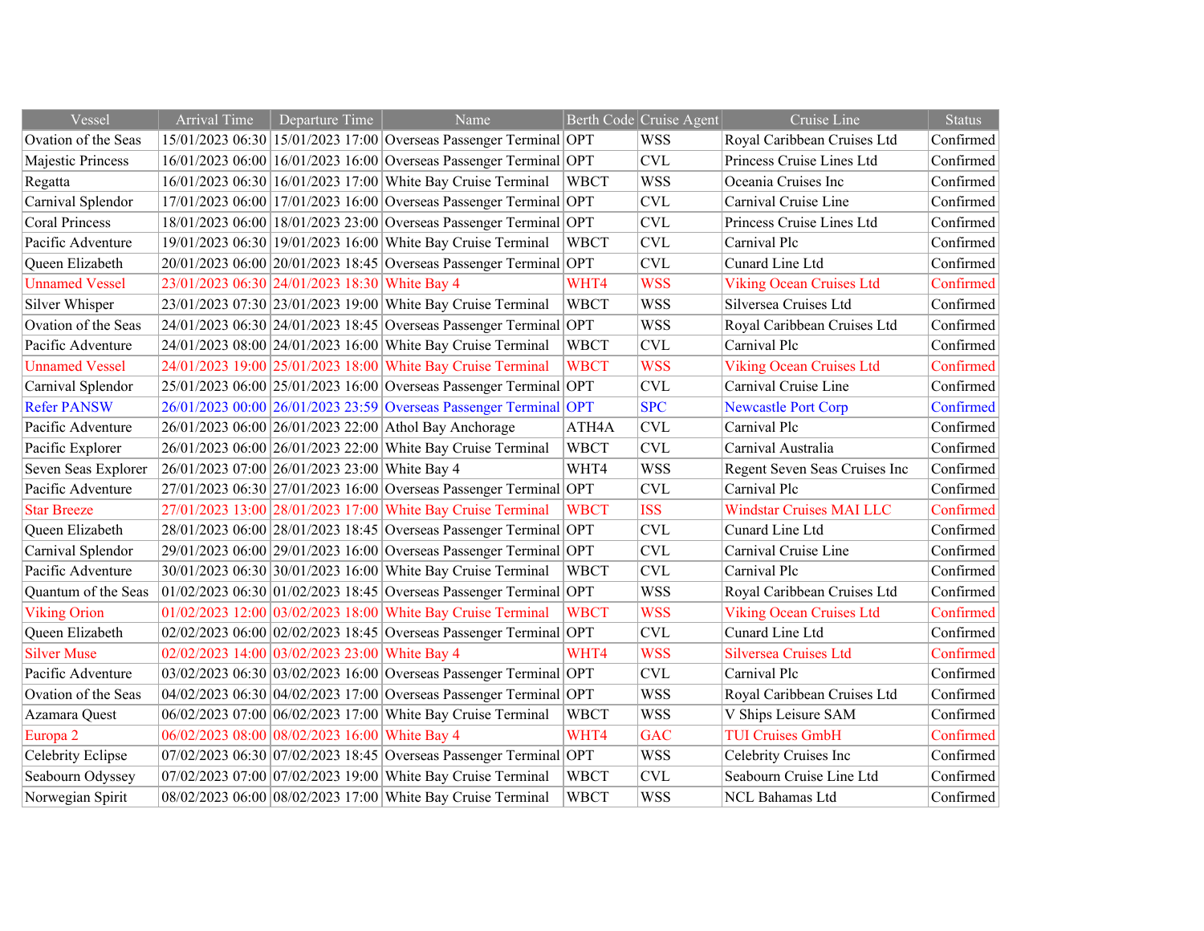| Vessel | Arrival Time | Departure Time | Name | Berth Code | Cruise Agent | Cruise Line | Status |
|---|---|---|---|---|---|---|---|
| Ovation of the Seas | 15/01/2023 06:30 | 15/01/2023 17:00 | Overseas Passenger Terminal | OPT | WSS | Royal Caribbean Cruises Ltd | Confirmed |
| Majestic Princess | 16/01/2023 06:00 | 16/01/2023 16:00 | Overseas Passenger Terminal | OPT | CVL | Princess Cruise Lines Ltd | Confirmed |
| Regatta | 16/01/2023 06:30 | 16/01/2023 17:00 | White Bay Cruise Terminal | WBCT | WSS | Oceania Cruises Inc | Confirmed |
| Carnival Splendor | 17/01/2023 06:00 | 17/01/2023 16:00 | Overseas Passenger Terminal | OPT | CVL | Carnival Cruise Line | Confirmed |
| Coral Princess | 18/01/2023 06:00 | 18/01/2023 23:00 | Overseas Passenger Terminal | OPT | CVL | Princess Cruise Lines Ltd | Confirmed |
| Pacific Adventure | 19/01/2023 06:30 | 19/01/2023 16:00 | White Bay Cruise Terminal | WBCT | CVL | Carnival Plc | Confirmed |
| Queen Elizabeth | 20/01/2023 06:00 | 20/01/2023 18:45 | Overseas Passenger Terminal | OPT | CVL | Cunard Line Ltd | Confirmed |
| Unnamed Vessel | 23/01/2023 06:30 | 24/01/2023 18:30 | White Bay 4 | WHT4 | WSS | Viking Ocean Cruises Ltd | Confirmed |
| Silver Whisper | 23/01/2023 07:30 | 23/01/2023 19:00 | White Bay Cruise Terminal | WBCT | WSS | Silversea Cruises Ltd | Confirmed |
| Ovation of the Seas | 24/01/2023 06:30 | 24/01/2023 18:45 | Overseas Passenger Terminal | OPT | WSS | Royal Caribbean Cruises Ltd | Confirmed |
| Pacific Adventure | 24/01/2023 08:00 | 24/01/2023 16:00 | White Bay Cruise Terminal | WBCT | CVL | Carnival Plc | Confirmed |
| Unnamed Vessel | 24/01/2023 19:00 | 25/01/2023 18:00 | White Bay Cruise Terminal | WBCT | WSS | Viking Ocean Cruises Ltd | Confirmed |
| Carnival Splendor | 25/01/2023 06:00 | 25/01/2023 16:00 | Overseas Passenger Terminal | OPT | CVL | Carnival Cruise Line | Confirmed |
| Refer PANSW | 26/01/2023 00:00 | 26/01/2023 23:59 | Overseas Passenger Terminal | OPT | SPC | Newcastle Port Corp | Confirmed |
| Pacific Adventure | 26/01/2023 06:00 | 26/01/2023 22:00 | Athol Bay Anchorage | ATH4A | CVL | Carnival Plc | Confirmed |
| Pacific Explorer | 26/01/2023 06:00 | 26/01/2023 22:00 | White Bay Cruise Terminal | WBCT | CVL | Carnival Australia | Confirmed |
| Seven Seas Explorer | 26/01/2023 07:00 | 26/01/2023 23:00 | White Bay 4 | WHT4 | WSS | Regent Seven Seas Cruises Inc | Confirmed |
| Pacific Adventure | 27/01/2023 06:30 | 27/01/2023 16:00 | Overseas Passenger Terminal | OPT | CVL | Carnival Plc | Confirmed |
| Star Breeze | 27/01/2023 13:00 | 28/01/2023 17:00 | White Bay Cruise Terminal | WBCT | ISS | Windstar Cruises MAI LLC | Confirmed |
| Queen Elizabeth | 28/01/2023 06:00 | 28/01/2023 18:45 | Overseas Passenger Terminal | OPT | CVL | Cunard Line Ltd | Confirmed |
| Carnival Splendor | 29/01/2023 06:00 | 29/01/2023 16:00 | Overseas Passenger Terminal | OPT | CVL | Carnival Cruise Line | Confirmed |
| Pacific Adventure | 30/01/2023 06:30 | 30/01/2023 16:00 | White Bay Cruise Terminal | WBCT | CVL | Carnival Plc | Confirmed |
| Quantum of the Seas | 01/02/2023 06:30 | 01/02/2023 18:45 | Overseas Passenger Terminal | OPT | WSS | Royal Caribbean Cruises Ltd | Confirmed |
| Viking Orion | 01/02/2023 12:00 | 03/02/2023 18:00 | White Bay Cruise Terminal | WBCT | WSS | Viking Ocean Cruises Ltd | Confirmed |
| Queen Elizabeth | 02/02/2023 06:00 | 02/02/2023 18:45 | Overseas Passenger Terminal | OPT | CVL | Cunard Line Ltd | Confirmed |
| Silver Muse | 02/02/2023 14:00 | 03/02/2023 23:00 | White Bay 4 | WHT4 | WSS | Silversea Cruises Ltd | Confirmed |
| Pacific Adventure | 03/02/2023 06:30 | 03/02/2023 16:00 | Overseas Passenger Terminal | OPT | CVL | Carnival Plc | Confirmed |
| Ovation of the Seas | 04/02/2023 06:30 | 04/02/2023 17:00 | Overseas Passenger Terminal | OPT | WSS | Royal Caribbean Cruises Ltd | Confirmed |
| Azamara Quest | 06/02/2023 07:00 | 06/02/2023 17:00 | White Bay Cruise Terminal | WBCT | WSS | V Ships Leisure SAM | Confirmed |
| Europa 2 | 06/02/2023 08:00 | 08/02/2023 16:00 | White Bay 4 | WHT4 | GAC | TUI Cruises GmbH | Confirmed |
| Celebrity Eclipse | 07/02/2023 06:30 | 07/02/2023 18:45 | Overseas Passenger Terminal | OPT | WSS | Celebrity Cruises Inc | Confirmed |
| Seabourn Odyssey | 07/02/2023 07:00 | 07/02/2023 19:00 | White Bay Cruise Terminal | WBCT | CVL | Seabourn Cruise Line Ltd | Confirmed |
| Norwegian Spirit | 08/02/2023 06:00 | 08/02/2023 17:00 | White Bay Cruise Terminal | WBCT | WSS | NCL Bahamas Ltd | Confirmed |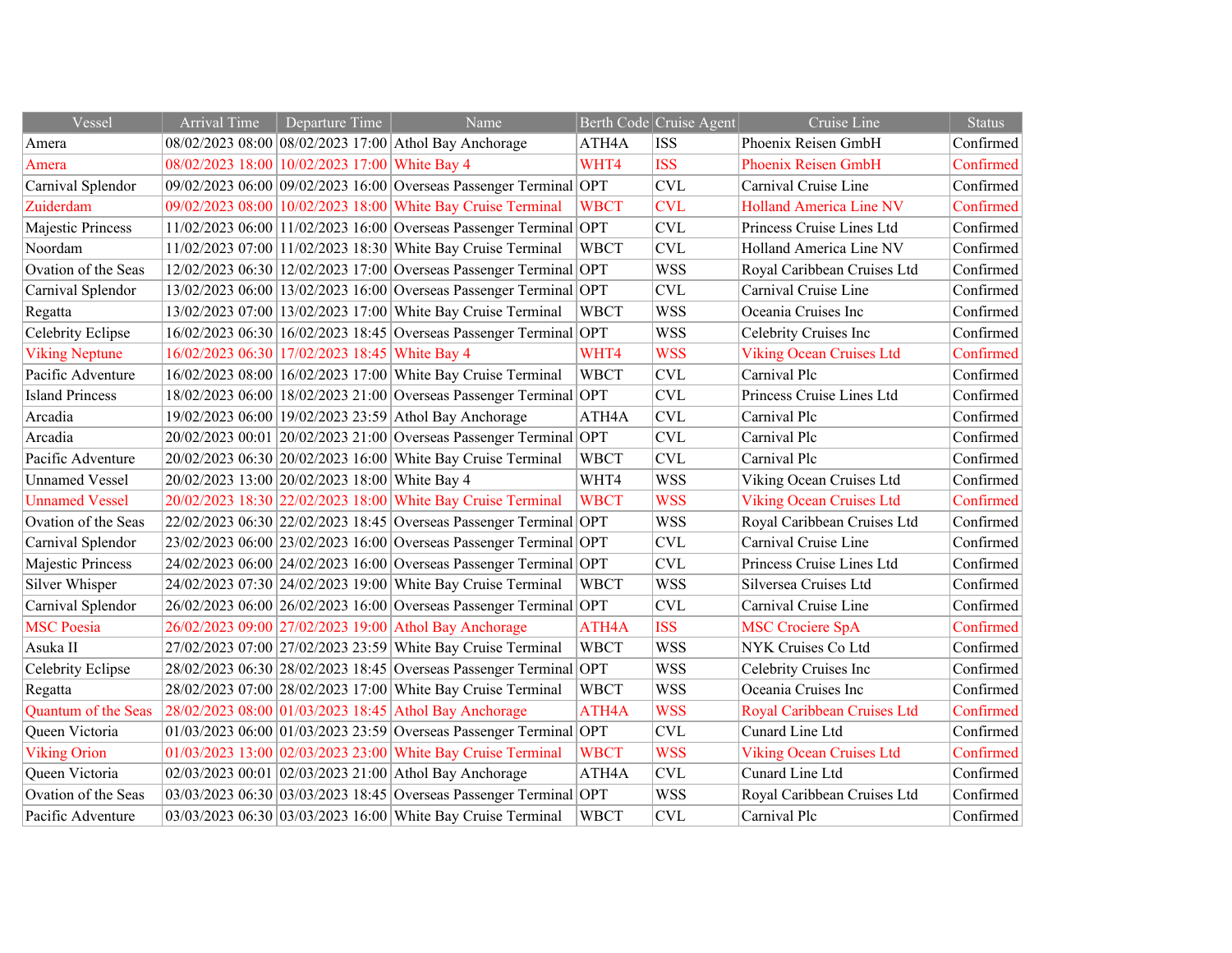| Vessel | Arrival Time | Departure Time | Name | Berth Code | Cruise Agent | Cruise Line | Status |
|---|---|---|---|---|---|---|---|
| Amera | 08/02/2023 08:00 | 08/02/2023 17:00 | Athol Bay Anchorage | ATH4A | ISS | Phoenix Reisen GmbH | Confirmed |
| Amera | 08/02/2023 18:00 | 10/02/2023 17:00 | White Bay 4 | WHT4 | ISS | Phoenix Reisen GmbH | Confirmed |
| Carnival Splendor | 09/02/2023 06:00 | 09/02/2023 16:00 | Overseas Passenger Terminal | OPT | CVL | Carnival Cruise Line | Confirmed |
| Zuiderdam | 09/02/2023 08:00 | 10/02/2023 18:00 | White Bay Cruise Terminal | WBCT | CVL | Holland America Line NV | Confirmed |
| Majestic Princess | 11/02/2023 06:00 | 11/02/2023 16:00 | Overseas Passenger Terminal | OPT | CVL | Princess Cruise Lines Ltd | Confirmed |
| Noordam | 11/02/2023 07:00 | 11/02/2023 18:30 | White Bay Cruise Terminal | WBCT | CVL | Holland America Line NV | Confirmed |
| Ovation of the Seas | 12/02/2023 06:30 | 12/02/2023 17:00 | Overseas Passenger Terminal | OPT | WSS | Royal Caribbean Cruises Ltd | Confirmed |
| Carnival Splendor | 13/02/2023 06:00 | 13/02/2023 16:00 | Overseas Passenger Terminal | OPT | CVL | Carnival Cruise Line | Confirmed |
| Regatta | 13/02/2023 07:00 | 13/02/2023 17:00 | White Bay Cruise Terminal | WBCT | WSS | Oceania Cruises Inc | Confirmed |
| Celebrity Eclipse | 16/02/2023 06:30 | 16/02/2023 18:45 | Overseas Passenger Terminal | OPT | WSS | Celebrity Cruises Inc | Confirmed |
| Viking Neptune | 16/02/2023 06:30 | 17/02/2023 18:45 | White Bay 4 | WHT4 | WSS | Viking Ocean Cruises Ltd | Confirmed |
| Pacific Adventure | 16/02/2023 08:00 | 16/02/2023 17:00 | White Bay Cruise Terminal | WBCT | CVL | Carnival Plc | Confirmed |
| Island Princess | 18/02/2023 06:00 | 18/02/2023 21:00 | Overseas Passenger Terminal | OPT | CVL | Princess Cruise Lines Ltd | Confirmed |
| Arcadia | 19/02/2023 06:00 | 19/02/2023 23:59 | Athol Bay Anchorage | ATH4A | CVL | Carnival Plc | Confirmed |
| Arcadia | 20/02/2023 00:01 | 20/02/2023 21:00 | Overseas Passenger Terminal | OPT | CVL | Carnival Plc | Confirmed |
| Pacific Adventure | 20/02/2023 06:30 | 20/02/2023 16:00 | White Bay Cruise Terminal | WBCT | CVL | Carnival Plc | Confirmed |
| Unnamed Vessel | 20/02/2023 13:00 | 20/02/2023 18:00 | White Bay 4 | WHT4 | WSS | Viking Ocean Cruises Ltd | Confirmed |
| Unnamed Vessel | 20/02/2023 18:30 | 22/02/2023 18:00 | White Bay Cruise Terminal | WBCT | WSS | Viking Ocean Cruises Ltd | Confirmed |
| Ovation of the Seas | 22/02/2023 06:30 | 22/02/2023 18:45 | Overseas Passenger Terminal | OPT | WSS | Royal Caribbean Cruises Ltd | Confirmed |
| Carnival Splendor | 23/02/2023 06:00 | 23/02/2023 16:00 | Overseas Passenger Terminal | OPT | CVL | Carnival Cruise Line | Confirmed |
| Majestic Princess | 24/02/2023 06:00 | 24/02/2023 16:00 | Overseas Passenger Terminal | OPT | CVL | Princess Cruise Lines Ltd | Confirmed |
| Silver Whisper | 24/02/2023 07:30 | 24/02/2023 19:00 | White Bay Cruise Terminal | WBCT | WSS | Silversea Cruises Ltd | Confirmed |
| Carnival Splendor | 26/02/2023 06:00 | 26/02/2023 16:00 | Overseas Passenger Terminal | OPT | CVL | Carnival Cruise Line | Confirmed |
| MSC Poesia | 26/02/2023 09:00 | 27/02/2023 19:00 | Athol Bay Anchorage | ATH4A | ISS | MSC Crociere SpA | Confirmed |
| Asuka II | 27/02/2023 07:00 | 27/02/2023 23:59 | White Bay Cruise Terminal | WBCT | WSS | NYK Cruises Co Ltd | Confirmed |
| Celebrity Eclipse | 28/02/2023 06:30 | 28/02/2023 18:45 | Overseas Passenger Terminal | OPT | WSS | Celebrity Cruises Inc | Confirmed |
| Regatta | 28/02/2023 07:00 | 28/02/2023 17:00 | White Bay Cruise Terminal | WBCT | WSS | Oceania Cruises Inc | Confirmed |
| Quantum of the Seas | 28/02/2023 08:00 | 01/03/2023 18:45 | Athol Bay Anchorage | ATH4A | WSS | Royal Caribbean Cruises Ltd | Confirmed |
| Queen Victoria | 01/03/2023 06:00 | 01/03/2023 23:59 | Overseas Passenger Terminal | OPT | CVL | Cunard Line Ltd | Confirmed |
| Viking Orion | 01/03/2023 13:00 | 02/03/2023 23:00 | White Bay Cruise Terminal | WBCT | WSS | Viking Ocean Cruises Ltd | Confirmed |
| Queen Victoria | 02/03/2023 00:01 | 02/03/2023 21:00 | Athol Bay Anchorage | ATH4A | CVL | Cunard Line Ltd | Confirmed |
| Ovation of the Seas | 03/03/2023 06:30 | 03/03/2023 18:45 | Overseas Passenger Terminal | OPT | WSS | Royal Caribbean Cruises Ltd | Confirmed |
| Pacific Adventure | 03/03/2023 06:30 | 03/03/2023 16:00 | White Bay Cruise Terminal | WBCT | CVL | Carnival Plc | Confirmed |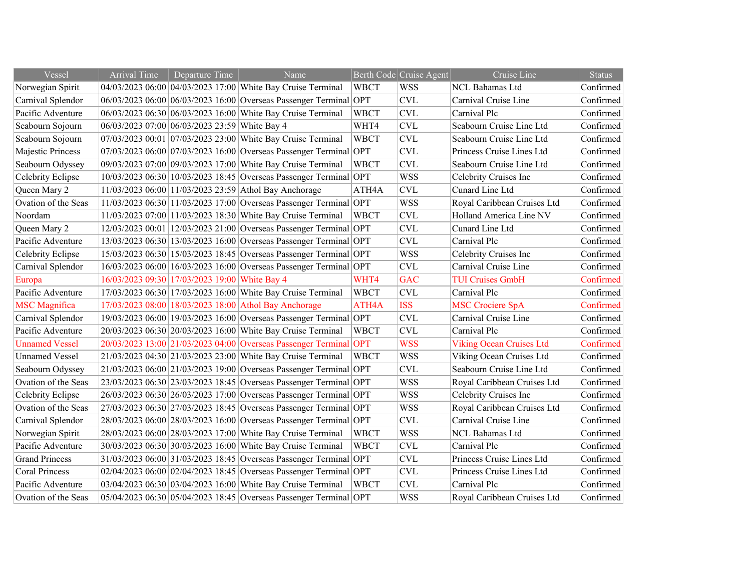| Vessel | Arrival Time | Departure Time | Name | Berth Code | Cruise Agent | Cruise Line | Status |
|---|---|---|---|---|---|---|---|
| Norwegian Spirit | 04/03/2023 06:00 | 04/03/2023 17:00 | White Bay Cruise Terminal | WBCT | WSS | NCL Bahamas Ltd | Confirmed |
| Carnival Splendor | 06/03/2023 06:00 | 06/03/2023 16:00 | Overseas Passenger Terminal | OPT | CVL | Carnival Cruise Line | Confirmed |
| Pacific Adventure | 06/03/2023 06:30 | 06/03/2023 16:00 | White Bay Cruise Terminal | WBCT | CVL | Carnival Plc | Confirmed |
| Seabourn Sojourn | 06/03/2023 07:00 | 06/03/2023 23:59 | White Bay 4 | WHT4 | CVL | Seabourn Cruise Line Ltd | Confirmed |
| Seabourn Sojourn | 07/03/2023 00:01 | 07/03/2023 23:00 | White Bay Cruise Terminal | WBCT | CVL | Seabourn Cruise Line Ltd | Confirmed |
| Majestic Princess | 07/03/2023 06:00 | 07/03/2023 16:00 | Overseas Passenger Terminal | OPT | CVL | Princess Cruise Lines Ltd | Confirmed |
| Seabourn Odyssey | 09/03/2023 07:00 | 09/03/2023 17:00 | White Bay Cruise Terminal | WBCT | CVL | Seabourn Cruise Line Ltd | Confirmed |
| Celebrity Eclipse | 10/03/2023 06:30 | 10/03/2023 18:45 | Overseas Passenger Terminal | OPT | WSS | Celebrity Cruises Inc | Confirmed |
| Queen Mary 2 | 11/03/2023 06:00 | 11/03/2023 23:59 | Athol Bay Anchorage | ATH4A | CVL | Cunard Line Ltd | Confirmed |
| Ovation of the Seas | 11/03/2023 06:30 | 11/03/2023 17:00 | Overseas Passenger Terminal | OPT | WSS | Royal Caribbean Cruises Ltd | Confirmed |
| Noordam | 11/03/2023 07:00 | 11/03/2023 18:30 | White Bay Cruise Terminal | WBCT | CVL | Holland America Line NV | Confirmed |
| Queen Mary 2 | 12/03/2023 00:01 | 12/03/2023 21:00 | Overseas Passenger Terminal | OPT | CVL | Cunard Line Ltd | Confirmed |
| Pacific Adventure | 13/03/2023 06:30 | 13/03/2023 16:00 | Overseas Passenger Terminal | OPT | CVL | Carnival Plc | Confirmed |
| Celebrity Eclipse | 15/03/2023 06:30 | 15/03/2023 18:45 | Overseas Passenger Terminal | OPT | WSS | Celebrity Cruises Inc | Confirmed |
| Carnival Splendor | 16/03/2023 06:00 | 16/03/2023 16:00 | Overseas Passenger Terminal | OPT | CVL | Carnival Cruise Line | Confirmed |
| Europa | 16/03/2023 09:30 | 17/03/2023 19:00 | White Bay 4 | WHT4 | GAC | TUI Cruises GmbH | Confirmed |
| Pacific Adventure | 17/03/2023 06:30 | 17/03/2023 16:00 | White Bay Cruise Terminal | WBCT | CVL | Carnival Plc | Confirmed |
| MSC Magnifica | 17/03/2023 08:00 | 18/03/2023 18:00 | Athol Bay Anchorage | ATH4A | ISS | MSC Crociere SpA | Confirmed |
| Carnival Splendor | 19/03/2023 06:00 | 19/03/2023 16:00 | Overseas Passenger Terminal | OPT | CVL | Carnival Cruise Line | Confirmed |
| Pacific Adventure | 20/03/2023 06:30 | 20/03/2023 16:00 | White Bay Cruise Terminal | WBCT | CVL | Carnival Plc | Confirmed |
| Unnamed Vessel | 20/03/2023 13:00 | 21/03/2023 04:00 | Overseas Passenger Terminal | OPT | WSS | Viking Ocean Cruises Ltd | Confirmed |
| Unnamed Vessel | 21/03/2023 04:30 | 21/03/2023 23:00 | White Bay Cruise Terminal | WBCT | WSS | Viking Ocean Cruises Ltd | Confirmed |
| Seabourn Odyssey | 21/03/2023 06:00 | 21/03/2023 19:00 | Overseas Passenger Terminal | OPT | CVL | Seabourn Cruise Line Ltd | Confirmed |
| Ovation of the Seas | 23/03/2023 06:30 | 23/03/2023 18:45 | Overseas Passenger Terminal | OPT | WSS | Royal Caribbean Cruises Ltd | Confirmed |
| Celebrity Eclipse | 26/03/2023 06:30 | 26/03/2023 17:00 | Overseas Passenger Terminal | OPT | WSS | Celebrity Cruises Inc | Confirmed |
| Ovation of the Seas | 27/03/2023 06:30 | 27/03/2023 18:45 | Overseas Passenger Terminal | OPT | WSS | Royal Caribbean Cruises Ltd | Confirmed |
| Carnival Splendor | 28/03/2023 06:00 | 28/03/2023 16:00 | Overseas Passenger Terminal | OPT | CVL | Carnival Cruise Line | Confirmed |
| Norwegian Spirit | 28/03/2023 06:00 | 28/03/2023 17:00 | White Bay Cruise Terminal | WBCT | WSS | NCL Bahamas Ltd | Confirmed |
| Pacific Adventure | 30/03/2023 06:30 | 30/03/2023 16:00 | White Bay Cruise Terminal | WBCT | CVL | Carnival Plc | Confirmed |
| Grand Princess | 31/03/2023 06:00 | 31/03/2023 18:45 | Overseas Passenger Terminal | OPT | CVL | Princess Cruise Lines Ltd | Confirmed |
| Coral Princess | 02/04/2023 06:00 | 02/04/2023 18:45 | Overseas Passenger Terminal | OPT | CVL | Princess Cruise Lines Ltd | Confirmed |
| Pacific Adventure | 03/04/2023 06:30 | 03/04/2023 16:00 | White Bay Cruise Terminal | WBCT | CVL | Carnival Plc | Confirmed |
| Ovation of the Seas | 05/04/2023 06:30 | 05/04/2023 18:45 | Overseas Passenger Terminal | OPT | WSS | Royal Caribbean Cruises Ltd | Confirmed |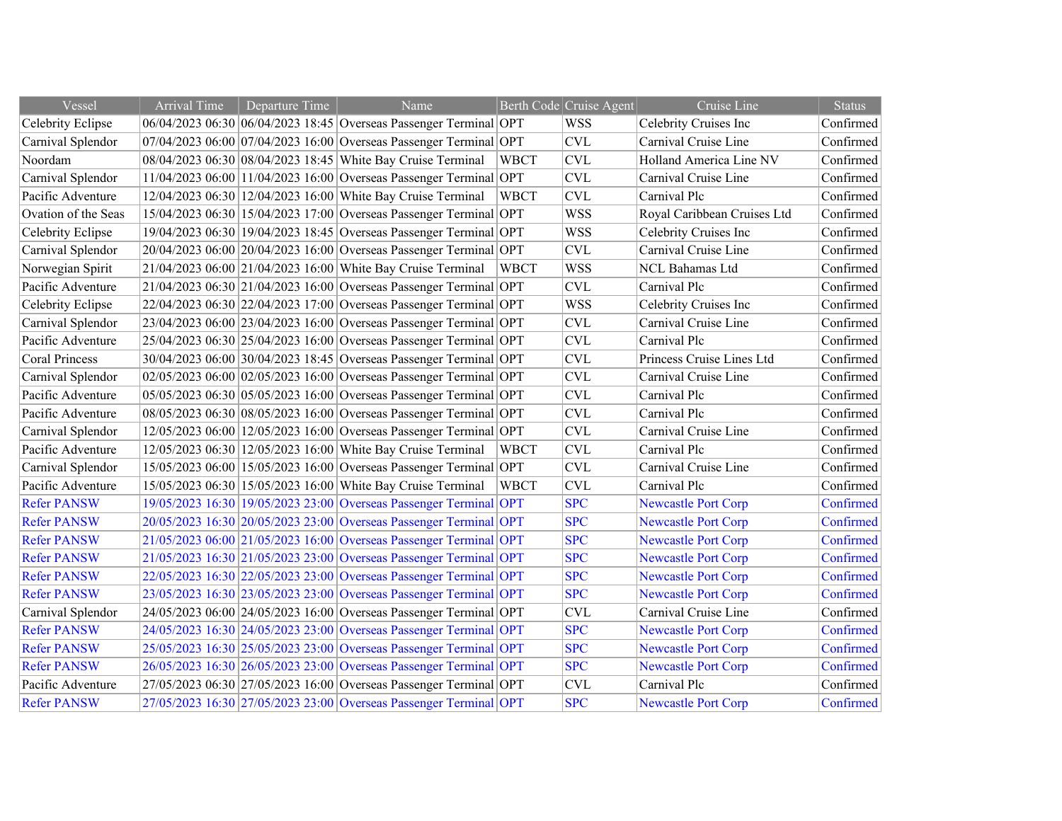| Vessel | Arrival Time | Departure Time | Name | Berth Code | Cruise Agent | Cruise Line | Status |
|---|---|---|---|---|---|---|---|
| Celebrity Eclipse | 06/04/2023 06:30 | 06/04/2023 18:45 | Overseas Passenger Terminal | OPT | WSS | Celebrity Cruises Inc | Confirmed |
| Carnival Splendor | 07/04/2023 06:00 | 07/04/2023 16:00 | Overseas Passenger Terminal | OPT | CVL | Carnival Cruise Line | Confirmed |
| Noordam | 08/04/2023 06:30 | 08/04/2023 18:45 | White Bay Cruise Terminal | WBCT | CVL | Holland America Line NV | Confirmed |
| Carnival Splendor | 11/04/2023 06:00 | 11/04/2023 16:00 | Overseas Passenger Terminal | OPT | CVL | Carnival Cruise Line | Confirmed |
| Pacific Adventure | 12/04/2023 06:30 | 12/04/2023 16:00 | White Bay Cruise Terminal | WBCT | CVL | Carnival Plc | Confirmed |
| Ovation of the Seas | 15/04/2023 06:30 | 15/04/2023 17:00 | Overseas Passenger Terminal | OPT | WSS | Royal Caribbean Cruises Ltd | Confirmed |
| Celebrity Eclipse | 19/04/2023 06:30 | 19/04/2023 18:45 | Overseas Passenger Terminal | OPT | WSS | Celebrity Cruises Inc | Confirmed |
| Carnival Splendor | 20/04/2023 06:00 | 20/04/2023 16:00 | Overseas Passenger Terminal | OPT | CVL | Carnival Cruise Line | Confirmed |
| Norwegian Spirit | 21/04/2023 06:00 | 21/04/2023 16:00 | White Bay Cruise Terminal | WBCT | WSS | NCL Bahamas Ltd | Confirmed |
| Pacific Adventure | 21/04/2023 06:30 | 21/04/2023 16:00 | Overseas Passenger Terminal | OPT | CVL | Carnival Plc | Confirmed |
| Celebrity Eclipse | 22/04/2023 06:30 | 22/04/2023 17:00 | Overseas Passenger Terminal | OPT | WSS | Celebrity Cruises Inc | Confirmed |
| Carnival Splendor | 23/04/2023 06:00 | 23/04/2023 16:00 | Overseas Passenger Terminal | OPT | CVL | Carnival Cruise Line | Confirmed |
| Pacific Adventure | 25/04/2023 06:30 | 25/04/2023 16:00 | Overseas Passenger Terminal | OPT | CVL | Carnival Plc | Confirmed |
| Coral Princess | 30/04/2023 06:00 | 30/04/2023 18:45 | Overseas Passenger Terminal | OPT | CVL | Princess Cruise Lines Ltd | Confirmed |
| Carnival Splendor | 02/05/2023 06:00 | 02/05/2023 16:00 | Overseas Passenger Terminal | OPT | CVL | Carnival Cruise Line | Confirmed |
| Pacific Adventure | 05/05/2023 06:30 | 05/05/2023 16:00 | Overseas Passenger Terminal | OPT | CVL | Carnival Plc | Confirmed |
| Pacific Adventure | 08/05/2023 06:30 | 08/05/2023 16:00 | Overseas Passenger Terminal | OPT | CVL | Carnival Plc | Confirmed |
| Carnival Splendor | 12/05/2023 06:00 | 12/05/2023 16:00 | Overseas Passenger Terminal | OPT | CVL | Carnival Cruise Line | Confirmed |
| Pacific Adventure | 12/05/2023 06:30 | 12/05/2023 16:00 | White Bay Cruise Terminal | WBCT | CVL | Carnival Plc | Confirmed |
| Carnival Splendor | 15/05/2023 06:00 | 15/05/2023 16:00 | Overseas Passenger Terminal | OPT | CVL | Carnival Cruise Line | Confirmed |
| Pacific Adventure | 15/05/2023 06:30 | 15/05/2023 16:00 | White Bay Cruise Terminal | WBCT | CVL | Carnival Plc | Confirmed |
| Refer PANSW | 19/05/2023 16:30 | 19/05/2023 23:00 | Overseas Passenger Terminal | OPT | SPC | Newcastle Port Corp | Confirmed |
| Refer PANSW | 20/05/2023 16:30 | 20/05/2023 23:00 | Overseas Passenger Terminal | OPT | SPC | Newcastle Port Corp | Confirmed |
| Refer PANSW | 21/05/2023 06:00 | 21/05/2023 16:00 | Overseas Passenger Terminal | OPT | SPC | Newcastle Port Corp | Confirmed |
| Refer PANSW | 21/05/2023 16:30 | 21/05/2023 23:00 | Overseas Passenger Terminal | OPT | SPC | Newcastle Port Corp | Confirmed |
| Refer PANSW | 22/05/2023 16:30 | 22/05/2023 23:00 | Overseas Passenger Terminal | OPT | SPC | Newcastle Port Corp | Confirmed |
| Refer PANSW | 23/05/2023 16:30 | 23/05/2023 23:00 | Overseas Passenger Terminal | OPT | SPC | Newcastle Port Corp | Confirmed |
| Carnival Splendor | 24/05/2023 06:00 | 24/05/2023 16:00 | Overseas Passenger Terminal | OPT | CVL | Carnival Cruise Line | Confirmed |
| Refer PANSW | 24/05/2023 16:30 | 24/05/2023 23:00 | Overseas Passenger Terminal | OPT | SPC | Newcastle Port Corp | Confirmed |
| Refer PANSW | 25/05/2023 16:30 | 25/05/2023 23:00 | Overseas Passenger Terminal | OPT | SPC | Newcastle Port Corp | Confirmed |
| Refer PANSW | 26/05/2023 16:30 | 26/05/2023 23:00 | Overseas Passenger Terminal | OPT | SPC | Newcastle Port Corp | Confirmed |
| Pacific Adventure | 27/05/2023 06:30 | 27/05/2023 16:00 | Overseas Passenger Terminal | OPT | CVL | Carnival Plc | Confirmed |
| Refer PANSW | 27/05/2023 16:30 | 27/05/2023 23:00 | Overseas Passenger Terminal | OPT | SPC | Newcastle Port Corp | Confirmed |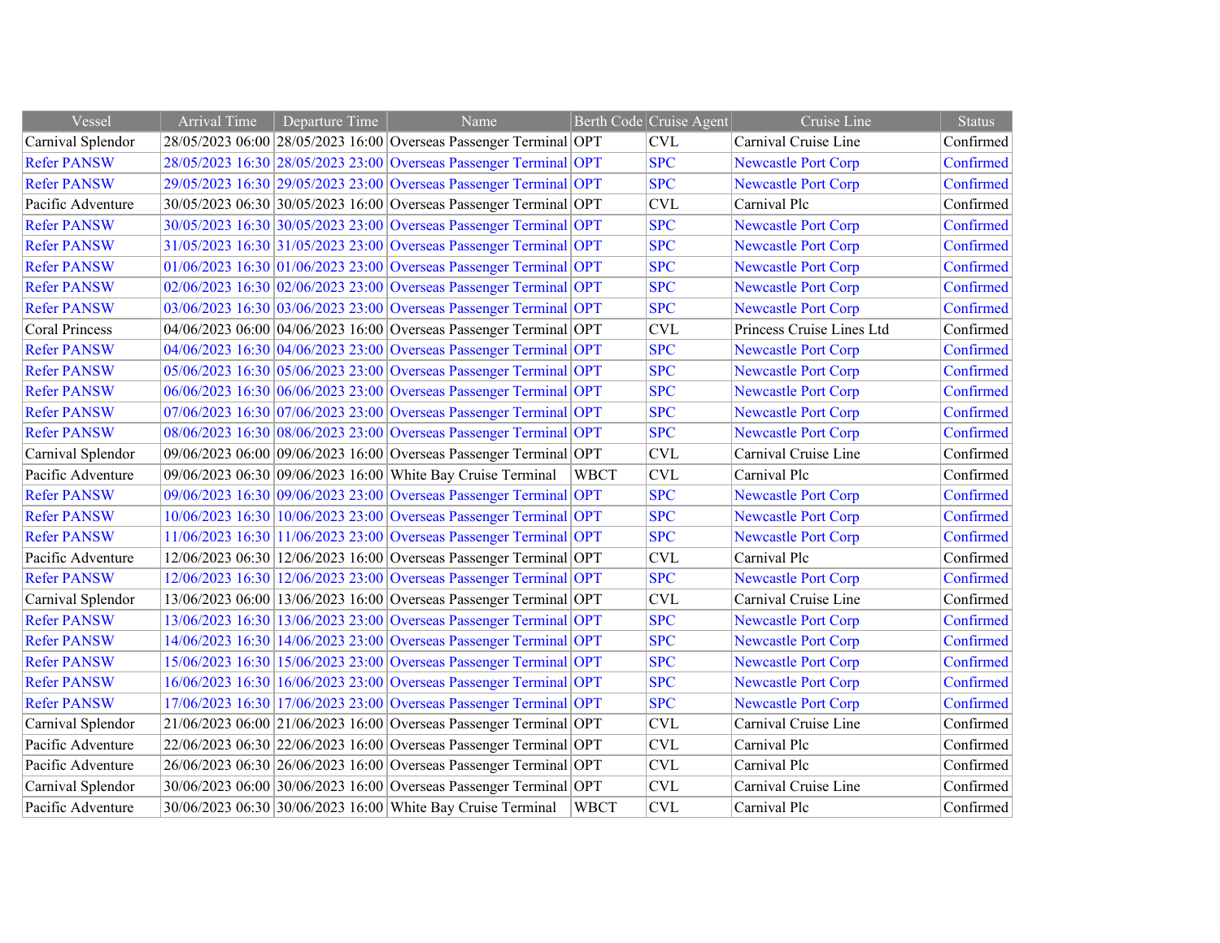| Vessel | Arrival Time | Departure Time | Name | Berth Code | Cruise Agent | Cruise Line | Status |
|---|---|---|---|---|---|---|---|
| Carnival Splendor | 28/05/2023 06:00 | 28/05/2023 16:00 | Overseas Passenger Terminal | OPT | CVL | Carnival Cruise Line | Confirmed |
| Refer PANSW | 28/05/2023 16:30 | 28/05/2023 23:00 | Overseas Passenger Terminal | OPT | SPC | Newcastle Port Corp | Confirmed |
| Refer PANSW | 29/05/2023 16:30 | 29/05/2023 23:00 | Overseas Passenger Terminal | OPT | SPC | Newcastle Port Corp | Confirmed |
| Pacific Adventure | 30/05/2023 06:30 | 30/05/2023 16:00 | Overseas Passenger Terminal | OPT | CVL | Carnival Plc | Confirmed |
| Refer PANSW | 30/05/2023 16:30 | 30/05/2023 23:00 | Overseas Passenger Terminal | OPT | SPC | Newcastle Port Corp | Confirmed |
| Refer PANSW | 31/05/2023 16:30 | 31/05/2023 23:00 | Overseas Passenger Terminal | OPT | SPC | Newcastle Port Corp | Confirmed |
| Refer PANSW | 01/06/2023 16:30 | 01/06/2023 23:00 | Overseas Passenger Terminal | OPT | SPC | Newcastle Port Corp | Confirmed |
| Refer PANSW | 02/06/2023 16:30 | 02/06/2023 23:00 | Overseas Passenger Terminal | OPT | SPC | Newcastle Port Corp | Confirmed |
| Refer PANSW | 03/06/2023 16:30 | 03/06/2023 23:00 | Overseas Passenger Terminal | OPT | SPC | Newcastle Port Corp | Confirmed |
| Coral Princess | 04/06/2023 06:00 | 04/06/2023 16:00 | Overseas Passenger Terminal | OPT | CVL | Princess Cruise Lines Ltd | Confirmed |
| Refer PANSW | 04/06/2023 16:30 | 04/06/2023 23:00 | Overseas Passenger Terminal | OPT | SPC | Newcastle Port Corp | Confirmed |
| Refer PANSW | 05/06/2023 16:30 | 05/06/2023 23:00 | Overseas Passenger Terminal | OPT | SPC | Newcastle Port Corp | Confirmed |
| Refer PANSW | 06/06/2023 16:30 | 06/06/2023 23:00 | Overseas Passenger Terminal | OPT | SPC | Newcastle Port Corp | Confirmed |
| Refer PANSW | 07/06/2023 16:30 | 07/06/2023 23:00 | Overseas Passenger Terminal | OPT | SPC | Newcastle Port Corp | Confirmed |
| Refer PANSW | 08/06/2023 16:30 | 08/06/2023 23:00 | Overseas Passenger Terminal | OPT | SPC | Newcastle Port Corp | Confirmed |
| Carnival Splendor | 09/06/2023 06:00 | 09/06/2023 16:00 | Overseas Passenger Terminal | OPT | CVL | Carnival Cruise Line | Confirmed |
| Pacific Adventure | 09/06/2023 06:30 | 09/06/2023 16:00 | White Bay Cruise Terminal | WBCT | CVL | Carnival Plc | Confirmed |
| Refer PANSW | 09/06/2023 16:30 | 09/06/2023 23:00 | Overseas Passenger Terminal | OPT | SPC | Newcastle Port Corp | Confirmed |
| Refer PANSW | 10/06/2023 16:30 | 10/06/2023 23:00 | Overseas Passenger Terminal | OPT | SPC | Newcastle Port Corp | Confirmed |
| Refer PANSW | 11/06/2023 16:30 | 11/06/2023 23:00 | Overseas Passenger Terminal | OPT | SPC | Newcastle Port Corp | Confirmed |
| Pacific Adventure | 12/06/2023 06:30 | 12/06/2023 16:00 | Overseas Passenger Terminal | OPT | CVL | Carnival Plc | Confirmed |
| Refer PANSW | 12/06/2023 16:30 | 12/06/2023 23:00 | Overseas Passenger Terminal | OPT | SPC | Newcastle Port Corp | Confirmed |
| Carnival Splendor | 13/06/2023 06:00 | 13/06/2023 16:00 | Overseas Passenger Terminal | OPT | CVL | Carnival Cruise Line | Confirmed |
| Refer PANSW | 13/06/2023 16:30 | 13/06/2023 23:00 | Overseas Passenger Terminal | OPT | SPC | Newcastle Port Corp | Confirmed |
| Refer PANSW | 14/06/2023 16:30 | 14/06/2023 23:00 | Overseas Passenger Terminal | OPT | SPC | Newcastle Port Corp | Confirmed |
| Refer PANSW | 15/06/2023 16:30 | 15/06/2023 23:00 | Overseas Passenger Terminal | OPT | SPC | Newcastle Port Corp | Confirmed |
| Refer PANSW | 16/06/2023 16:30 | 16/06/2023 23:00 | Overseas Passenger Terminal | OPT | SPC | Newcastle Port Corp | Confirmed |
| Refer PANSW | 17/06/2023 16:30 | 17/06/2023 23:00 | Overseas Passenger Terminal | OPT | SPC | Newcastle Port Corp | Confirmed |
| Carnival Splendor | 21/06/2023 06:00 | 21/06/2023 16:00 | Overseas Passenger Terminal | OPT | CVL | Carnival Cruise Line | Confirmed |
| Pacific Adventure | 22/06/2023 06:30 | 22/06/2023 16:00 | Overseas Passenger Terminal | OPT | CVL | Carnival Plc | Confirmed |
| Pacific Adventure | 26/06/2023 06:30 | 26/06/2023 16:00 | Overseas Passenger Terminal | OPT | CVL | Carnival Plc | Confirmed |
| Carnival Splendor | 30/06/2023 06:00 | 30/06/2023 16:00 | Overseas Passenger Terminal | OPT | CVL | Carnival Cruise Line | Confirmed |
| Pacific Adventure | 30/06/2023 06:30 | 30/06/2023 16:00 | White Bay Cruise Terminal | WBCT | CVL | Carnival Plc | Confirmed |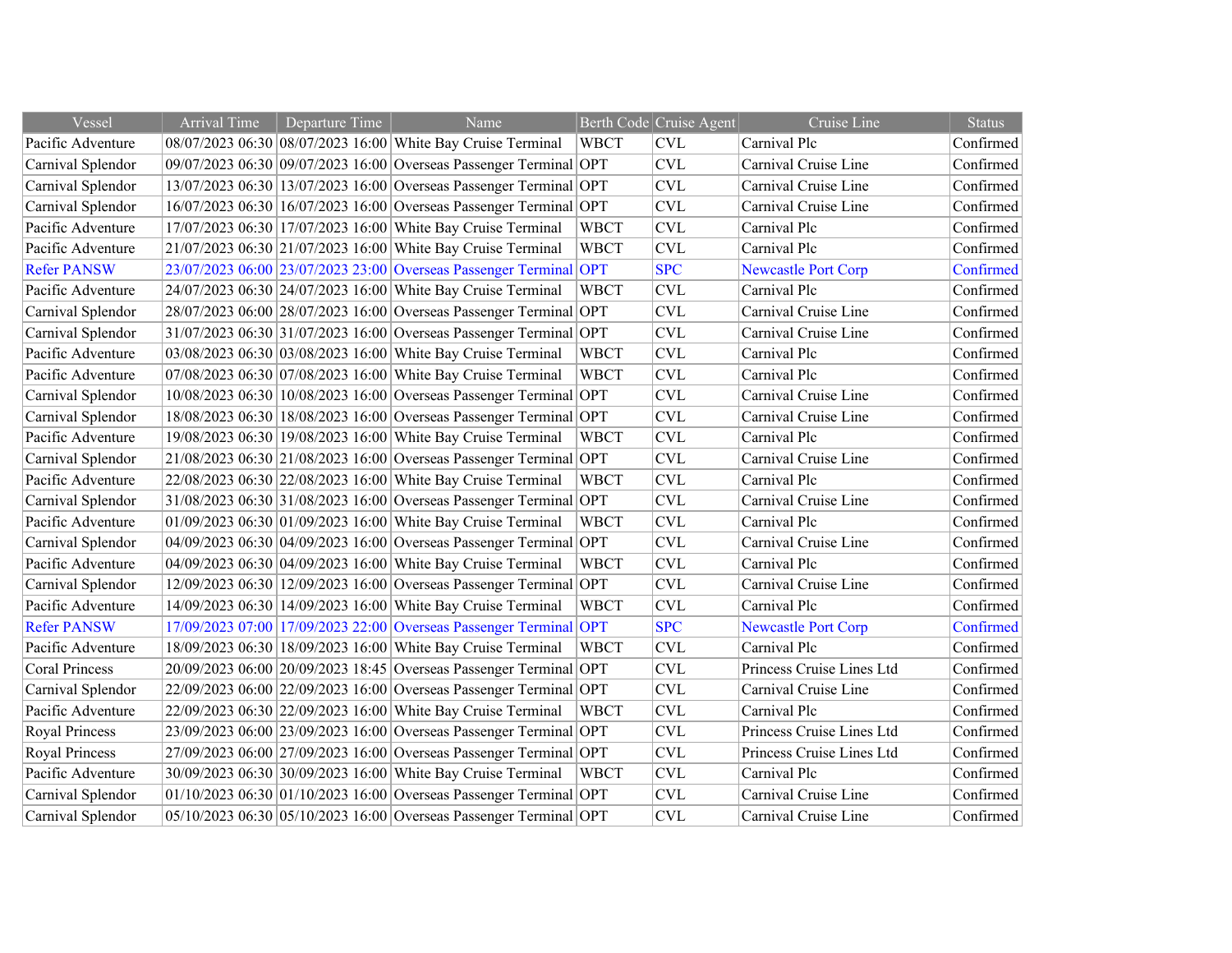| Vessel | Arrival Time | Departure Time | Name | Berth Code | Cruise Agent | Cruise Line | Status |
|---|---|---|---|---|---|---|---|
| Pacific Adventure | 08/07/2023 06:30 | 08/07/2023 16:00 | White Bay Cruise Terminal | WBCT | CVL | Carnival Plc | Confirmed |
| Carnival Splendor | 09/07/2023 06:30 | 09/07/2023 16:00 | Overseas Passenger Terminal | OPT | CVL | Carnival Cruise Line | Confirmed |
| Carnival Splendor | 13/07/2023 06:30 | 13/07/2023 16:00 | Overseas Passenger Terminal | OPT | CVL | Carnival Cruise Line | Confirmed |
| Carnival Splendor | 16/07/2023 06:30 | 16/07/2023 16:00 | Overseas Passenger Terminal | OPT | CVL | Carnival Cruise Line | Confirmed |
| Pacific Adventure | 17/07/2023 06:30 | 17/07/2023 16:00 | White Bay Cruise Terminal | WBCT | CVL | Carnival Plc | Confirmed |
| Pacific Adventure | 21/07/2023 06:30 | 21/07/2023 16:00 | White Bay Cruise Terminal | WBCT | CVL | Carnival Plc | Confirmed |
| Refer PANSW | 23/07/2023 06:00 | 23/07/2023 23:00 | Overseas Passenger Terminal | OPT | SPC | Newcastle Port Corp | Confirmed |
| Pacific Adventure | 24/07/2023 06:30 | 24/07/2023 16:00 | White Bay Cruise Terminal | WBCT | CVL | Carnival Plc | Confirmed |
| Carnival Splendor | 28/07/2023 06:00 | 28/07/2023 16:00 | Overseas Passenger Terminal | OPT | CVL | Carnival Cruise Line | Confirmed |
| Carnival Splendor | 31/07/2023 06:30 | 31/07/2023 16:00 | Overseas Passenger Terminal | OPT | CVL | Carnival Cruise Line | Confirmed |
| Pacific Adventure | 03/08/2023 06:30 | 03/08/2023 16:00 | White Bay Cruise Terminal | WBCT | CVL | Carnival Plc | Confirmed |
| Pacific Adventure | 07/08/2023 06:30 | 07/08/2023 16:00 | White Bay Cruise Terminal | WBCT | CVL | Carnival Plc | Confirmed |
| Carnival Splendor | 10/08/2023 06:30 | 10/08/2023 16:00 | Overseas Passenger Terminal | OPT | CVL | Carnival Cruise Line | Confirmed |
| Carnival Splendor | 18/08/2023 06:30 | 18/08/2023 16:00 | Overseas Passenger Terminal | OPT | CVL | Carnival Cruise Line | Confirmed |
| Pacific Adventure | 19/08/2023 06:30 | 19/08/2023 16:00 | White Bay Cruise Terminal | WBCT | CVL | Carnival Plc | Confirmed |
| Carnival Splendor | 21/08/2023 06:30 | 21/08/2023 16:00 | Overseas Passenger Terminal | OPT | CVL | Carnival Cruise Line | Confirmed |
| Pacific Adventure | 22/08/2023 06:30 | 22/08/2023 16:00 | White Bay Cruise Terminal | WBCT | CVL | Carnival Plc | Confirmed |
| Carnival Splendor | 31/08/2023 06:30 | 31/08/2023 16:00 | Overseas Passenger Terminal | OPT | CVL | Carnival Cruise Line | Confirmed |
| Pacific Adventure | 01/09/2023 06:30 | 01/09/2023 16:00 | White Bay Cruise Terminal | WBCT | CVL | Carnival Plc | Confirmed |
| Carnival Splendor | 04/09/2023 06:30 | 04/09/2023 16:00 | Overseas Passenger Terminal | OPT | CVL | Carnival Cruise Line | Confirmed |
| Pacific Adventure | 04/09/2023 06:30 | 04/09/2023 16:00 | White Bay Cruise Terminal | WBCT | CVL | Carnival Plc | Confirmed |
| Carnival Splendor | 12/09/2023 06:30 | 12/09/2023 16:00 | Overseas Passenger Terminal | OPT | CVL | Carnival Cruise Line | Confirmed |
| Pacific Adventure | 14/09/2023 06:30 | 14/09/2023 16:00 | White Bay Cruise Terminal | WBCT | CVL | Carnival Plc | Confirmed |
| Refer PANSW | 17/09/2023 07:00 | 17/09/2023 22:00 | Overseas Passenger Terminal | OPT | SPC | Newcastle Port Corp | Confirmed |
| Pacific Adventure | 18/09/2023 06:30 | 18/09/2023 16:00 | White Bay Cruise Terminal | WBCT | CVL | Carnival Plc | Confirmed |
| Coral Princess | 20/09/2023 06:00 | 20/09/2023 18:45 | Overseas Passenger Terminal | OPT | CVL | Princess Cruise Lines Ltd | Confirmed |
| Carnival Splendor | 22/09/2023 06:00 | 22/09/2023 16:00 | Overseas Passenger Terminal | OPT | CVL | Carnival Cruise Line | Confirmed |
| Pacific Adventure | 22/09/2023 06:30 | 22/09/2023 16:00 | White Bay Cruise Terminal | WBCT | CVL | Carnival Plc | Confirmed |
| Royal Princess | 23/09/2023 06:00 | 23/09/2023 16:00 | Overseas Passenger Terminal | OPT | CVL | Princess Cruise Lines Ltd | Confirmed |
| Royal Princess | 27/09/2023 06:00 | 27/09/2023 16:00 | Overseas Passenger Terminal | OPT | CVL | Princess Cruise Lines Ltd | Confirmed |
| Pacific Adventure | 30/09/2023 06:30 | 30/09/2023 16:00 | White Bay Cruise Terminal | WBCT | CVL | Carnival Plc | Confirmed |
| Carnival Splendor | 01/10/2023 06:30 | 01/10/2023 16:00 | Overseas Passenger Terminal | OPT | CVL | Carnival Cruise Line | Confirmed |
| Carnival Splendor | 05/10/2023 06:30 | 05/10/2023 16:00 | Overseas Passenger Terminal | OPT | CVL | Carnival Cruise Line | Confirmed |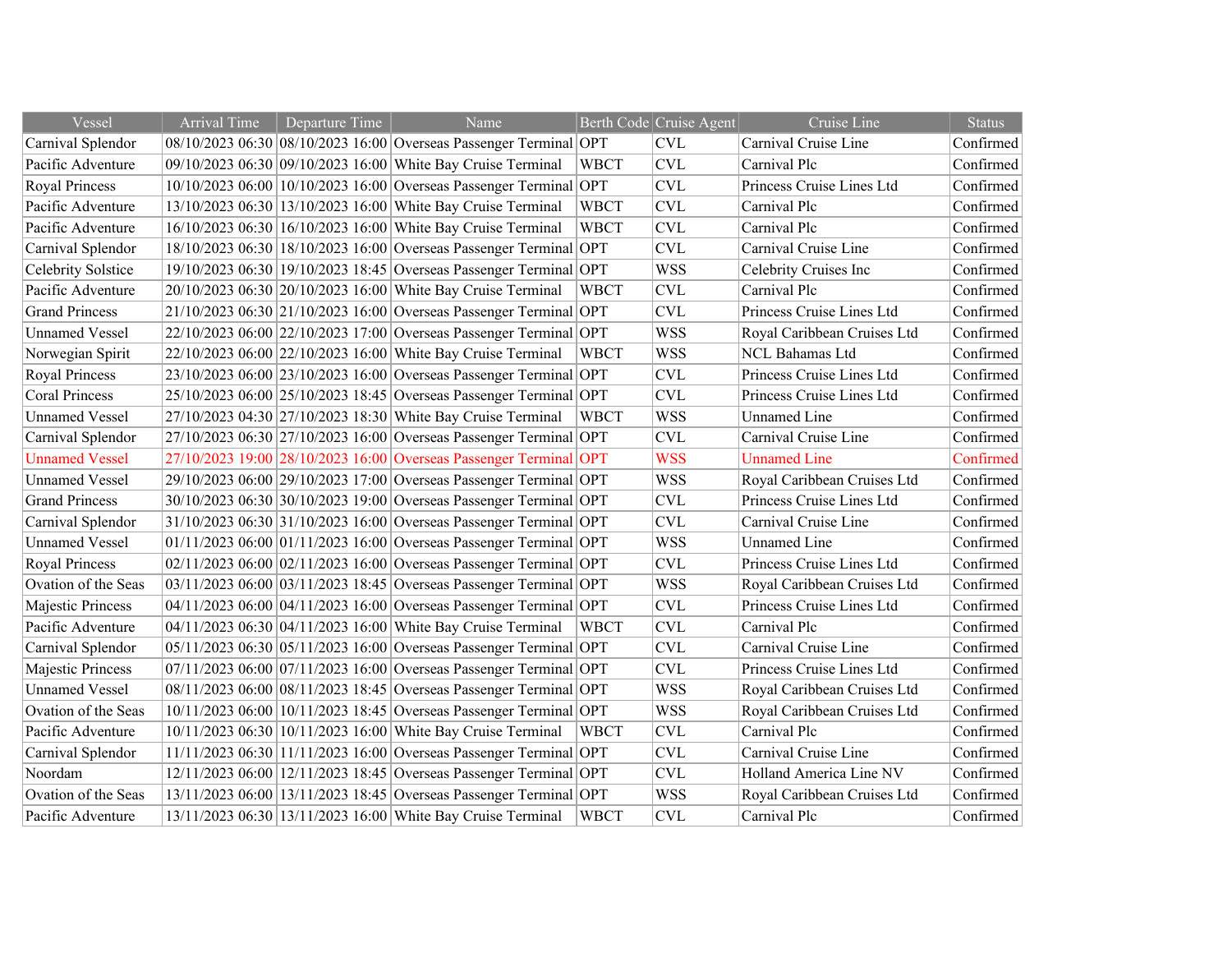| Vessel | Arrival Time | Departure Time | Name | Berth Code | Cruise Agent | Cruise Line | Status |
|---|---|---|---|---|---|---|---|
| Carnival Splendor | 08/10/2023 06:30 | 08/10/2023 16:00 | Overseas Passenger Terminal | OPT | CVL | Carnival Cruise Line | Confirmed |
| Pacific Adventure | 09/10/2023 06:30 | 09/10/2023 16:00 | White Bay Cruise Terminal | WBCT | CVL | Carnival Plc | Confirmed |
| Royal Princess | 10/10/2023 06:00 | 10/10/2023 16:00 | Overseas Passenger Terminal | OPT | CVL | Princess Cruise Lines Ltd | Confirmed |
| Pacific Adventure | 13/10/2023 06:30 | 13/10/2023 16:00 | White Bay Cruise Terminal | WBCT | CVL | Carnival Plc | Confirmed |
| Pacific Adventure | 16/10/2023 06:30 | 16/10/2023 16:00 | White Bay Cruise Terminal | WBCT | CVL | Carnival Plc | Confirmed |
| Carnival Splendor | 18/10/2023 06:30 | 18/10/2023 16:00 | Overseas Passenger Terminal | OPT | CVL | Carnival Cruise Line | Confirmed |
| Celebrity Solstice | 19/10/2023 06:30 | 19/10/2023 18:45 | Overseas Passenger Terminal | OPT | WSS | Celebrity Cruises Inc | Confirmed |
| Pacific Adventure | 20/10/2023 06:30 | 20/10/2023 16:00 | White Bay Cruise Terminal | WBCT | CVL | Carnival Plc | Confirmed |
| Grand Princess | 21/10/2023 06:30 | 21/10/2023 16:00 | Overseas Passenger Terminal | OPT | CVL | Princess Cruise Lines Ltd | Confirmed |
| Unnamed Vessel | 22/10/2023 06:00 | 22/10/2023 17:00 | Overseas Passenger Terminal | OPT | WSS | Royal Caribbean Cruises Ltd | Confirmed |
| Norwegian Spirit | 22/10/2023 06:00 | 22/10/2023 16:00 | White Bay Cruise Terminal | WBCT | WSS | NCL Bahamas Ltd | Confirmed |
| Royal Princess | 23/10/2023 06:00 | 23/10/2023 16:00 | Overseas Passenger Terminal | OPT | CVL | Princess Cruise Lines Ltd | Confirmed |
| Coral Princess | 25/10/2023 06:00 | 25/10/2023 18:45 | Overseas Passenger Terminal | OPT | CVL | Princess Cruise Lines Ltd | Confirmed |
| Unnamed Vessel | 27/10/2023 04:30 | 27/10/2023 18:30 | White Bay Cruise Terminal | WBCT | WSS | Unnamed Line | Confirmed |
| Carnival Splendor | 27/10/2023 06:30 | 27/10/2023 16:00 | Overseas Passenger Terminal | OPT | CVL | Carnival Cruise Line | Confirmed |
| Unnamed Vessel | 27/10/2023 19:00 | 28/10/2023 16:00 | Overseas Passenger Terminal | OPT | WSS | Unnamed Line | Confirmed |
| Unnamed Vessel | 29/10/2023 06:00 | 29/10/2023 17:00 | Overseas Passenger Terminal | OPT | WSS | Royal Caribbean Cruises Ltd | Confirmed |
| Grand Princess | 30/10/2023 06:30 | 30/10/2023 19:00 | Overseas Passenger Terminal | OPT | CVL | Princess Cruise Lines Ltd | Confirmed |
| Carnival Splendor | 31/10/2023 06:30 | 31/10/2023 16:00 | Overseas Passenger Terminal | OPT | CVL | Carnival Cruise Line | Confirmed |
| Unnamed Vessel | 01/11/2023 06:00 | 01/11/2023 16:00 | Overseas Passenger Terminal | OPT | WSS | Unnamed Line | Confirmed |
| Royal Princess | 02/11/2023 06:00 | 02/11/2023 16:00 | Overseas Passenger Terminal | OPT | CVL | Princess Cruise Lines Ltd | Confirmed |
| Ovation of the Seas | 03/11/2023 06:00 | 03/11/2023 18:45 | Overseas Passenger Terminal | OPT | WSS | Royal Caribbean Cruises Ltd | Confirmed |
| Majestic Princess | 04/11/2023 06:00 | 04/11/2023 16:00 | Overseas Passenger Terminal | OPT | CVL | Princess Cruise Lines Ltd | Confirmed |
| Pacific Adventure | 04/11/2023 06:30 | 04/11/2023 16:00 | White Bay Cruise Terminal | WBCT | CVL | Carnival Plc | Confirmed |
| Carnival Splendor | 05/11/2023 06:30 | 05/11/2023 16:00 | Overseas Passenger Terminal | OPT | CVL | Carnival Cruise Line | Confirmed |
| Majestic Princess | 07/11/2023 06:00 | 07/11/2023 16:00 | Overseas Passenger Terminal | OPT | CVL | Princess Cruise Lines Ltd | Confirmed |
| Unnamed Vessel | 08/11/2023 06:00 | 08/11/2023 18:45 | Overseas Passenger Terminal | OPT | WSS | Royal Caribbean Cruises Ltd | Confirmed |
| Ovation of the Seas | 10/11/2023 06:00 | 10/11/2023 18:45 | Overseas Passenger Terminal | OPT | WSS | Royal Caribbean Cruises Ltd | Confirmed |
| Pacific Adventure | 10/11/2023 06:30 | 10/11/2023 16:00 | White Bay Cruise Terminal | WBCT | CVL | Carnival Plc | Confirmed |
| Carnival Splendor | 11/11/2023 06:30 | 11/11/2023 16:00 | Overseas Passenger Terminal | OPT | CVL | Carnival Cruise Line | Confirmed |
| Noordam | 12/11/2023 06:00 | 12/11/2023 18:45 | Overseas Passenger Terminal | OPT | CVL | Holland America Line NV | Confirmed |
| Ovation of the Seas | 13/11/2023 06:00 | 13/11/2023 18:45 | Overseas Passenger Terminal | OPT | WSS | Royal Caribbean Cruises Ltd | Confirmed |
| Pacific Adventure | 13/11/2023 06:30 | 13/11/2023 16:00 | White Bay Cruise Terminal | WBCT | CVL | Carnival Plc | Confirmed |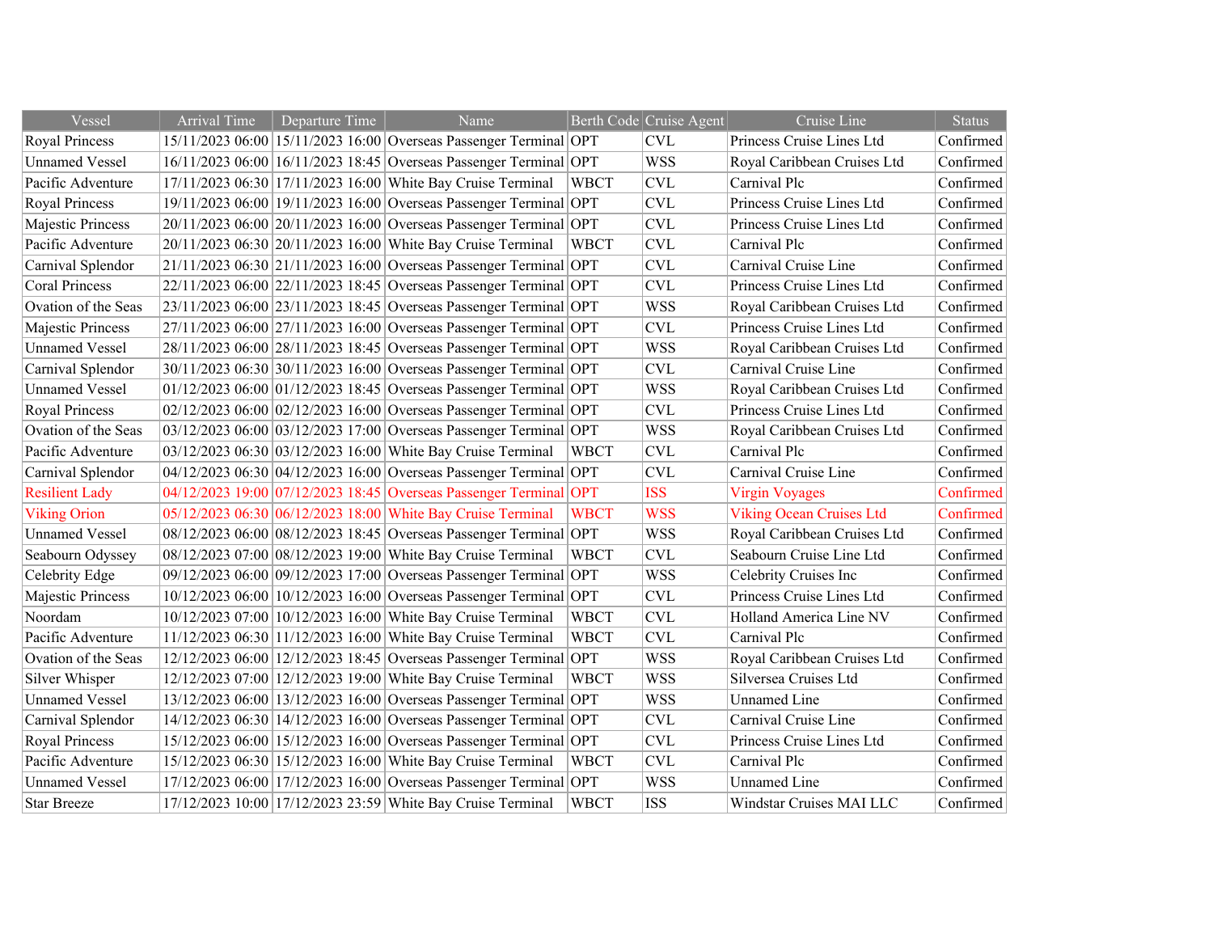| Vessel | Arrival Time | Departure Time | Name | Berth Code | Cruise Agent | Cruise Line | Status |
|---|---|---|---|---|---|---|---|
| Royal Princess | 15/11/2023 06:00 | 15/11/2023 16:00 | Overseas Passenger Terminal | OPT | CVL | Princess Cruise Lines Ltd | Confirmed |
| Unnamed Vessel | 16/11/2023 06:00 | 16/11/2023 18:45 | Overseas Passenger Terminal | OPT | WSS | Royal Caribbean Cruises Ltd | Confirmed |
| Pacific Adventure | 17/11/2023 06:30 | 17/11/2023 16:00 | White Bay Cruise Terminal | WBCT | CVL | Carnival Plc | Confirmed |
| Royal Princess | 19/11/2023 06:00 | 19/11/2023 16:00 | Overseas Passenger Terminal | OPT | CVL | Princess Cruise Lines Ltd | Confirmed |
| Majestic Princess | 20/11/2023 06:00 | 20/11/2023 16:00 | Overseas Passenger Terminal | OPT | CVL | Princess Cruise Lines Ltd | Confirmed |
| Pacific Adventure | 20/11/2023 06:30 | 20/11/2023 16:00 | White Bay Cruise Terminal | WBCT | CVL | Carnival Plc | Confirmed |
| Carnival Splendor | 21/11/2023 06:30 | 21/11/2023 16:00 | Overseas Passenger Terminal | OPT | CVL | Carnival Cruise Line | Confirmed |
| Coral Princess | 22/11/2023 06:00 | 22/11/2023 18:45 | Overseas Passenger Terminal | OPT | CVL | Princess Cruise Lines Ltd | Confirmed |
| Ovation of the Seas | 23/11/2023 06:00 | 23/11/2023 18:45 | Overseas Passenger Terminal | OPT | WSS | Royal Caribbean Cruises Ltd | Confirmed |
| Majestic Princess | 27/11/2023 06:00 | 27/11/2023 16:00 | Overseas Passenger Terminal | OPT | CVL | Princess Cruise Lines Ltd | Confirmed |
| Unnamed Vessel | 28/11/2023 06:00 | 28/11/2023 18:45 | Overseas Passenger Terminal | OPT | WSS | Royal Caribbean Cruises Ltd | Confirmed |
| Carnival Splendor | 30/11/2023 06:30 | 30/11/2023 16:00 | Overseas Passenger Terminal | OPT | CVL | Carnival Cruise Line | Confirmed |
| Unnamed Vessel | 01/12/2023 06:00 | 01/12/2023 18:45 | Overseas Passenger Terminal | OPT | WSS | Royal Caribbean Cruises Ltd | Confirmed |
| Royal Princess | 02/12/2023 06:00 | 02/12/2023 16:00 | Overseas Passenger Terminal | OPT | CVL | Princess Cruise Lines Ltd | Confirmed |
| Ovation of the Seas | 03/12/2023 06:00 | 03/12/2023 17:00 | Overseas Passenger Terminal | OPT | WSS | Royal Caribbean Cruises Ltd | Confirmed |
| Pacific Adventure | 03/12/2023 06:30 | 03/12/2023 16:00 | White Bay Cruise Terminal | WBCT | CVL | Carnival Plc | Confirmed |
| Carnival Splendor | 04/12/2023 06:30 | 04/12/2023 16:00 | Overseas Passenger Terminal | OPT | CVL | Carnival Cruise Line | Confirmed |
| Resilient Lady | 04/12/2023 19:00 | 07/12/2023 18:45 | Overseas Passenger Terminal | OPT | ISS | Virgin Voyages | Confirmed |
| Viking Orion | 05/12/2023 06:30 | 06/12/2023 18:00 | White Bay Cruise Terminal | WBCT | WSS | Viking Ocean Cruises Ltd | Confirmed |
| Unnamed Vessel | 08/12/2023 06:00 | 08/12/2023 18:45 | Overseas Passenger Terminal | OPT | WSS | Royal Caribbean Cruises Ltd | Confirmed |
| Seabourn Odyssey | 08/12/2023 07:00 | 08/12/2023 19:00 | White Bay Cruise Terminal | WBCT | CVL | Seabourn Cruise Line Ltd | Confirmed |
| Celebrity Edge | 09/12/2023 06:00 | 09/12/2023 17:00 | Overseas Passenger Terminal | OPT | WSS | Celebrity Cruises Inc | Confirmed |
| Majestic Princess | 10/12/2023 06:00 | 10/12/2023 16:00 | Overseas Passenger Terminal | OPT | CVL | Princess Cruise Lines Ltd | Confirmed |
| Noordam | 10/12/2023 07:00 | 10/12/2023 16:00 | White Bay Cruise Terminal | WBCT | CVL | Holland America Line NV | Confirmed |
| Pacific Adventure | 11/12/2023 06:30 | 11/12/2023 16:00 | White Bay Cruise Terminal | WBCT | CVL | Carnival Plc | Confirmed |
| Ovation of the Seas | 12/12/2023 06:00 | 12/12/2023 18:45 | Overseas Passenger Terminal | OPT | WSS | Royal Caribbean Cruises Ltd | Confirmed |
| Silver Whisper | 12/12/2023 07:00 | 12/12/2023 19:00 | White Bay Cruise Terminal | WBCT | WSS | Silversea Cruises Ltd | Confirmed |
| Unnamed Vessel | 13/12/2023 06:00 | 13/12/2023 16:00 | Overseas Passenger Terminal | OPT | WSS | Unnamed Line | Confirmed |
| Carnival Splendor | 14/12/2023 06:30 | 14/12/2023 16:00 | Overseas Passenger Terminal | OPT | CVL | Carnival Cruise Line | Confirmed |
| Royal Princess | 15/12/2023 06:00 | 15/12/2023 16:00 | Overseas Passenger Terminal | OPT | CVL | Princess Cruise Lines Ltd | Confirmed |
| Pacific Adventure | 15/12/2023 06:30 | 15/12/2023 16:00 | White Bay Cruise Terminal | WBCT | CVL | Carnival Plc | Confirmed |
| Unnamed Vessel | 17/12/2023 06:00 | 17/12/2023 16:00 | Overseas Passenger Terminal | OPT | WSS | Unnamed Line | Confirmed |
| Star Breeze | 17/12/2023 10:00 | 17/12/2023 23:59 | White Bay Cruise Terminal | WBCT | ISS | Windstar Cruises MAI LLC | Confirmed |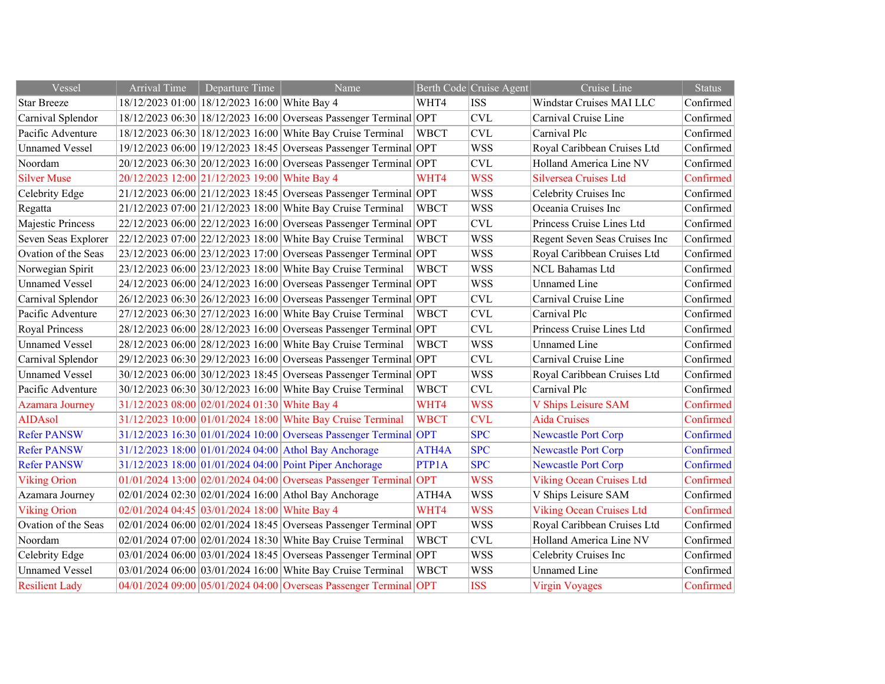| Vessel | Arrival Time | Departure Time | Name | Berth Code | Cruise Agent | Cruise Line | Status |
|---|---|---|---|---|---|---|---|
| Star Breeze | 18/12/2023 01:00 | 18/12/2023 16:00 | White Bay 4 | WHT4 | ISS | Windstar Cruises MAI LLC | Confirmed |
| Carnival Splendor | 18/12/2023 06:30 | 18/12/2023 16:00 | Overseas Passenger Terminal | OPT | CVL | Carnival Cruise Line | Confirmed |
| Pacific Adventure | 18/12/2023 06:30 | 18/12/2023 16:00 | White Bay Cruise Terminal | WBCT | CVL | Carnival Plc | Confirmed |
| Unnamed Vessel | 19/12/2023 06:00 | 19/12/2023 18:45 | Overseas Passenger Terminal | OPT | WSS | Royal Caribbean Cruises Ltd | Confirmed |
| Noordam | 20/12/2023 06:30 | 20/12/2023 16:00 | Overseas Passenger Terminal | OPT | CVL | Holland America Line NV | Confirmed |
| Silver Muse | 20/12/2023 12:00 | 21/12/2023 19:00 | White Bay 4 | WHT4 | WSS | Silversea Cruises Ltd | Confirmed |
| Celebrity Edge | 21/12/2023 06:00 | 21/12/2023 18:45 | Overseas Passenger Terminal | OPT | WSS | Celebrity Cruises Inc | Confirmed |
| Regatta | 21/12/2023 07:00 | 21/12/2023 18:00 | White Bay Cruise Terminal | WBCT | WSS | Oceania Cruises Inc | Confirmed |
| Majestic Princess | 22/12/2023 06:00 | 22/12/2023 16:00 | Overseas Passenger Terminal | OPT | CVL | Princess Cruise Lines Ltd | Confirmed |
| Seven Seas Explorer | 22/12/2023 07:00 | 22/12/2023 18:00 | White Bay Cruise Terminal | WBCT | WSS | Regent Seven Seas Cruises Inc | Confirmed |
| Ovation of the Seas | 23/12/2023 06:00 | 23/12/2023 17:00 | Overseas Passenger Terminal | OPT | WSS | Royal Caribbean Cruises Ltd | Confirmed |
| Norwegian Spirit | 23/12/2023 06:00 | 23/12/2023 18:00 | White Bay Cruise Terminal | WBCT | WSS | NCL Bahamas Ltd | Confirmed |
| Unnamed Vessel | 24/12/2023 06:00 | 24/12/2023 16:00 | Overseas Passenger Terminal | OPT | WSS | Unnamed Line | Confirmed |
| Carnival Splendor | 26/12/2023 06:30 | 26/12/2023 16:00 | Overseas Passenger Terminal | OPT | CVL | Carnival Cruise Line | Confirmed |
| Pacific Adventure | 27/12/2023 06:30 | 27/12/2023 16:00 | White Bay Cruise Terminal | WBCT | CVL | Carnival Plc | Confirmed |
| Royal Princess | 28/12/2023 06:00 | 28/12/2023 16:00 | Overseas Passenger Terminal | OPT | CVL | Princess Cruise Lines Ltd | Confirmed |
| Unnamed Vessel | 28/12/2023 06:00 | 28/12/2023 16:00 | White Bay Cruise Terminal | WBCT | WSS | Unnamed Line | Confirmed |
| Carnival Splendor | 29/12/2023 06:30 | 29/12/2023 16:00 | Overseas Passenger Terminal | OPT | CVL | Carnival Cruise Line | Confirmed |
| Unnamed Vessel | 30/12/2023 06:00 | 30/12/2023 18:45 | Overseas Passenger Terminal | OPT | WSS | Royal Caribbean Cruises Ltd | Confirmed |
| Pacific Adventure | 30/12/2023 06:30 | 30/12/2023 16:00 | White Bay Cruise Terminal | WBCT | CVL | Carnival Plc | Confirmed |
| Azamara Journey | 31/12/2023 08:00 | 02/01/2024 01:30 | White Bay 4 | WHT4 | WSS | V Ships Leisure SAM | Confirmed |
| AIDAsol | 31/12/2023 10:00 | 01/01/2024 18:00 | White Bay Cruise Terminal | WBCT | CVL | Aida Cruises | Confirmed |
| Refer PANSW | 31/12/2023 16:30 | 01/01/2024 10:00 | Overseas Passenger Terminal | OPT | SPC | Newcastle Port Corp | Confirmed |
| Refer PANSW | 31/12/2023 18:00 | 01/01/2024 04:00 | Athol Bay Anchorage | ATH4A | SPC | Newcastle Port Corp | Confirmed |
| Refer PANSW | 31/12/2023 18:00 | 01/01/2024 04:00 | Point Piper Anchorage | PTP1A | SPC | Newcastle Port Corp | Confirmed |
| Viking Orion | 01/01/2024 13:00 | 02/01/2024 04:00 | Overseas Passenger Terminal | OPT | WSS | Viking Ocean Cruises Ltd | Confirmed |
| Azamara Journey | 02/01/2024 02:30 | 02/01/2024 16:00 | Athol Bay Anchorage | ATH4A | WSS | V Ships Leisure SAM | Confirmed |
| Viking Orion | 02/01/2024 04:45 | 03/01/2024 18:00 | White Bay 4 | WHT4 | WSS | Viking Ocean Cruises Ltd | Confirmed |
| Ovation of the Seas | 02/01/2024 06:00 | 02/01/2024 18:45 | Overseas Passenger Terminal | OPT | WSS | Royal Caribbean Cruises Ltd | Confirmed |
| Noordam | 02/01/2024 07:00 | 02/01/2024 18:30 | White Bay Cruise Terminal | WBCT | CVL | Holland America Line NV | Confirmed |
| Celebrity Edge | 03/01/2024 06:00 | 03/01/2024 18:45 | Overseas Passenger Terminal | OPT | WSS | Celebrity Cruises Inc | Confirmed |
| Unnamed Vessel | 03/01/2024 06:00 | 03/01/2024 16:00 | White Bay Cruise Terminal | WBCT | WSS | Unnamed Line | Confirmed |
| Resilient Lady | 04/01/2024 09:00 | 05/01/2024 04:00 | Overseas Passenger Terminal | OPT | ISS | Virgin Voyages | Confirmed |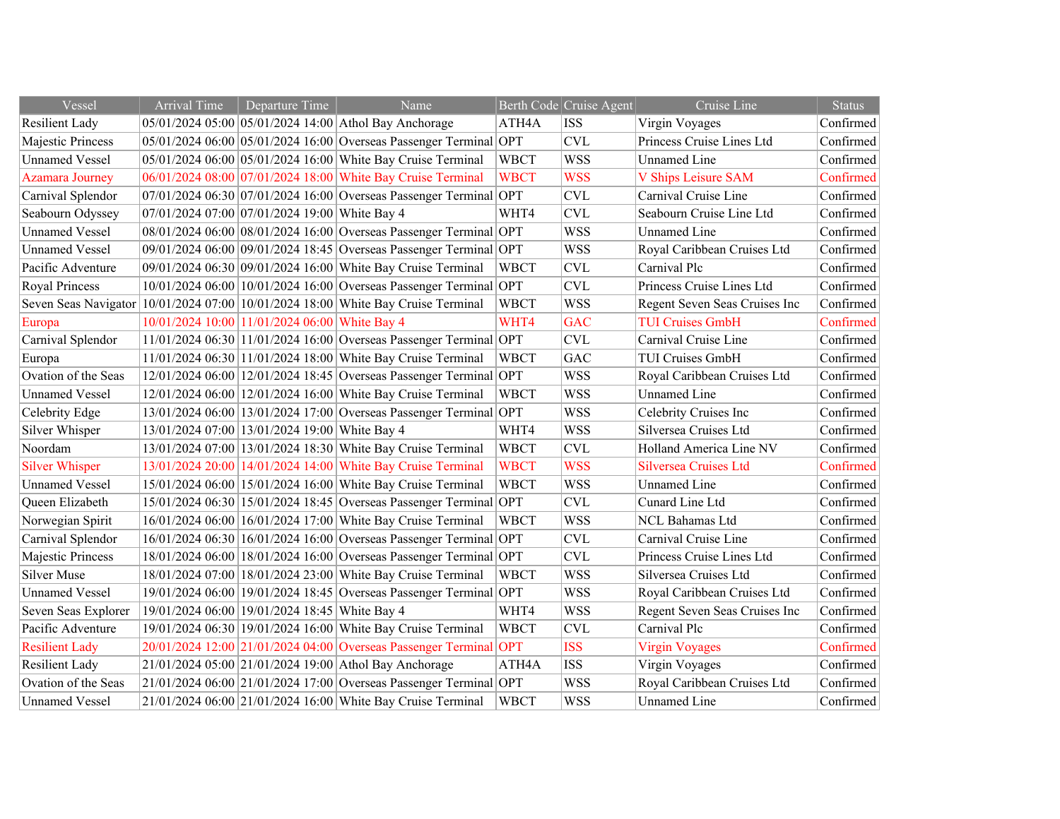| Vessel | Arrival Time | Departure Time | Name | Berth Code | Cruise Agent | Cruise Line | Status |
|---|---|---|---|---|---|---|---|
| Resilient Lady | 05/01/2024 05:00 | 05/01/2024 14:00 | Athol Bay Anchorage | ATH4A | ISS | Virgin Voyages | Confirmed |
| Majestic Princess | 05/01/2024 06:00 | 05/01/2024 16:00 | Overseas Passenger Terminal | OPT | CVL | Princess Cruise Lines Ltd | Confirmed |
| Unnamed Vessel | 05/01/2024 06:00 | 05/01/2024 16:00 | White Bay Cruise Terminal | WBCT | WSS | Unnamed Line | Confirmed |
| Azamara Journey | 06/01/2024 08:00 | 07/01/2024 18:00 | White Bay Cruise Terminal | WBCT | WSS | V Ships Leisure SAM | Confirmed |
| Carnival Splendor | 07/01/2024 06:30 | 07/01/2024 16:00 | Overseas Passenger Terminal | OPT | CVL | Carnival Cruise Line | Confirmed |
| Seabourn Odyssey | 07/01/2024 07:00 | 07/01/2024 19:00 | White Bay 4 | WHT4 | CVL | Seabourn Cruise Line Ltd | Confirmed |
| Unnamed Vessel | 08/01/2024 06:00 | 08/01/2024 16:00 | Overseas Passenger Terminal | OPT | WSS | Unnamed Line | Confirmed |
| Unnamed Vessel | 09/01/2024 06:00 | 09/01/2024 18:45 | Overseas Passenger Terminal | OPT | WSS | Royal Caribbean Cruises Ltd | Confirmed |
| Pacific Adventure | 09/01/2024 06:30 | 09/01/2024 16:00 | White Bay Cruise Terminal | WBCT | CVL | Carnival Plc | Confirmed |
| Royal Princess | 10/01/2024 06:00 | 10/01/2024 16:00 | Overseas Passenger Terminal | OPT | CVL | Princess Cruise Lines Ltd | Confirmed |
| Seven Seas Navigator | 10/01/2024 07:00 | 10/01/2024 18:00 | White Bay Cruise Terminal | WBCT | WSS | Regent Seven Seas Cruises Inc | Confirmed |
| Europa | 10/01/2024 10:00 | 11/01/2024 06:00 | White Bay 4 | WHT4 | GAC | TUI Cruises GmbH | Confirmed |
| Carnival Splendor | 11/01/2024 06:30 | 11/01/2024 16:00 | Overseas Passenger Terminal | OPT | CVL | Carnival Cruise Line | Confirmed |
| Europa | 11/01/2024 06:30 | 11/01/2024 18:00 | White Bay Cruise Terminal | WBCT | GAC | TUI Cruises GmbH | Confirmed |
| Ovation of the Seas | 12/01/2024 06:00 | 12/01/2024 18:45 | Overseas Passenger Terminal | OPT | WSS | Royal Caribbean Cruises Ltd | Confirmed |
| Unnamed Vessel | 12/01/2024 06:00 | 12/01/2024 16:00 | White Bay Cruise Terminal | WBCT | WSS | Unnamed Line | Confirmed |
| Celebrity Edge | 13/01/2024 06:00 | 13/01/2024 17:00 | Overseas Passenger Terminal | OPT | WSS | Celebrity Cruises Inc | Confirmed |
| Silver Whisper | 13/01/2024 07:00 | 13/01/2024 19:00 | White Bay 4 | WHT4 | WSS | Silversea Cruises Ltd | Confirmed |
| Noordam | 13/01/2024 07:00 | 13/01/2024 18:30 | White Bay Cruise Terminal | WBCT | CVL | Holland America Line NV | Confirmed |
| Silver Whisper | 13/01/2024 20:00 | 14/01/2024 14:00 | White Bay Cruise Terminal | WBCT | WSS | Silversea Cruises Ltd | Confirmed |
| Unnamed Vessel | 15/01/2024 06:00 | 15/01/2024 16:00 | White Bay Cruise Terminal | WBCT | WSS | Unnamed Line | Confirmed |
| Queen Elizabeth | 15/01/2024 06:30 | 15/01/2024 18:45 | Overseas Passenger Terminal | OPT | CVL | Cunard Line Ltd | Confirmed |
| Norwegian Spirit | 16/01/2024 06:00 | 16/01/2024 17:00 | White Bay Cruise Terminal | WBCT | WSS | NCL Bahamas Ltd | Confirmed |
| Carnival Splendor | 16/01/2024 06:30 | 16/01/2024 16:00 | Overseas Passenger Terminal | OPT | CVL | Carnival Cruise Line | Confirmed |
| Majestic Princess | 18/01/2024 06:00 | 18/01/2024 16:00 | Overseas Passenger Terminal | OPT | CVL | Princess Cruise Lines Ltd | Confirmed |
| Silver Muse | 18/01/2024 07:00 | 18/01/2024 23:00 | White Bay Cruise Terminal | WBCT | WSS | Silversea Cruises Ltd | Confirmed |
| Unnamed Vessel | 19/01/2024 06:00 | 19/01/2024 18:45 | Overseas Passenger Terminal | OPT | WSS | Royal Caribbean Cruises Ltd | Confirmed |
| Seven Seas Explorer | 19/01/2024 06:00 | 19/01/2024 18:45 | White Bay 4 | WHT4 | WSS | Regent Seven Seas Cruises Inc | Confirmed |
| Pacific Adventure | 19/01/2024 06:30 | 19/01/2024 16:00 | White Bay Cruise Terminal | WBCT | CVL | Carnival Plc | Confirmed |
| Resilient Lady | 20/01/2024 12:00 | 21/01/2024 04:00 | Overseas Passenger Terminal | OPT | ISS | Virgin Voyages | Confirmed |
| Resilient Lady | 21/01/2024 05:00 | 21/01/2024 19:00 | Athol Bay Anchorage | ATH4A | ISS | Virgin Voyages | Confirmed |
| Ovation of the Seas | 21/01/2024 06:00 | 21/01/2024 17:00 | Overseas Passenger Terminal | OPT | WSS | Royal Caribbean Cruises Ltd | Confirmed |
| Unnamed Vessel | 21/01/2024 06:00 | 21/01/2024 16:00 | White Bay Cruise Terminal | WBCT | WSS | Unnamed Line | Confirmed |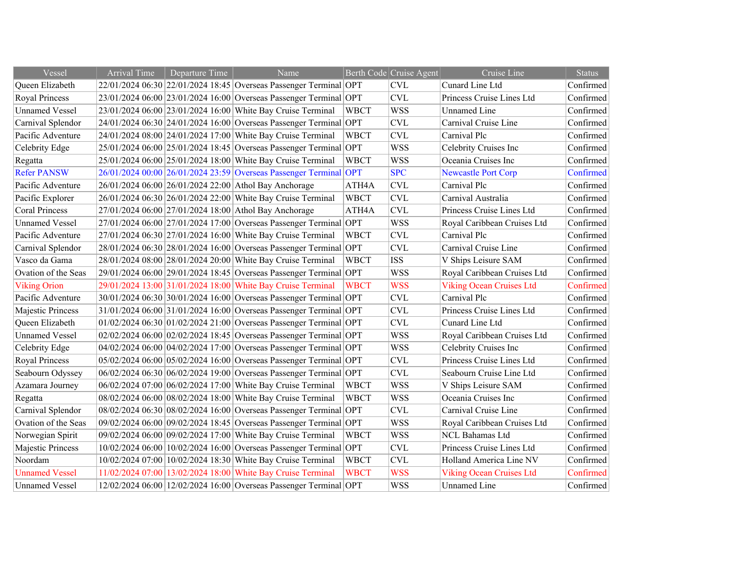| Vessel | Arrival Time | Departure Time | Name | Berth Code | Cruise Agent | Cruise Line | Status |
|---|---|---|---|---|---|---|---|
| Queen Elizabeth | 22/01/2024 06:30 | 22/01/2024 18:45 | Overseas Passenger Terminal | OPT | CVL | Cunard Line Ltd | Confirmed |
| Royal Princess | 23/01/2024 06:00 | 23/01/2024 16:00 | Overseas Passenger Terminal | OPT | CVL | Princess Cruise Lines Ltd | Confirmed |
| Unnamed Vessel | 23/01/2024 06:00 | 23/01/2024 16:00 | White Bay Cruise Terminal | WBCT | WSS | Unnamed Line | Confirmed |
| Carnival Splendor | 24/01/2024 06:30 | 24/01/2024 16:00 | Overseas Passenger Terminal | OPT | CVL | Carnival Cruise Line | Confirmed |
| Pacific Adventure | 24/01/2024 08:00 | 24/01/2024 17:00 | White Bay Cruise Terminal | WBCT | CVL | Carnival Plc | Confirmed |
| Celebrity Edge | 25/01/2024 06:00 | 25/01/2024 18:45 | Overseas Passenger Terminal | OPT | WSS | Celebrity Cruises Inc | Confirmed |
| Regatta | 25/01/2024 06:00 | 25/01/2024 18:00 | White Bay Cruise Terminal | WBCT | WSS | Oceania Cruises Inc | Confirmed |
| Refer PANSW | 26/01/2024 00:00 | 26/01/2024 23:59 | Overseas Passenger Terminal | OPT | SPC | Newcastle Port Corp | Confirmed |
| Pacific Adventure | 26/01/2024 06:00 | 26/01/2024 22:00 | Athol Bay Anchorage | ATH4A | CVL | Carnival Plc | Confirmed |
| Pacific Explorer | 26/01/2024 06:30 | 26/01/2024 22:00 | White Bay Cruise Terminal | WBCT | CVL | Carnival Australia | Confirmed |
| Coral Princess | 27/01/2024 06:00 | 27/01/2024 18:00 | Athol Bay Anchorage | ATH4A | CVL | Princess Cruise Lines Ltd | Confirmed |
| Unnamed Vessel | 27/01/2024 06:00 | 27/01/2024 17:00 | Overseas Passenger Terminal | OPT | WSS | Royal Caribbean Cruises Ltd | Confirmed |
| Pacific Adventure | 27/01/2024 06:30 | 27/01/2024 16:00 | White Bay Cruise Terminal | WBCT | CVL | Carnival Plc | Confirmed |
| Carnival Splendor | 28/01/2024 06:30 | 28/01/2024 16:00 | Overseas Passenger Terminal | OPT | CVL | Carnival Cruise Line | Confirmed |
| Vasco da Gama | 28/01/2024 08:00 | 28/01/2024 20:00 | White Bay Cruise Terminal | WBCT | ISS | V Ships Leisure SAM | Confirmed |
| Ovation of the Seas | 29/01/2024 06:00 | 29/01/2024 18:45 | Overseas Passenger Terminal | OPT | WSS | Royal Caribbean Cruises Ltd | Confirmed |
| Viking Orion | 29/01/2024 13:00 | 31/01/2024 18:00 | White Bay Cruise Terminal | WBCT | WSS | Viking Ocean Cruises Ltd | Confirmed |
| Pacific Adventure | 30/01/2024 06:30 | 30/01/2024 16:00 | Overseas Passenger Terminal | OPT | CVL | Carnival Plc | Confirmed |
| Majestic Princess | 31/01/2024 06:00 | 31/01/2024 16:00 | Overseas Passenger Terminal | OPT | CVL | Princess Cruise Lines Ltd | Confirmed |
| Queen Elizabeth | 01/02/2024 06:30 | 01/02/2024 21:00 | Overseas Passenger Terminal | OPT | CVL | Cunard Line Ltd | Confirmed |
| Unnamed Vessel | 02/02/2024 06:00 | 02/02/2024 18:45 | Overseas Passenger Terminal | OPT | WSS | Royal Caribbean Cruises Ltd | Confirmed |
| Celebrity Edge | 04/02/2024 06:00 | 04/02/2024 17:00 | Overseas Passenger Terminal | OPT | WSS | Celebrity Cruises Inc | Confirmed |
| Royal Princess | 05/02/2024 06:00 | 05/02/2024 16:00 | Overseas Passenger Terminal | OPT | CVL | Princess Cruise Lines Ltd | Confirmed |
| Seabourn Odyssey | 06/02/2024 06:30 | 06/02/2024 19:00 | Overseas Passenger Terminal | OPT | CVL | Seabourn Cruise Line Ltd | Confirmed |
| Azamara Journey | 06/02/2024 07:00 | 06/02/2024 17:00 | White Bay Cruise Terminal | WBCT | WSS | V Ships Leisure SAM | Confirmed |
| Regatta | 08/02/2024 06:00 | 08/02/2024 18:00 | White Bay Cruise Terminal | WBCT | WSS | Oceania Cruises Inc | Confirmed |
| Carnival Splendor | 08/02/2024 06:30 | 08/02/2024 16:00 | Overseas Passenger Terminal | OPT | CVL | Carnival Cruise Line | Confirmed |
| Ovation of the Seas | 09/02/2024 06:00 | 09/02/2024 18:45 | Overseas Passenger Terminal | OPT | WSS | Royal Caribbean Cruises Ltd | Confirmed |
| Norwegian Spirit | 09/02/2024 06:00 | 09/02/2024 17:00 | White Bay Cruise Terminal | WBCT | WSS | NCL Bahamas Ltd | Confirmed |
| Majestic Princess | 10/02/2024 06:00 | 10/02/2024 16:00 | Overseas Passenger Terminal | OPT | CVL | Princess Cruise Lines Ltd | Confirmed |
| Noordam | 10/02/2024 07:00 | 10/02/2024 18:30 | White Bay Cruise Terminal | WBCT | CVL | Holland America Line NV | Confirmed |
| Unnamed Vessel | 11/02/2024 07:00 | 13/02/2024 18:00 | White Bay Cruise Terminal | WBCT | WSS | Viking Ocean Cruises Ltd | Confirmed |
| Unnamed Vessel | 12/02/2024 06:00 | 12/02/2024 16:00 | Overseas Passenger Terminal | OPT | WSS | Unnamed Line | Confirmed |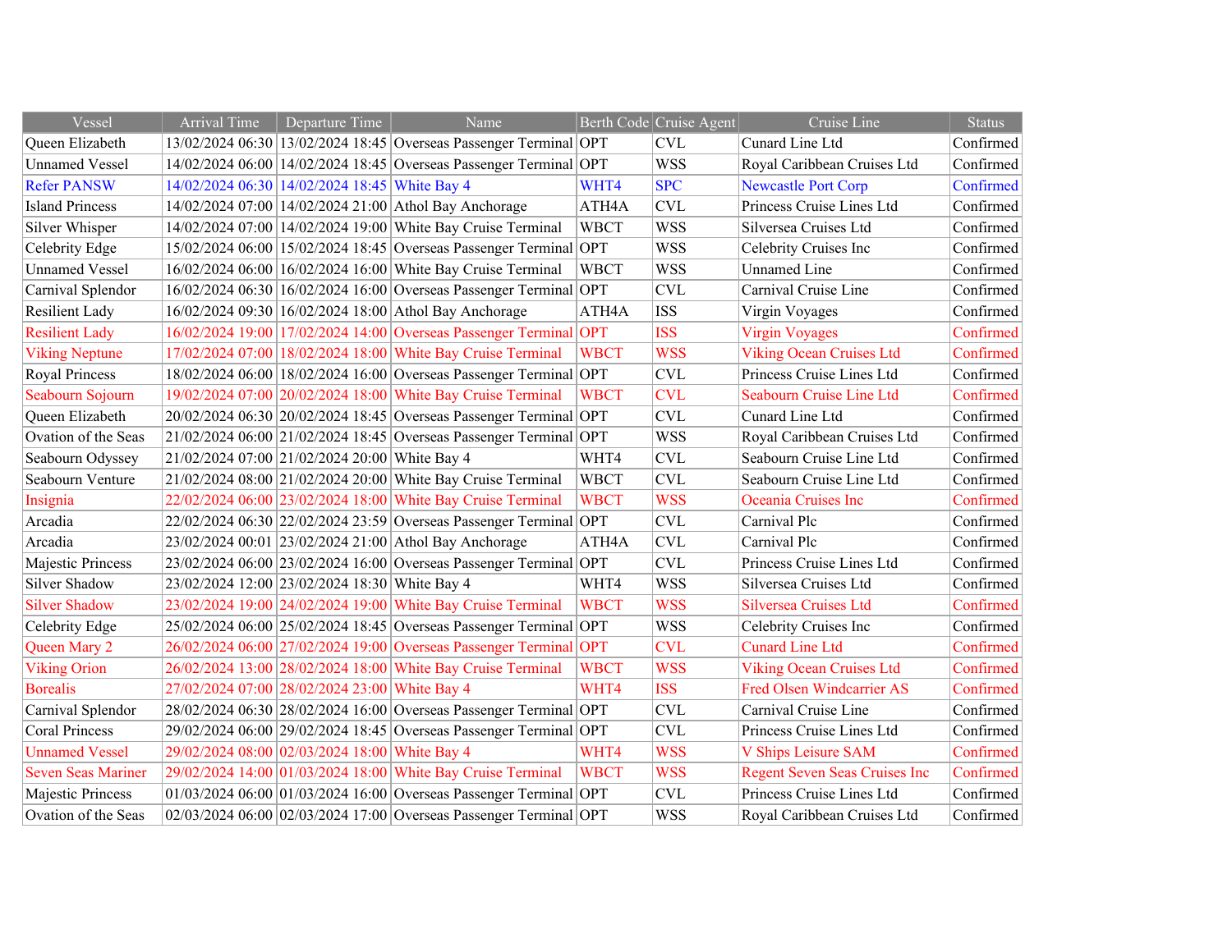| Vessel | Arrival Time | Departure Time | Name | Berth Code | Cruise Agent | Cruise Line | Status |
|---|---|---|---|---|---|---|---|
| Queen Elizabeth | 13/02/2024 06:30 | 13/02/2024 18:45 | Overseas Passenger Terminal | OPT | CVL | Cunard Line Ltd | Confirmed |
| Unnamed Vessel | 14/02/2024 06:00 | 14/02/2024 18:45 | Overseas Passenger Terminal | OPT | WSS | Royal Caribbean Cruises Ltd | Confirmed |
| Refer PANSW | 14/02/2024 06:30 | 14/02/2024 18:45 | White Bay 4 | WHT4 | SPC | Newcastle Port Corp | Confirmed |
| Island Princess | 14/02/2024 07:00 | 14/02/2024 21:00 | Athol Bay Anchorage | ATH4A | CVL | Princess Cruise Lines Ltd | Confirmed |
| Silver Whisper | 14/02/2024 07:00 | 14/02/2024 19:00 | White Bay Cruise Terminal | WBCT | WSS | Silversea Cruises Ltd | Confirmed |
| Celebrity Edge | 15/02/2024 06:00 | 15/02/2024 18:45 | Overseas Passenger Terminal | OPT | WSS | Celebrity Cruises Inc | Confirmed |
| Unnamed Vessel | 16/02/2024 06:00 | 16/02/2024 16:00 | White Bay Cruise Terminal | WBCT | WSS | Unnamed Line | Confirmed |
| Carnival Splendor | 16/02/2024 06:30 | 16/02/2024 16:00 | Overseas Passenger Terminal | OPT | CVL | Carnival Cruise Line | Confirmed |
| Resilient Lady | 16/02/2024 09:30 | 16/02/2024 18:00 | Athol Bay Anchorage | ATH4A | ISS | Virgin Voyages | Confirmed |
| Resilient Lady | 16/02/2024 19:00 | 17/02/2024 14:00 | Overseas Passenger Terminal | OPT | ISS | Virgin Voyages | Confirmed |
| Viking Neptune | 17/02/2024 07:00 | 18/02/2024 18:00 | White Bay Cruise Terminal | WBCT | WSS | Viking Ocean Cruises Ltd | Confirmed |
| Royal Princess | 18/02/2024 06:00 | 18/02/2024 16:00 | Overseas Passenger Terminal | OPT | CVL | Princess Cruise Lines Ltd | Confirmed |
| Seabourn Sojourn | 19/02/2024 07:00 | 20/02/2024 18:00 | White Bay Cruise Terminal | WBCT | CVL | Seabourn Cruise Line Ltd | Confirmed |
| Queen Elizabeth | 20/02/2024 06:30 | 20/02/2024 18:45 | Overseas Passenger Terminal | OPT | CVL | Cunard Line Ltd | Confirmed |
| Ovation of the Seas | 21/02/2024 06:00 | 21/02/2024 18:45 | Overseas Passenger Terminal | OPT | WSS | Royal Caribbean Cruises Ltd | Confirmed |
| Seabourn Odyssey | 21/02/2024 07:00 | 21/02/2024 20:00 | White Bay 4 | WHT4 | CVL | Seabourn Cruise Line Ltd | Confirmed |
| Seabourn Venture | 21/02/2024 08:00 | 21/02/2024 20:00 | White Bay Cruise Terminal | WBCT | CVL | Seabourn Cruise Line Ltd | Confirmed |
| Insignia | 22/02/2024 06:00 | 23/02/2024 18:00 | White Bay Cruise Terminal | WBCT | WSS | Oceania Cruises Inc | Confirmed |
| Arcadia | 22/02/2024 06:30 | 22/02/2024 23:59 | Overseas Passenger Terminal | OPT | CVL | Carnival Plc | Confirmed |
| Arcadia | 23/02/2024 00:01 | 23/02/2024 21:00 | Athol Bay Anchorage | ATH4A | CVL | Carnival Plc | Confirmed |
| Majestic Princess | 23/02/2024 06:00 | 23/02/2024 16:00 | Overseas Passenger Terminal | OPT | CVL | Princess Cruise Lines Ltd | Confirmed |
| Silver Shadow | 23/02/2024 12:00 | 23/02/2024 18:30 | White Bay 4 | WHT4 | WSS | Silversea Cruises Ltd | Confirmed |
| Silver Shadow | 23/02/2024 19:00 | 24/02/2024 19:00 | White Bay Cruise Terminal | WBCT | WSS | Silversea Cruises Ltd | Confirmed |
| Celebrity Edge | 25/02/2024 06:00 | 25/02/2024 18:45 | Overseas Passenger Terminal | OPT | WSS | Celebrity Cruises Inc | Confirmed |
| Queen Mary 2 | 26/02/2024 06:00 | 27/02/2024 19:00 | Overseas Passenger Terminal | OPT | CVL | Cunard Line Ltd | Confirmed |
| Viking Orion | 26/02/2024 13:00 | 28/02/2024 18:00 | White Bay Cruise Terminal | WBCT | WSS | Viking Ocean Cruises Ltd | Confirmed |
| Borealis | 27/02/2024 07:00 | 28/02/2024 23:00 | White Bay 4 | WHT4 | ISS | Fred Olsen Windcarrier AS | Confirmed |
| Carnival Splendor | 28/02/2024 06:30 | 28/02/2024 16:00 | Overseas Passenger Terminal | OPT | CVL | Carnival Cruise Line | Confirmed |
| Coral Princess | 29/02/2024 06:00 | 29/02/2024 18:45 | Overseas Passenger Terminal | OPT | CVL | Princess Cruise Lines Ltd | Confirmed |
| Unnamed Vessel | 29/02/2024 08:00 | 02/03/2024 18:00 | White Bay 4 | WHT4 | WSS | V Ships Leisure SAM | Confirmed |
| Seven Seas Mariner | 29/02/2024 14:00 | 01/03/2024 18:00 | White Bay Cruise Terminal | WBCT | WSS | Regent Seven Seas Cruises Inc | Confirmed |
| Majestic Princess | 01/03/2024 06:00 | 01/03/2024 16:00 | Overseas Passenger Terminal | OPT | CVL | Princess Cruise Lines Ltd | Confirmed |
| Ovation of the Seas | 02/03/2024 06:00 | 02/03/2024 17:00 | Overseas Passenger Terminal | OPT | WSS | Royal Caribbean Cruises Ltd | Confirmed |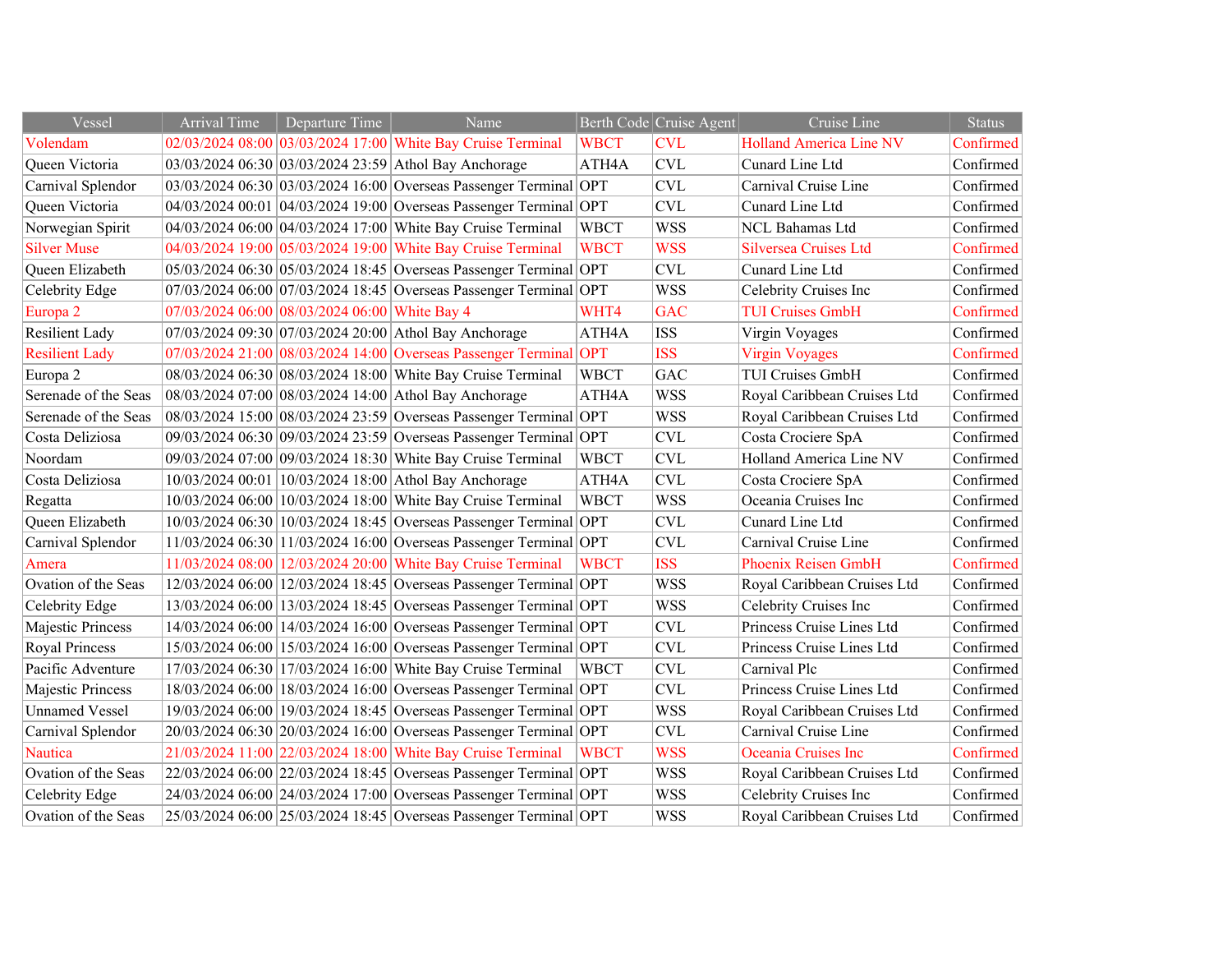| Vessel | Arrival Time | Departure Time | Name | Berth Code | Cruise Agent | Cruise Line | Status |
|---|---|---|---|---|---|---|---|
| Volendam | 02/03/2024 08:00 | 03/03/2024 17:00 | White Bay Cruise Terminal | WBCT | CVL | Holland America Line NV | Confirmed |
| Queen Victoria | 03/03/2024 06:30 | 03/03/2024 23:59 | Athol Bay Anchorage | ATH4A | CVL | Cunard Line Ltd | Confirmed |
| Carnival Splendor | 03/03/2024 06:30 | 03/03/2024 16:00 | Overseas Passenger Terminal | OPT | CVL | Carnival Cruise Line | Confirmed |
| Queen Victoria | 04/03/2024 00:01 | 04/03/2024 19:00 | Overseas Passenger Terminal | OPT | CVL | Cunard Line Ltd | Confirmed |
| Norwegian Spirit | 04/03/2024 06:00 | 04/03/2024 17:00 | White Bay Cruise Terminal | WBCT | WSS | NCL Bahamas Ltd | Confirmed |
| Silver Muse | 04/03/2024 19:00 | 05/03/2024 19:00 | White Bay Cruise Terminal | WBCT | WSS | Silversea Cruises Ltd | Confirmed |
| Queen Elizabeth | 05/03/2024 06:30 | 05/03/2024 18:45 | Overseas Passenger Terminal | OPT | CVL | Cunard Line Ltd | Confirmed |
| Celebrity Edge | 07/03/2024 06:00 | 07/03/2024 18:45 | Overseas Passenger Terminal | OPT | WSS | Celebrity Cruises Inc | Confirmed |
| Europa 2 | 07/03/2024 06:00 | 08/03/2024 06:00 | White Bay 4 | WHT4 | GAC | TUI Cruises GmbH | Confirmed |
| Resilient Lady | 07/03/2024 09:30 | 07/03/2024 20:00 | Athol Bay Anchorage | ATH4A | ISS | Virgin Voyages | Confirmed |
| Resilient Lady | 07/03/2024 21:00 | 08/03/2024 14:00 | Overseas Passenger Terminal | OPT | ISS | Virgin Voyages | Confirmed |
| Europa 2 | 08/03/2024 06:30 | 08/03/2024 18:00 | White Bay Cruise Terminal | WBCT | GAC | TUI Cruises GmbH | Confirmed |
| Serenade of the Seas | 08/03/2024 07:00 | 08/03/2024 14:00 | Athol Bay Anchorage | ATH4A | WSS | Royal Caribbean Cruises Ltd | Confirmed |
| Serenade of the Seas | 08/03/2024 15:00 | 08/03/2024 23:59 | Overseas Passenger Terminal | OPT | WSS | Royal Caribbean Cruises Ltd | Confirmed |
| Costa Deliziosa | 09/03/2024 06:30 | 09/03/2024 23:59 | Overseas Passenger Terminal | OPT | CVL | Costa Crociere SpA | Confirmed |
| Noordam | 09/03/2024 07:00 | 09/03/2024 18:30 | White Bay Cruise Terminal | WBCT | CVL | Holland America Line NV | Confirmed |
| Costa Deliziosa | 10/03/2024 00:01 | 10/03/2024 18:00 | Athol Bay Anchorage | ATH4A | CVL | Costa Crociere SpA | Confirmed |
| Regatta | 10/03/2024 06:00 | 10/03/2024 18:00 | White Bay Cruise Terminal | WBCT | WSS | Oceania Cruises Inc | Confirmed |
| Queen Elizabeth | 10/03/2024 06:30 | 10/03/2024 18:45 | Overseas Passenger Terminal | OPT | CVL | Cunard Line Ltd | Confirmed |
| Carnival Splendor | 11/03/2024 06:30 | 11/03/2024 16:00 | Overseas Passenger Terminal | OPT | CVL | Carnival Cruise Line | Confirmed |
| Amera | 11/03/2024 08:00 | 12/03/2024 20:00 | White Bay Cruise Terminal | WBCT | ISS | Phoenix Reisen GmbH | Confirmed |
| Ovation of the Seas | 12/03/2024 06:00 | 12/03/2024 18:45 | Overseas Passenger Terminal | OPT | WSS | Royal Caribbean Cruises Ltd | Confirmed |
| Celebrity Edge | 13/03/2024 06:00 | 13/03/2024 18:45 | Overseas Passenger Terminal | OPT | WSS | Celebrity Cruises Inc | Confirmed |
| Majestic Princess | 14/03/2024 06:00 | 14/03/2024 16:00 | Overseas Passenger Terminal | OPT | CVL | Princess Cruise Lines Ltd | Confirmed |
| Royal Princess | 15/03/2024 06:00 | 15/03/2024 16:00 | Overseas Passenger Terminal | OPT | CVL | Princess Cruise Lines Ltd | Confirmed |
| Pacific Adventure | 17/03/2024 06:30 | 17/03/2024 16:00 | White Bay Cruise Terminal | WBCT | CVL | Carnival Plc | Confirmed |
| Majestic Princess | 18/03/2024 06:00 | 18/03/2024 16:00 | Overseas Passenger Terminal | OPT | CVL | Princess Cruise Lines Ltd | Confirmed |
| Unnamed Vessel | 19/03/2024 06:00 | 19/03/2024 16:45 | Overseas Passenger Terminal | OPT | WSS | Royal Caribbean Cruises Ltd | Confirmed |
| Carnival Splendor | 20/03/2024 06:30 | 20/03/2024 16:00 | Overseas Passenger Terminal | OPT | CVL | Carnival Cruise Line | Confirmed |
| Nautica | 21/03/2024 11:00 | 22/03/2024 18:00 | White Bay Cruise Terminal | WBCT | WSS | Oceania Cruises Inc | Confirmed |
| Ovation of the Seas | 22/03/2024 06:00 | 22/03/2024 18:45 | Overseas Passenger Terminal | OPT | WSS | Royal Caribbean Cruises Ltd | Confirmed |
| Celebrity Edge | 24/03/2024 06:00 | 24/03/2024 17:00 | Overseas Passenger Terminal | OPT | WSS | Celebrity Cruises Inc | Confirmed |
| Ovation of the Seas | 25/03/2024 06:00 | 25/03/2024 18:45 | Overseas Passenger Terminal | OPT | WSS | Royal Caribbean Cruises Ltd | Confirmed |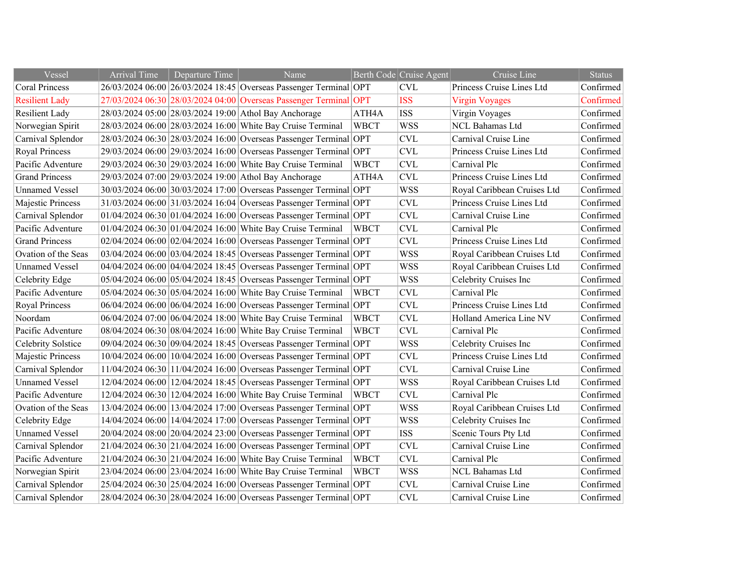| Vessel | Arrival Time | Departure Time | Name | Berth Code | Cruise Agent | Cruise Line | Status |
|---|---|---|---|---|---|---|---|
| Coral Princess | 26/03/2024 06:00 | 26/03/2024 18:45 | Overseas Passenger Terminal | OPT | CVL | Princess Cruise Lines Ltd | Confirmed |
| Resilient Lady | 27/03/2024 06:30 | 28/03/2024 04:00 | Overseas Passenger Terminal | OPT | ISS | Virgin Voyages | Confirmed |
| Resilient Lady | 28/03/2024 05:00 | 28/03/2024 19:00 | Athol Bay Anchorage | ATH4A | ISS | Virgin Voyages | Confirmed |
| Norwegian Spirit | 28/03/2024 06:00 | 28/03/2024 16:00 | White Bay Cruise Terminal | WBCT | WSS | NCL Bahamas Ltd | Confirmed |
| Carnival Splendor | 28/03/2024 06:30 | 28/03/2024 16:00 | Overseas Passenger Terminal | OPT | CVL | Carnival Cruise Line | Confirmed |
| Royal Princess | 29/03/2024 06:00 | 29/03/2024 16:00 | Overseas Passenger Terminal | OPT | CVL | Princess Cruise Lines Ltd | Confirmed |
| Pacific Adventure | 29/03/2024 06:30 | 29/03/2024 16:00 | White Bay Cruise Terminal | WBCT | CVL | Carnival Plc | Confirmed |
| Grand Princess | 29/03/2024 07:00 | 29/03/2024 19:00 | Athol Bay Anchorage | ATH4A | CVL | Princess Cruise Lines Ltd | Confirmed |
| Unnamed Vessel | 30/03/2024 06:00 | 30/03/2024 17:00 | Overseas Passenger Terminal | OPT | WSS | Royal Caribbean Cruises Ltd | Confirmed |
| Majestic Princess | 31/03/2024 06:00 | 31/03/2024 16:04 | Overseas Passenger Terminal | OPT | CVL | Princess Cruise Lines Ltd | Confirmed |
| Carnival Splendor | 01/04/2024 06:30 | 01/04/2024 16:00 | Overseas Passenger Terminal | OPT | CVL | Carnival Cruise Line | Confirmed |
| Pacific Adventure | 01/04/2024 06:30 | 01/04/2024 16:00 | White Bay Cruise Terminal | WBCT | CVL | Carnival Plc | Confirmed |
| Grand Princess | 02/04/2024 06:00 | 02/04/2024 16:00 | Overseas Passenger Terminal | OPT | CVL | Princess Cruise Lines Ltd | Confirmed |
| Ovation of the Seas | 03/04/2024 06:00 | 03/04/2024 18:45 | Overseas Passenger Terminal | OPT | WSS | Royal Caribbean Cruises Ltd | Confirmed |
| Unnamed Vessel | 04/04/2024 06:00 | 04/04/2024 18:45 | Overseas Passenger Terminal | OPT | WSS | Royal Caribbean Cruises Ltd | Confirmed |
| Celebrity Edge | 05/04/2024 06:00 | 05/04/2024 18:45 | Overseas Passenger Terminal | OPT | WSS | Celebrity Cruises Inc | Confirmed |
| Pacific Adventure | 05/04/2024 06:30 | 05/04/2024 16:00 | White Bay Cruise Terminal | WBCT | CVL | Carnival Plc | Confirmed |
| Royal Princess | 06/04/2024 06:00 | 06/04/2024 16:00 | Overseas Passenger Terminal | OPT | CVL | Princess Cruise Lines Ltd | Confirmed |
| Noordam | 06/04/2024 07:00 | 06/04/2024 18:00 | White Bay Cruise Terminal | WBCT | CVL | Holland America Line NV | Confirmed |
| Pacific Adventure | 08/04/2024 06:30 | 08/04/2024 16:00 | White Bay Cruise Terminal | WBCT | CVL | Carnival Plc | Confirmed |
| Celebrity Solstice | 09/04/2024 06:30 | 09/04/2024 18:45 | Overseas Passenger Terminal | OPT | WSS | Celebrity Cruises Inc | Confirmed |
| Majestic Princess | 10/04/2024 06:00 | 10/04/2024 16:00 | Overseas Passenger Terminal | OPT | CVL | Princess Cruise Lines Ltd | Confirmed |
| Carnival Splendor | 11/04/2024 06:30 | 11/04/2024 16:00 | Overseas Passenger Terminal | OPT | CVL | Carnival Cruise Line | Confirmed |
| Unnamed Vessel | 12/04/2024 06:00 | 12/04/2024 18:45 | Overseas Passenger Terminal | OPT | WSS | Royal Caribbean Cruises Ltd | Confirmed |
| Pacific Adventure | 12/04/2024 06:30 | 12/04/2024 16:00 | White Bay Cruise Terminal | WBCT | CVL | Carnival Plc | Confirmed |
| Ovation of the Seas | 13/04/2024 06:00 | 13/04/2024 17:00 | Overseas Passenger Terminal | OPT | WSS | Royal Caribbean Cruises Ltd | Confirmed |
| Celebrity Edge | 14/04/2024 06:00 | 14/04/2024 17:00 | Overseas Passenger Terminal | OPT | WSS | Celebrity Cruises Inc | Confirmed |
| Unnamed Vessel | 20/04/2024 08:00 | 20/04/2024 23:00 | Overseas Passenger Terminal | OPT | ISS | Scenic Tours Pty Ltd | Confirmed |
| Carnival Splendor | 21/04/2024 06:30 | 21/04/2024 16:00 | Overseas Passenger Terminal | OPT | CVL | Carnival Cruise Line | Confirmed |
| Pacific Adventure | 21/04/2024 06:30 | 21/04/2024 16:00 | White Bay Cruise Terminal | WBCT | CVL | Carnival Plc | Confirmed |
| Norwegian Spirit | 23/04/2024 06:00 | 23/04/2024 16:00 | White Bay Cruise Terminal | WBCT | WSS | NCL Bahamas Ltd | Confirmed |
| Carnival Splendor | 25/04/2024 06:30 | 25/04/2024 16:00 | Overseas Passenger Terminal | OPT | CVL | Carnival Cruise Line | Confirmed |
| Carnival Splendor | 28/04/2024 06:30 | 28/04/2024 16:00 | Overseas Passenger Terminal | OPT | CVL | Carnival Cruise Line | Confirmed |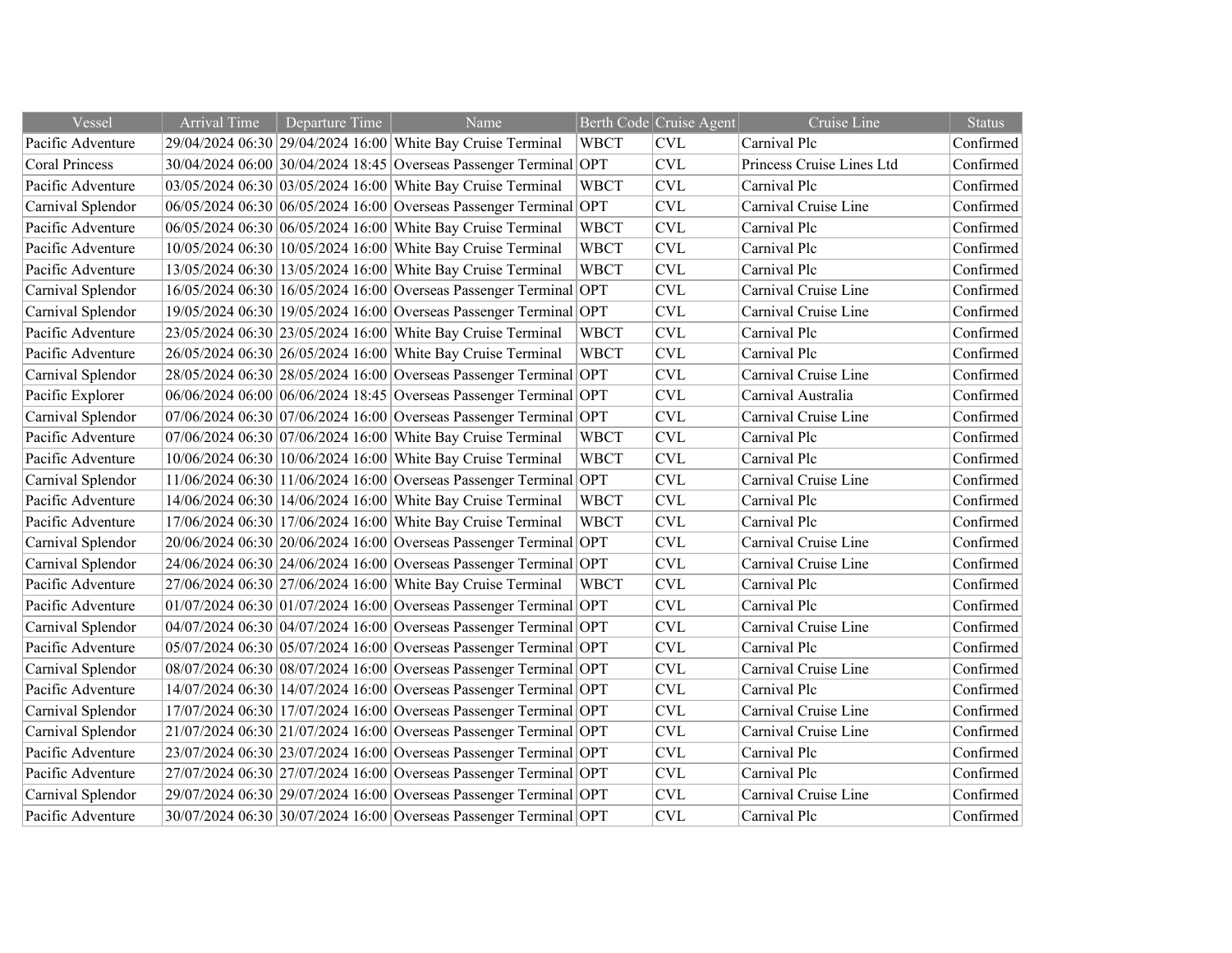| Vessel | Arrival Time | Departure Time | Name | Berth Code | Cruise Agent | Cruise Line | Status |
| --- | --- | --- | --- | --- | --- | --- | --- |
| Pacific Adventure | 29/04/2024 06:30 | 29/04/2024 16:00 | White Bay Cruise Terminal | WBCT | CVL | Carnival Plc | Confirmed |
| Coral Princess | 30/04/2024 06:00 | 30/04/2024 18:45 | Overseas Passenger Terminal | OPT | CVL | Princess Cruise Lines Ltd | Confirmed |
| Pacific Adventure | 03/05/2024 06:30 | 03/05/2024 16:00 | White Bay Cruise Terminal | WBCT | CVL | Carnival Plc | Confirmed |
| Carnival Splendor | 06/05/2024 06:30 | 06/05/2024 16:00 | Overseas Passenger Terminal | OPT | CVL | Carnival Cruise Line | Confirmed |
| Pacific Adventure | 06/05/2024 06:30 | 06/05/2024 16:00 | White Bay Cruise Terminal | WBCT | CVL | Carnival Plc | Confirmed |
| Pacific Adventure | 10/05/2024 06:30 | 10/05/2024 16:00 | White Bay Cruise Terminal | WBCT | CVL | Carnival Plc | Confirmed |
| Pacific Adventure | 13/05/2024 06:30 | 13/05/2024 16:00 | White Bay Cruise Terminal | WBCT | CVL | Carnival Plc | Confirmed |
| Carnival Splendor | 16/05/2024 06:30 | 16/05/2024 16:00 | Overseas Passenger Terminal | OPT | CVL | Carnival Cruise Line | Confirmed |
| Carnival Splendor | 19/05/2024 06:30 | 19/05/2024 16:00 | Overseas Passenger Terminal | OPT | CVL | Carnival Cruise Line | Confirmed |
| Pacific Adventure | 23/05/2024 06:30 | 23/05/2024 16:00 | White Bay Cruise Terminal | WBCT | CVL | Carnival Plc | Confirmed |
| Pacific Adventure | 26/05/2024 06:30 | 26/05/2024 16:00 | White Bay Cruise Terminal | WBCT | CVL | Carnival Plc | Confirmed |
| Carnival Splendor | 28/05/2024 06:30 | 28/05/2024 16:00 | Overseas Passenger Terminal | OPT | CVL | Carnival Cruise Line | Confirmed |
| Pacific Explorer | 06/06/2024 06:00 | 06/06/2024 18:45 | Overseas Passenger Terminal | OPT | CVL | Carnival Australia | Confirmed |
| Carnival Splendor | 07/06/2024 06:30 | 07/06/2024 16:00 | Overseas Passenger Terminal | OPT | CVL | Carnival Cruise Line | Confirmed |
| Pacific Adventure | 07/06/2024 06:30 | 07/06/2024 16:00 | White Bay Cruise Terminal | WBCT | CVL | Carnival Plc | Confirmed |
| Pacific Adventure | 10/06/2024 06:30 | 10/06/2024 16:00 | White Bay Cruise Terminal | WBCT | CVL | Carnival Plc | Confirmed |
| Carnival Splendor | 11/06/2024 06:30 | 11/06/2024 16:00 | Overseas Passenger Terminal | OPT | CVL | Carnival Cruise Line | Confirmed |
| Pacific Adventure | 14/06/2024 06:30 | 14/06/2024 16:00 | White Bay Cruise Terminal | WBCT | CVL | Carnival Plc | Confirmed |
| Pacific Adventure | 17/06/2024 06:30 | 17/06/2024 16:00 | White Bay Cruise Terminal | WBCT | CVL | Carnival Plc | Confirmed |
| Carnival Splendor | 20/06/2024 06:30 | 20/06/2024 16:00 | Overseas Passenger Terminal | OPT | CVL | Carnival Cruise Line | Confirmed |
| Carnival Splendor | 24/06/2024 06:30 | 24/06/2024 16:00 | Overseas Passenger Terminal | OPT | CVL | Carnival Cruise Line | Confirmed |
| Pacific Adventure | 27/06/2024 06:30 | 27/06/2024 16:00 | White Bay Cruise Terminal | WBCT | CVL | Carnival Plc | Confirmed |
| Pacific Adventure | 01/07/2024 06:30 | 01/07/2024 16:00 | Overseas Passenger Terminal | OPT | CVL | Carnival Plc | Confirmed |
| Carnival Splendor | 04/07/2024 06:30 | 04/07/2024 16:00 | Overseas Passenger Terminal | OPT | CVL | Carnival Cruise Line | Confirmed |
| Pacific Adventure | 05/07/2024 06:30 | 05/07/2024 16:00 | Overseas Passenger Terminal | OPT | CVL | Carnival Plc | Confirmed |
| Carnival Splendor | 08/07/2024 06:30 | 08/07/2024 16:00 | Overseas Passenger Terminal | OPT | CVL | Carnival Cruise Line | Confirmed |
| Pacific Adventure | 14/07/2024 06:30 | 14/07/2024 16:00 | Overseas Passenger Terminal | OPT | CVL | Carnival Plc | Confirmed |
| Carnival Splendor | 17/07/2024 06:30 | 17/07/2024 16:00 | Overseas Passenger Terminal | OPT | CVL | Carnival Cruise Line | Confirmed |
| Carnival Splendor | 21/07/2024 06:30 | 21/07/2024 16:00 | Overseas Passenger Terminal | OPT | CVL | Carnival Cruise Line | Confirmed |
| Pacific Adventure | 23/07/2024 06:30 | 23/07/2024 16:00 | Overseas Passenger Terminal | OPT | CVL | Carnival Plc | Confirmed |
| Pacific Adventure | 27/07/2024 06:30 | 27/07/2024 16:00 | Overseas Passenger Terminal | OPT | CVL | Carnival Plc | Confirmed |
| Carnival Splendor | 29/07/2024 06:30 | 29/07/2024 16:00 | Overseas Passenger Terminal | OPT | CVL | Carnival Cruise Line | Confirmed |
| Pacific Adventure | 30/07/2024 06:30 | 30/07/2024 16:00 | Overseas Passenger Terminal | OPT | CVL | Carnival Plc | Confirmed |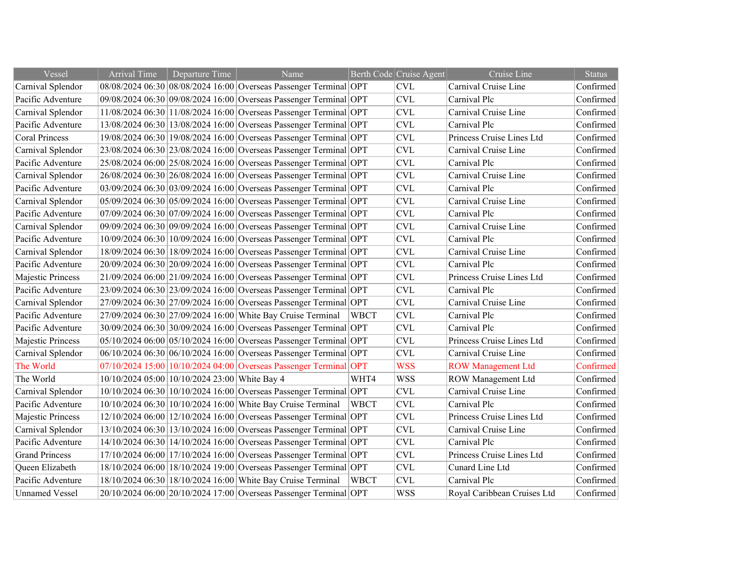| Vessel | Arrival Time | Departure Time | Name | Berth Code | Cruise Agent | Cruise Line | Status |
|---|---|---|---|---|---|---|---|
| Carnival Splendor | 08/08/2024 06:30 | 08/08/2024 16:00 | Overseas Passenger Terminal | OPT | CVL | Carnival Cruise Line | Confirmed |
| Pacific Adventure | 09/08/2024 06:30 | 09/08/2024 16:00 | Overseas Passenger Terminal | OPT | CVL | Carnival Plc | Confirmed |
| Carnival Splendor | 11/08/2024 06:30 | 11/08/2024 16:00 | Overseas Passenger Terminal | OPT | CVL | Carnival Cruise Line | Confirmed |
| Pacific Adventure | 13/08/2024 06:30 | 13/08/2024 16:00 | Overseas Passenger Terminal | OPT | CVL | Carnival Plc | Confirmed |
| Coral Princess | 19/08/2024 06:30 | 19/08/2024 16:00 | Overseas Passenger Terminal | OPT | CVL | Princess Cruise Lines Ltd | Confirmed |
| Carnival Splendor | 23/08/2024 06:30 | 23/08/2024 16:00 | Overseas Passenger Terminal | OPT | CVL | Carnival Cruise Line | Confirmed |
| Pacific Adventure | 25/08/2024 06:00 | 25/08/2024 16:00 | Overseas Passenger Terminal | OPT | CVL | Carnival Plc | Confirmed |
| Carnival Splendor | 26/08/2024 06:30 | 26/08/2024 16:00 | Overseas Passenger Terminal | OPT | CVL | Carnival Cruise Line | Confirmed |
| Pacific Adventure | 03/09/2024 06:30 | 03/09/2024 16:00 | Overseas Passenger Terminal | OPT | CVL | Carnival Plc | Confirmed |
| Carnival Splendor | 05/09/2024 06:30 | 05/09/2024 16:00 | Overseas Passenger Terminal | OPT | CVL | Carnival Cruise Line | Confirmed |
| Pacific Adventure | 07/09/2024 06:30 | 07/09/2024 16:00 | Overseas Passenger Terminal | OPT | CVL | Carnival Plc | Confirmed |
| Carnival Splendor | 09/09/2024 06:30 | 09/09/2024 16:00 | Overseas Passenger Terminal | OPT | CVL | Carnival Cruise Line | Confirmed |
| Pacific Adventure | 10/09/2024 06:30 | 10/09/2024 16:00 | Overseas Passenger Terminal | OPT | CVL | Carnival Plc | Confirmed |
| Carnival Splendor | 18/09/2024 06:30 | 18/09/2024 16:00 | Overseas Passenger Terminal | OPT | CVL | Carnival Cruise Line | Confirmed |
| Pacific Adventure | 20/09/2024 06:30 | 20/09/2024 16:00 | Overseas Passenger Terminal | OPT | CVL | Carnival Plc | Confirmed |
| Majestic Princess | 21/09/2024 06:00 | 21/09/2024 16:00 | Overseas Passenger Terminal | OPT | CVL | Princess Cruise Lines Ltd | Confirmed |
| Pacific Adventure | 23/09/2024 06:30 | 23/09/2024 16:00 | Overseas Passenger Terminal | OPT | CVL | Carnival Plc | Confirmed |
| Carnival Splendor | 27/09/2024 06:30 | 27/09/2024 16:00 | Overseas Passenger Terminal | OPT | CVL | Carnival Cruise Line | Confirmed |
| Pacific Adventure | 27/09/2024 06:30 | 27/09/2024 16:00 | White Bay Cruise Terminal | WBCT | CVL | Carnival Plc | Confirmed |
| Pacific Adventure | 30/09/2024 06:30 | 30/09/2024 16:00 | Overseas Passenger Terminal | OPT | CVL | Carnival Plc | Confirmed |
| Majestic Princess | 05/10/2024 06:00 | 05/10/2024 16:00 | Overseas Passenger Terminal | OPT | CVL | Princess Cruise Lines Ltd | Confirmed |
| Carnival Splendor | 06/10/2024 06:30 | 06/10/2024 16:00 | Overseas Passenger Terminal | OPT | CVL | Carnival Cruise Line | Confirmed |
| The World | 07/10/2024 15:00 | 10/10/2024 04:00 | Overseas Passenger Terminal | OPT | WSS | ROW Management Ltd | Confirmed |
| The World | 10/10/2024 05:00 | 10/10/2024 23:00 | White Bay 4 | WHT4 | WSS | ROW Management Ltd | Confirmed |
| Carnival Splendor | 10/10/2024 06:30 | 10/10/2024 16:00 | Overseas Passenger Terminal | OPT | CVL | Carnival Cruise Line | Confirmed |
| Pacific Adventure | 10/10/2024 06:30 | 10/10/2024 16:00 | White Bay Cruise Terminal | WBCT | CVL | Carnival Plc | Confirmed |
| Majestic Princess | 12/10/2024 06:00 | 12/10/2024 16:00 | Overseas Passenger Terminal | OPT | CVL | Princess Cruise Lines Ltd | Confirmed |
| Carnival Splendor | 13/10/2024 06:30 | 13/10/2024 16:00 | Overseas Passenger Terminal | OPT | CVL | Carnival Cruise Line | Confirmed |
| Pacific Adventure | 14/10/2024 06:30 | 14/10/2024 16:00 | Overseas Passenger Terminal | OPT | CVL | Carnival Plc | Confirmed |
| Grand Princess | 17/10/2024 06:00 | 17/10/2024 16:00 | Overseas Passenger Terminal | OPT | CVL | Princess Cruise Lines Ltd | Confirmed |
| Queen Elizabeth | 18/10/2024 06:00 | 18/10/2024 19:00 | Overseas Passenger Terminal | OPT | CVL | Cunard Line Ltd | Confirmed |
| Pacific Adventure | 18/10/2024 06:30 | 18/10/2024 16:00 | White Bay Cruise Terminal | WBCT | CVL | Carnival Plc | Confirmed |
| Unnamed Vessel | 20/10/2024 06:00 | 20/10/2024 17:00 | Overseas Passenger Terminal | OPT | WSS | Royal Caribbean Cruises Ltd | Confirmed |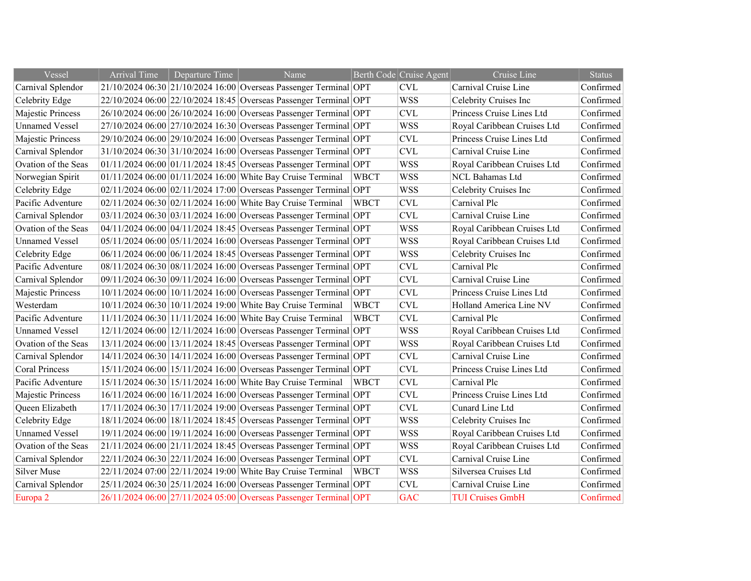| Vessel | Arrival Time | Departure Time | Name | Berth Code | Cruise Agent | Cruise Line | Status |
|---|---|---|---|---|---|---|---|
| Carnival Splendor | 21/10/2024 06:30 | 21/10/2024 16:00 | Overseas Passenger Terminal | OPT | CVL | Carnival Cruise Line | Confirmed |
| Celebrity Edge | 22/10/2024 06:00 | 22/10/2024 18:45 | Overseas Passenger Terminal | OPT | WSS | Celebrity Cruises Inc | Confirmed |
| Majestic Princess | 26/10/2024 06:00 | 26/10/2024 16:00 | Overseas Passenger Terminal | OPT | CVL | Princess Cruise Lines Ltd | Confirmed |
| Unnamed Vessel | 27/10/2024 06:00 | 27/10/2024 16:30 | Overseas Passenger Terminal | OPT | WSS | Royal Caribbean Cruises Ltd | Confirmed |
| Majestic Princess | 29/10/2024 06:00 | 29/10/2024 16:00 | Overseas Passenger Terminal | OPT | CVL | Princess Cruise Lines Ltd | Confirmed |
| Carnival Splendor | 31/10/2024 06:30 | 31/10/2024 16:00 | Overseas Passenger Terminal | OPT | CVL | Carnival Cruise Line | Confirmed |
| Ovation of the Seas | 01/11/2024 06:00 | 01/11/2024 18:45 | Overseas Passenger Terminal | OPT | WSS | Royal Caribbean Cruises Ltd | Confirmed |
| Norwegian Spirit | 01/11/2024 06:00 | 01/11/2024 16:00 | White Bay Cruise Terminal | WBCT | WSS | NCL Bahamas Ltd | Confirmed |
| Celebrity Edge | 02/11/2024 06:00 | 02/11/2024 17:00 | Overseas Passenger Terminal | OPT | WSS | Celebrity Cruises Inc | Confirmed |
| Pacific Adventure | 02/11/2024 06:30 | 02/11/2024 16:00 | White Bay Cruise Terminal | WBCT | CVL | Carnival Plc | Confirmed |
| Carnival Splendor | 03/11/2024 06:30 | 03/11/2024 16:00 | Overseas Passenger Terminal | OPT | CVL | Carnival Cruise Line | Confirmed |
| Ovation of the Seas | 04/11/2024 06:00 | 04/11/2024 18:45 | Overseas Passenger Terminal | OPT | WSS | Royal Caribbean Cruises Ltd | Confirmed |
| Unnamed Vessel | 05/11/2024 06:00 | 05/11/2024 16:00 | Overseas Passenger Terminal | OPT | WSS | Royal Caribbean Cruises Ltd | Confirmed |
| Celebrity Edge | 06/11/2024 06:00 | 06/11/2024 18:45 | Overseas Passenger Terminal | OPT | WSS | Celebrity Cruises Inc | Confirmed |
| Pacific Adventure | 08/11/2024 06:30 | 08/11/2024 16:00 | Overseas Passenger Terminal | OPT | CVL | Carnival Plc | Confirmed |
| Carnival Splendor | 09/11/2024 06:30 | 09/11/2024 16:00 | Overseas Passenger Terminal | OPT | CVL | Carnival Cruise Line | Confirmed |
| Majestic Princess | 10/11/2024 06:00 | 10/11/2024 16:00 | Overseas Passenger Terminal | OPT | CVL | Princess Cruise Lines Ltd | Confirmed |
| Westerdam | 10/11/2024 06:30 | 10/11/2024 19:00 | White Bay Cruise Terminal | WBCT | CVL | Holland America Line NV | Confirmed |
| Pacific Adventure | 11/11/2024 06:30 | 11/11/2024 16:00 | White Bay Cruise Terminal | WBCT | CVL | Carnival Plc | Confirmed |
| Unnamed Vessel | 12/11/2024 06:00 | 12/11/2024 16:00 | Overseas Passenger Terminal | OPT | WSS | Royal Caribbean Cruises Ltd | Confirmed |
| Ovation of the Seas | 13/11/2024 06:00 | 13/11/2024 18:45 | Overseas Passenger Terminal | OPT | WSS | Royal Caribbean Cruises Ltd | Confirmed |
| Carnival Splendor | 14/11/2024 06:30 | 14/11/2024 16:00 | Overseas Passenger Terminal | OPT | CVL | Carnival Cruise Line | Confirmed |
| Coral Princess | 15/11/2024 06:00 | 15/11/2024 16:00 | Overseas Passenger Terminal | OPT | CVL | Princess Cruise Lines Ltd | Confirmed |
| Pacific Adventure | 15/11/2024 06:30 | 15/11/2024 16:00 | White Bay Cruise Terminal | WBCT | CVL | Carnival Plc | Confirmed |
| Majestic Princess | 16/11/2024 06:00 | 16/11/2024 16:00 | Overseas Passenger Terminal | OPT | CVL | Princess Cruise Lines Ltd | Confirmed |
| Queen Elizabeth | 17/11/2024 06:30 | 17/11/2024 19:00 | Overseas Passenger Terminal | OPT | CVL | Cunard Line Ltd | Confirmed |
| Celebrity Edge | 18/11/2024 06:00 | 18/11/2024 18:45 | Overseas Passenger Terminal | OPT | WSS | Celebrity Cruises Inc | Confirmed |
| Unnamed Vessel | 19/11/2024 06:00 | 19/11/2024 16:00 | Overseas Passenger Terminal | OPT | WSS | Royal Caribbean Cruises Ltd | Confirmed |
| Ovation of the Seas | 21/11/2024 06:00 | 21/11/2024 18:45 | Overseas Passenger Terminal | OPT | WSS | Royal Caribbean Cruises Ltd | Confirmed |
| Carnival Splendor | 22/11/2024 06:30 | 22/11/2024 16:00 | Overseas Passenger Terminal | OPT | CVL | Carnival Cruise Line | Confirmed |
| Silver Muse | 22/11/2024 07:00 | 22/11/2024 19:00 | White Bay Cruise Terminal | WBCT | WSS | Silversea Cruises Ltd | Confirmed |
| Carnival Splendor | 25/11/2024 06:30 | 25/11/2024 16:00 | Overseas Passenger Terminal | OPT | CVL | Carnival Cruise Line | Confirmed |
| Europa 2 | 26/11/2024 06:00 | 27/11/2024 05:00 | Overseas Passenger Terminal | OPT | GAC | TUI Cruises GmbH | Confirmed |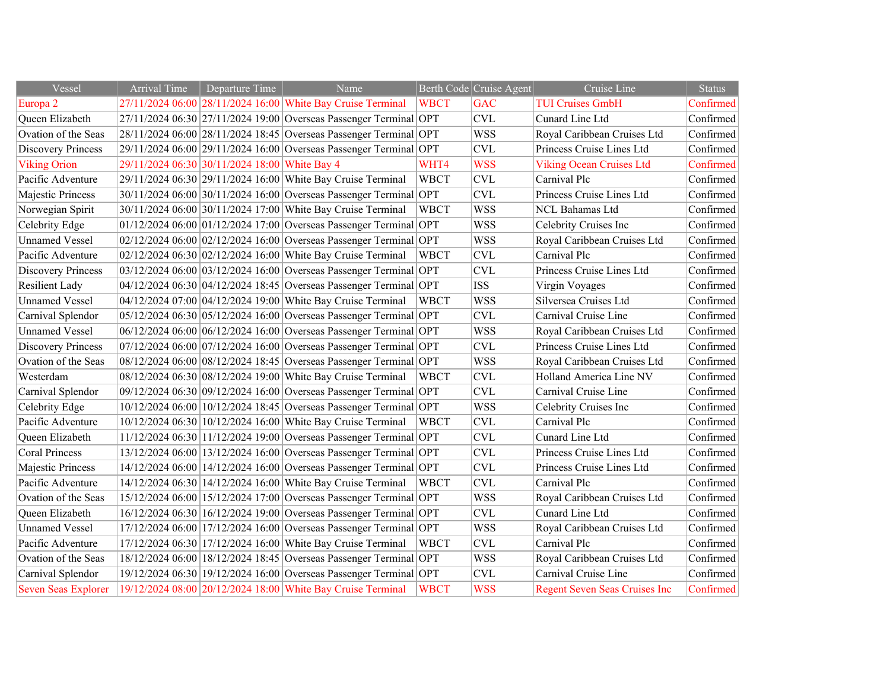| Vessel | Arrival Time | Departure Time | Name | Berth Code | Cruise Agent | Cruise Line | Status |
|---|---|---|---|---|---|---|---|
| Europa 2 | 27/11/2024 06:00 | 28/11/2024 16:00 | White Bay Cruise Terminal | WBCT | GAC | TUI Cruises GmbH | Confirmed |
| Queen Elizabeth | 27/11/2024 06:30 | 27/11/2024 19:00 | Overseas Passenger Terminal | OPT | CVL | Cunard Line Ltd | Confirmed |
| Ovation of the Seas | 28/11/2024 06:00 | 28/11/2024 18:45 | Overseas Passenger Terminal | OPT | WSS | Royal Caribbean Cruises Ltd | Confirmed |
| Discovery Princess | 29/11/2024 06:00 | 29/11/2024 16:00 | Overseas Passenger Terminal | OPT | CVL | Princess Cruise Lines Ltd | Confirmed |
| Viking Orion | 29/11/2024 06:30 | 30/11/2024 18:00 | White Bay 4 | WHT4 | WSS | Viking Ocean Cruises Ltd | Confirmed |
| Pacific Adventure | 29/11/2024 06:30 | 29/11/2024 16:00 | White Bay Cruise Terminal | WBCT | CVL | Carnival Plc | Confirmed |
| Majestic Princess | 30/11/2024 06:00 | 30/11/2024 16:00 | Overseas Passenger Terminal | OPT | CVL | Princess Cruise Lines Ltd | Confirmed |
| Norwegian Spirit | 30/11/2024 06:00 | 30/11/2024 17:00 | White Bay Cruise Terminal | WBCT | WSS | NCL Bahamas Ltd | Confirmed |
| Celebrity Edge | 01/12/2024 06:00 | 01/12/2024 17:00 | Overseas Passenger Terminal | OPT | WSS | Celebrity Cruises Inc | Confirmed |
| Unnamed Vessel | 02/12/2024 06:00 | 02/12/2024 16:00 | Overseas Passenger Terminal | OPT | WSS | Royal Caribbean Cruises Ltd | Confirmed |
| Pacific Adventure | 02/12/2024 06:30 | 02/12/2024 16:00 | White Bay Cruise Terminal | WBCT | CVL | Carnival Plc | Confirmed |
| Discovery Princess | 03/12/2024 06:00 | 03/12/2024 16:00 | Overseas Passenger Terminal | OPT | CVL | Princess Cruise Lines Ltd | Confirmed |
| Resilient Lady | 04/12/2024 06:30 | 04/12/2024 18:45 | Overseas Passenger Terminal | OPT | ISS | Virgin Voyages | Confirmed |
| Unnamed Vessel | 04/12/2024 07:00 | 04/12/2024 19:00 | White Bay Cruise Terminal | WBCT | WSS | Silversea Cruises Ltd | Confirmed |
| Carnival Splendor | 05/12/2024 06:30 | 05/12/2024 16:00 | Overseas Passenger Terminal | OPT | CVL | Carnival Cruise Line | Confirmed |
| Unnamed Vessel | 06/12/2024 06:00 | 06/12/2024 16:00 | Overseas Passenger Terminal | OPT | WSS | Royal Caribbean Cruises Ltd | Confirmed |
| Discovery Princess | 07/12/2024 06:00 | 07/12/2024 16:00 | Overseas Passenger Terminal | OPT | CVL | Princess Cruise Lines Ltd | Confirmed |
| Ovation of the Seas | 08/12/2024 06:00 | 08/12/2024 18:45 | Overseas Passenger Terminal | OPT | WSS | Royal Caribbean Cruises Ltd | Confirmed |
| Westerdam | 08/12/2024 06:30 | 08/12/2024 19:00 | White Bay Cruise Terminal | WBCT | CVL | Holland America Line NV | Confirmed |
| Carnival Splendor | 09/12/2024 06:30 | 09/12/2024 16:00 | Overseas Passenger Terminal | OPT | CVL | Carnival Cruise Line | Confirmed |
| Celebrity Edge | 10/12/2024 06:00 | 10/12/2024 18:45 | Overseas Passenger Terminal | OPT | WSS | Celebrity Cruises Inc | Confirmed |
| Pacific Adventure | 10/12/2024 06:30 | 10/12/2024 16:00 | White Bay Cruise Terminal | WBCT | CVL | Carnival Plc | Confirmed |
| Queen Elizabeth | 11/12/2024 06:30 | 11/12/2024 19:00 | Overseas Passenger Terminal | OPT | CVL | Cunard Line Ltd | Confirmed |
| Coral Princess | 13/12/2024 06:00 | 13/12/2024 16:00 | Overseas Passenger Terminal | OPT | CVL | Princess Cruise Lines Ltd | Confirmed |
| Majestic Princess | 14/12/2024 06:00 | 14/12/2024 16:00 | Overseas Passenger Terminal | OPT | CVL | Princess Cruise Lines Ltd | Confirmed |
| Pacific Adventure | 14/12/2024 06:30 | 14/12/2024 16:00 | White Bay Cruise Terminal | WBCT | CVL | Carnival Plc | Confirmed |
| Ovation of the Seas | 15/12/2024 06:00 | 15/12/2024 17:00 | Overseas Passenger Terminal | OPT | WSS | Royal Caribbean Cruises Ltd | Confirmed |
| Queen Elizabeth | 16/12/2024 06:30 | 16/12/2024 19:00 | Overseas Passenger Terminal | OPT | CVL | Cunard Line Ltd | Confirmed |
| Unnamed Vessel | 17/12/2024 06:00 | 17/12/2024 16:00 | Overseas Passenger Terminal | OPT | WSS | Royal Caribbean Cruises Ltd | Confirmed |
| Pacific Adventure | 17/12/2024 06:30 | 17/12/2024 16:00 | White Bay Cruise Terminal | WBCT | CVL | Carnival Plc | Confirmed |
| Ovation of the Seas | 18/12/2024 06:00 | 18/12/2024 18:45 | Overseas Passenger Terminal | OPT | WSS | Royal Caribbean Cruises Ltd | Confirmed |
| Carnival Splendor | 19/12/2024 06:30 | 19/12/2024 16:00 | Overseas Passenger Terminal | OPT | CVL | Carnival Cruise Line | Confirmed |
| Seven Seas Explorer | 19/12/2024 08:00 | 20/12/2024 18:00 | White Bay Cruise Terminal | WBCT | WSS | Regent Seven Seas Cruises Inc | Confirmed |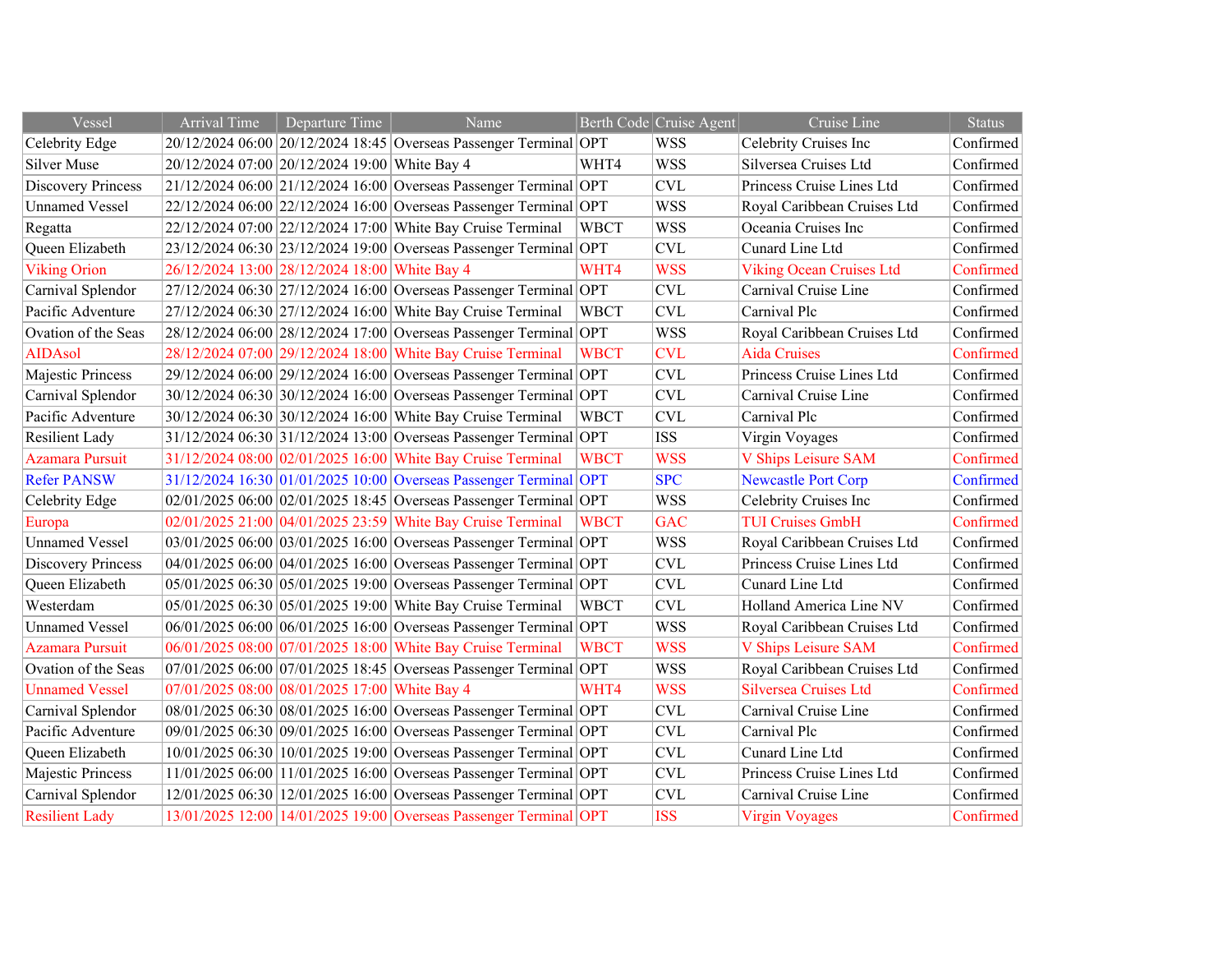| Vessel | Arrival Time | Departure Time | Name | Berth Code | Cruise Agent | Cruise Line | Status |
|---|---|---|---|---|---|---|---|
| Celebrity Edge | 20/12/2024 06:00 | 20/12/2024 18:45 | Overseas Passenger Terminal | OPT | WSS | Celebrity Cruises Inc | Confirmed |
| Silver Muse | 20/12/2024 07:00 | 20/12/2024 19:00 | White Bay 4 | WHT4 | WSS | Silversea Cruises Ltd | Confirmed |
| Discovery Princess | 21/12/2024 06:00 | 21/12/2024 16:00 | Overseas Passenger Terminal | OPT | CVL | Princess Cruise Lines Ltd | Confirmed |
| Unnamed Vessel | 22/12/2024 06:00 | 22/12/2024 16:00 | Overseas Passenger Terminal | OPT | WSS | Royal Caribbean Cruises Ltd | Confirmed |
| Regatta | 22/12/2024 07:00 | 22/12/2024 17:00 | White Bay Cruise Terminal | WBCT | WSS | Oceania Cruises Inc | Confirmed |
| Queen Elizabeth | 23/12/2024 06:30 | 23/12/2024 19:00 | Overseas Passenger Terminal | OPT | CVL | Cunard Line Ltd | Confirmed |
| Viking Orion | 26/12/2024 13:00 | 28/12/2024 18:00 | White Bay 4 | WHT4 | WSS | Viking Ocean Cruises Ltd | Confirmed |
| Carnival Splendor | 27/12/2024 06:30 | 27/12/2024 16:00 | Overseas Passenger Terminal | OPT | CVL | Carnival Cruise Line | Confirmed |
| Pacific Adventure | 27/12/2024 06:30 | 27/12/2024 16:00 | White Bay Cruise Terminal | WBCT | CVL | Carnival Plc | Confirmed |
| Ovation of the Seas | 28/12/2024 06:00 | 28/12/2024 17:00 | Overseas Passenger Terminal | OPT | WSS | Royal Caribbean Cruises Ltd | Confirmed |
| AIDAsol | 28/12/2024 07:00 | 29/12/2024 18:00 | White Bay Cruise Terminal | WBCT | CVL | Aida Cruises | Confirmed |
| Majestic Princess | 29/12/2024 06:00 | 29/12/2024 16:00 | Overseas Passenger Terminal | OPT | CVL | Princess Cruise Lines Ltd | Confirmed |
| Carnival Splendor | 30/12/2024 06:30 | 30/12/2024 16:00 | Overseas Passenger Terminal | OPT | CVL | Carnival Cruise Line | Confirmed |
| Pacific Adventure | 30/12/2024 06:30 | 30/12/2024 16:00 | White Bay Cruise Terminal | WBCT | CVL | Carnival Plc | Confirmed |
| Resilient Lady | 31/12/2024 06:30 | 31/12/2024 13:00 | Overseas Passenger Terminal | OPT | ISS | Virgin Voyages | Confirmed |
| Azamara Pursuit | 31/12/2024 08:00 | 02/01/2025 16:00 | White Bay Cruise Terminal | WBCT | WSS | V Ships Leisure SAM | Confirmed |
| Refer PANSW | 31/12/2024 16:30 | 01/01/2025 10:00 | Overseas Passenger Terminal | OPT | SPC | Newcastle Port Corp | Confirmed |
| Celebrity Edge | 02/01/2025 06:00 | 02/01/2025 18:45 | Overseas Passenger Terminal | OPT | WSS | Celebrity Cruises Inc | Confirmed |
| Europa | 02/01/2025 21:00 | 04/01/2025 23:59 | White Bay Cruise Terminal | WBCT | GAC | TUI Cruises GmbH | Confirmed |
| Unnamed Vessel | 03/01/2025 06:00 | 03/01/2025 16:00 | Overseas Passenger Terminal | OPT | WSS | Royal Caribbean Cruises Ltd | Confirmed |
| Discovery Princess | 04/01/2025 06:00 | 04/01/2025 16:00 | Overseas Passenger Terminal | OPT | CVL | Princess Cruise Lines Ltd | Confirmed |
| Queen Elizabeth | 05/01/2025 06:30 | 05/01/2025 19:00 | Overseas Passenger Terminal | OPT | CVL | Cunard Line Ltd | Confirmed |
| Westerdam | 05/01/2025 06:30 | 05/01/2025 19:00 | White Bay Cruise Terminal | WBCT | CVL | Holland America Line NV | Confirmed |
| Unnamed Vessel | 06/01/2025 06:00 | 06/01/2025 16:00 | Overseas Passenger Terminal | OPT | WSS | Royal Caribbean Cruises Ltd | Confirmed |
| Azamara Pursuit | 06/01/2025 08:00 | 07/01/2025 18:00 | White Bay Cruise Terminal | WBCT | WSS | V Ships Leisure SAM | Confirmed |
| Ovation of the Seas | 07/01/2025 06:00 | 07/01/2025 18:45 | Overseas Passenger Terminal | OPT | WSS | Royal Caribbean Cruises Ltd | Confirmed |
| Unnamed Vessel | 07/01/2025 08:00 | 08/01/2025 17:00 | White Bay 4 | WHT4 | WSS | Silversea Cruises Ltd | Confirmed |
| Carnival Splendor | 08/01/2025 06:30 | 08/01/2025 16:00 | Overseas Passenger Terminal | OPT | CVL | Carnival Cruise Line | Confirmed |
| Pacific Adventure | 09/01/2025 06:30 | 09/01/2025 16:00 | Overseas Passenger Terminal | OPT | CVL | Carnival Plc | Confirmed |
| Queen Elizabeth | 10/01/2025 06:30 | 10/01/2025 19:00 | Overseas Passenger Terminal | OPT | CVL | Cunard Line Ltd | Confirmed |
| Majestic Princess | 11/01/2025 06:00 | 11/01/2025 16:00 | Overseas Passenger Terminal | OPT | CVL | Princess Cruise Lines Ltd | Confirmed |
| Carnival Splendor | 12/01/2025 06:30 | 12/01/2025 16:00 | Overseas Passenger Terminal | OPT | CVL | Carnival Cruise Line | Confirmed |
| Resilient Lady | 13/01/2025 12:00 | 14/01/2025 19:00 | Overseas Passenger Terminal | OPT | ISS | Virgin Voyages | Confirmed |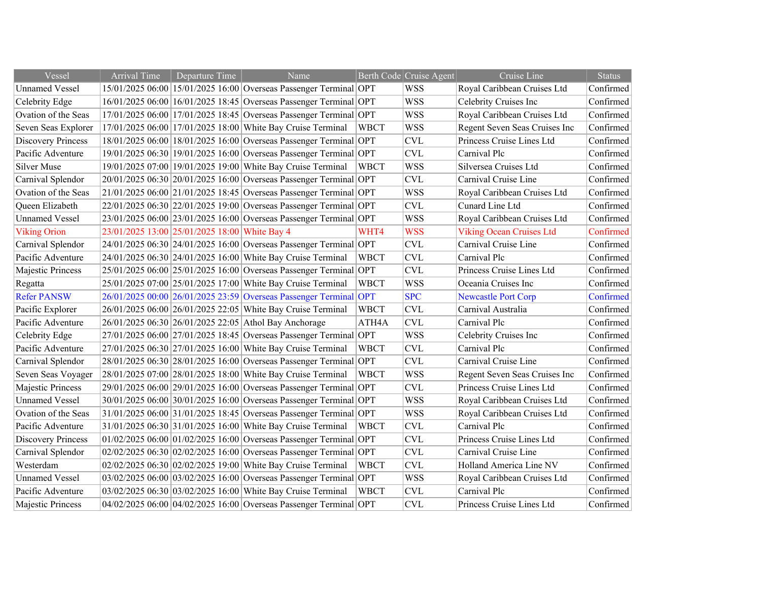| Vessel | Arrival Time | Departure Time | Name | Berth Code | Cruise Agent | Cruise Line | Status |
|---|---|---|---|---|---|---|---|
| Unnamed Vessel | 15/01/2025 06:00 | 15/01/2025 16:00 | Overseas Passenger Terminal | OPT | WSS | Royal Caribbean Cruises Ltd | Confirmed |
| Celebrity Edge | 16/01/2025 06:00 | 16/01/2025 18:45 | Overseas Passenger Terminal | OPT | WSS | Celebrity Cruises Inc | Confirmed |
| Ovation of the Seas | 17/01/2025 06:00 | 17/01/2025 18:45 | Overseas Passenger Terminal | OPT | WSS | Royal Caribbean Cruises Ltd | Confirmed |
| Seven Seas Explorer | 17/01/2025 06:00 | 17/01/2025 18:00 | White Bay Cruise Terminal | WBCT | WSS | Regent Seven Seas Cruises Inc | Confirmed |
| Discovery Princess | 18/01/2025 06:00 | 18/01/2025 16:00 | Overseas Passenger Terminal | OPT | CVL | Princess Cruise Lines Ltd | Confirmed |
| Pacific Adventure | 19/01/2025 06:30 | 19/01/2025 16:00 | Overseas Passenger Terminal | OPT | CVL | Carnival Plc | Confirmed |
| Silver Muse | 19/01/2025 07:00 | 19/01/2025 19:00 | White Bay Cruise Terminal | WBCT | WSS | Silversea Cruises Ltd | Confirmed |
| Carnival Splendor | 20/01/2025 06:30 | 20/01/2025 16:00 | Overseas Passenger Terminal | OPT | CVL | Carnival Cruise Line | Confirmed |
| Ovation of the Seas | 21/01/2025 06:00 | 21/01/2025 18:45 | Overseas Passenger Terminal | OPT | WSS | Royal Caribbean Cruises Ltd | Confirmed |
| Queen Elizabeth | 22/01/2025 06:30 | 22/01/2025 19:00 | Overseas Passenger Terminal | OPT | CVL | Cunard Line Ltd | Confirmed |
| Unnamed Vessel | 23/01/2025 06:00 | 23/01/2025 16:00 | Overseas Passenger Terminal | OPT | WSS | Royal Caribbean Cruises Ltd | Confirmed |
| Viking Orion | 23/01/2025 13:00 | 25/01/2025 18:00 | White Bay 4 | WHT4 | WSS | Viking Ocean Cruises Ltd | Confirmed |
| Carnival Splendor | 24/01/2025 06:30 | 24/01/2025 16:00 | Overseas Passenger Terminal | OPT | CVL | Carnival Cruise Line | Confirmed |
| Pacific Adventure | 24/01/2025 06:30 | 24/01/2025 16:00 | White Bay Cruise Terminal | WBCT | CVL | Carnival Plc | Confirmed |
| Majestic Princess | 25/01/2025 06:00 | 25/01/2025 16:00 | Overseas Passenger Terminal | OPT | CVL | Princess Cruise Lines Ltd | Confirmed |
| Regatta | 25/01/2025 07:00 | 25/01/2025 17:00 | White Bay Cruise Terminal | WBCT | WSS | Oceania Cruises Inc | Confirmed |
| Refer PANSW | 26/01/2025 00:00 | 26/01/2025 23:59 | Overseas Passenger Terminal | OPT | SPC | Newcastle Port Corp | Confirmed |
| Pacific Explorer | 26/01/2025 06:00 | 26/01/2025 22:05 | White Bay Cruise Terminal | WBCT | CVL | Carnival Australia | Confirmed |
| Pacific Adventure | 26/01/2025 06:30 | 26/01/2025 22:05 | Athol Bay Anchorage | ATH4A | CVL | Carnival Plc | Confirmed |
| Celebrity Edge | 27/01/2025 06:00 | 27/01/2025 18:45 | Overseas Passenger Terminal | OPT | WSS | Celebrity Cruises Inc | Confirmed |
| Pacific Adventure | 27/01/2025 06:30 | 27/01/2025 16:00 | White Bay Cruise Terminal | WBCT | CVL | Carnival Plc | Confirmed |
| Carnival Splendor | 28/01/2025 06:30 | 28/01/2025 16:00 | Overseas Passenger Terminal | OPT | CVL | Carnival Cruise Line | Confirmed |
| Seven Seas Voyager | 28/01/2025 07:00 | 28/01/2025 18:00 | White Bay Cruise Terminal | WBCT | WSS | Regent Seven Seas Cruises Inc | Confirmed |
| Majestic Princess | 29/01/2025 06:00 | 29/01/2025 16:00 | Overseas Passenger Terminal | OPT | CVL | Princess Cruise Lines Ltd | Confirmed |
| Unnamed Vessel | 30/01/2025 06:00 | 30/01/2025 16:00 | Overseas Passenger Terminal | OPT | WSS | Royal Caribbean Cruises Ltd | Confirmed |
| Ovation of the Seas | 31/01/2025 06:00 | 31/01/2025 18:45 | Overseas Passenger Terminal | OPT | WSS | Royal Caribbean Cruises Ltd | Confirmed |
| Pacific Adventure | 31/01/2025 06:30 | 31/01/2025 16:00 | White Bay Cruise Terminal | WBCT | CVL | Carnival Plc | Confirmed |
| Discovery Princess | 01/02/2025 06:00 | 01/02/2025 16:00 | Overseas Passenger Terminal | OPT | CVL | Princess Cruise Lines Ltd | Confirmed |
| Carnival Splendor | 02/02/2025 06:30 | 02/02/2025 16:00 | Overseas Passenger Terminal | OPT | CVL | Carnival Cruise Line | Confirmed |
| Westerdam | 02/02/2025 06:30 | 02/02/2025 19:00 | White Bay Cruise Terminal | WBCT | CVL | Holland America Line NV | Confirmed |
| Unnamed Vessel | 03/02/2025 06:00 | 03/02/2025 16:00 | Overseas Passenger Terminal | OPT | WSS | Royal Caribbean Cruises Ltd | Confirmed |
| Pacific Adventure | 03/02/2025 06:30 | 03/02/2025 16:00 | White Bay Cruise Terminal | WBCT | CVL | Carnival Plc | Confirmed |
| Majestic Princess | 04/02/2025 06:00 | 04/02/2025 16:00 | Overseas Passenger Terminal | OPT | CVL | Princess Cruise Lines Ltd | Confirmed |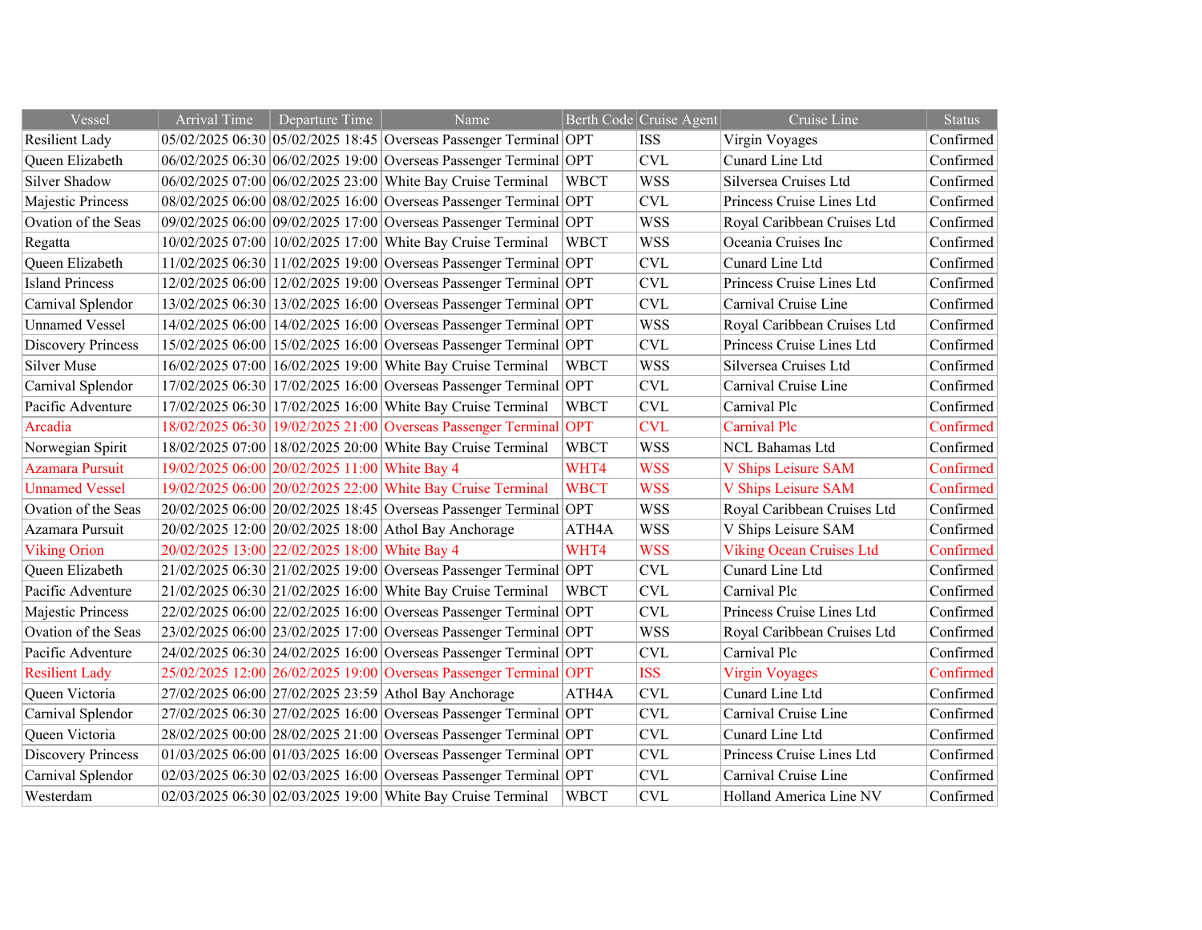| Vessel | Arrival Time | Departure Time | Name | Berth Code | Cruise Agent | Cruise Line | Status |
| --- | --- | --- | --- | --- | --- | --- | --- |
| Resilient Lady | 05/02/2025 06:30 | 05/02/2025 18:45 | Overseas Passenger Terminal | OPT | ISS | Virgin Voyages | Confirmed |
| Queen Elizabeth | 06/02/2025 06:30 | 06/02/2025 19:00 | Overseas Passenger Terminal | OPT | CVL | Cunard Line Ltd | Confirmed |
| Silver Shadow | 06/02/2025 07:00 | 06/02/2025 23:00 | White Bay Cruise Terminal | WBCT | WSS | Silversea Cruises Ltd | Confirmed |
| Majestic Princess | 08/02/2025 06:00 | 08/02/2025 16:00 | Overseas Passenger Terminal | OPT | CVL | Princess Cruise Lines Ltd | Confirmed |
| Ovation of the Seas | 09/02/2025 06:00 | 09/02/2025 17:00 | Overseas Passenger Terminal | OPT | WSS | Royal Caribbean Cruises Ltd | Confirmed |
| Regatta | 10/02/2025 07:00 | 10/02/2025 17:00 | White Bay Cruise Terminal | WBCT | WSS | Oceania Cruises Inc | Confirmed |
| Queen Elizabeth | 11/02/2025 06:30 | 11/02/2025 19:00 | Overseas Passenger Terminal | OPT | CVL | Cunard Line Ltd | Confirmed |
| Island Princess | 12/02/2025 06:00 | 12/02/2025 19:00 | Overseas Passenger Terminal | OPT | CVL | Princess Cruise Lines Ltd | Confirmed |
| Carnival Splendor | 13/02/2025 06:30 | 13/02/2025 16:00 | Overseas Passenger Terminal | OPT | CVL | Carnival Cruise Line | Confirmed |
| Unnamed Vessel | 14/02/2025 06:00 | 14/02/2025 16:00 | Overseas Passenger Terminal | OPT | WSS | Royal Caribbean Cruises Ltd | Confirmed |
| Discovery Princess | 15/02/2025 06:00 | 15/02/2025 16:00 | Overseas Passenger Terminal | OPT | CVL | Princess Cruise Lines Ltd | Confirmed |
| Silver Muse | 16/02/2025 07:00 | 16/02/2025 19:00 | White Bay Cruise Terminal | WBCT | WSS | Silversea Cruises Ltd | Confirmed |
| Carnival Splendor | 17/02/2025 06:30 | 17/02/2025 16:00 | Overseas Passenger Terminal | OPT | CVL | Carnival Cruise Line | Confirmed |
| Pacific Adventure | 17/02/2025 06:30 | 17/02/2025 16:00 | White Bay Cruise Terminal | WBCT | CVL | Carnival Plc | Confirmed |
| Arcadia | 18/02/2025 06:30 | 19/02/2025 21:00 | Overseas Passenger Terminal | OPT | CVL | Carnival Plc | Confirmed |
| Norwegian Spirit | 18/02/2025 07:00 | 18/02/2025 20:00 | White Bay Cruise Terminal | WBCT | WSS | NCL Bahamas Ltd | Confirmed |
| Azamara Pursuit | 19/02/2025 06:00 | 20/02/2025 11:00 | White Bay 4 | WHT4 | WSS | V Ships Leisure SAM | Confirmed |
| Unnamed Vessel | 19/02/2025 06:00 | 20/02/2025 22:00 | White Bay Cruise Terminal | WBCT | WSS | V Ships Leisure SAM | Confirmed |
| Ovation of the Seas | 20/02/2025 06:00 | 20/02/2025 18:45 | Overseas Passenger Terminal | OPT | WSS | Royal Caribbean Cruises Ltd | Confirmed |
| Azamara Pursuit | 20/02/2025 12:00 | 20/02/2025 18:00 | Athol Bay Anchorage | ATH4A | WSS | V Ships Leisure SAM | Confirmed |
| Viking Orion | 20/02/2025 13:00 | 22/02/2025 18:00 | White Bay 4 | WHT4 | WSS | Viking Ocean Cruises Ltd | Confirmed |
| Queen Elizabeth | 21/02/2025 06:30 | 21/02/2025 19:00 | Overseas Passenger Terminal | OPT | CVL | Cunard Line Ltd | Confirmed |
| Pacific Adventure | 21/02/2025 06:30 | 21/02/2025 16:00 | White Bay Cruise Terminal | WBCT | CVL | Carnival Plc | Confirmed |
| Majestic Princess | 22/02/2025 06:00 | 22/02/2025 16:00 | Overseas Passenger Terminal | OPT | CVL | Princess Cruise Lines Ltd | Confirmed |
| Ovation of the Seas | 23/02/2025 06:00 | 23/02/2025 17:00 | Overseas Passenger Terminal | OPT | WSS | Royal Caribbean Cruises Ltd | Confirmed |
| Pacific Adventure | 24/02/2025 06:30 | 24/02/2025 16:00 | Overseas Passenger Terminal | OPT | CVL | Carnival Plc | Confirmed |
| Resilient Lady | 25/02/2025 12:00 | 26/02/2025 19:00 | Overseas Passenger Terminal | OPT | ISS | Virgin Voyages | Confirmed |
| Queen Victoria | 27/02/2025 06:00 | 27/02/2025 23:59 | Athol Bay Anchorage | ATH4A | CVL | Cunard Line Ltd | Confirmed |
| Carnival Splendor | 27/02/2025 06:30 | 27/02/2025 16:00 | Overseas Passenger Terminal | OPT | CVL | Carnival Cruise Line | Confirmed |
| Queen Victoria | 28/02/2025 00:00 | 28/02/2025 21:00 | Overseas Passenger Terminal | OPT | CVL | Cunard Line Ltd | Confirmed |
| Discovery Princess | 01/03/2025 06:00 | 01/03/2025 16:00 | Overseas Passenger Terminal | OPT | CVL | Princess Cruise Lines Ltd | Confirmed |
| Carnival Splendor | 02/03/2025 06:30 | 02/03/2025 16:00 | Overseas Passenger Terminal | OPT | CVL | Carnival Cruise Line | Confirmed |
| Westerdam | 02/03/2025 06:30 | 02/03/2025 19:00 | White Bay Cruise Terminal | WBCT | CVL | Holland America Line NV | Confirmed |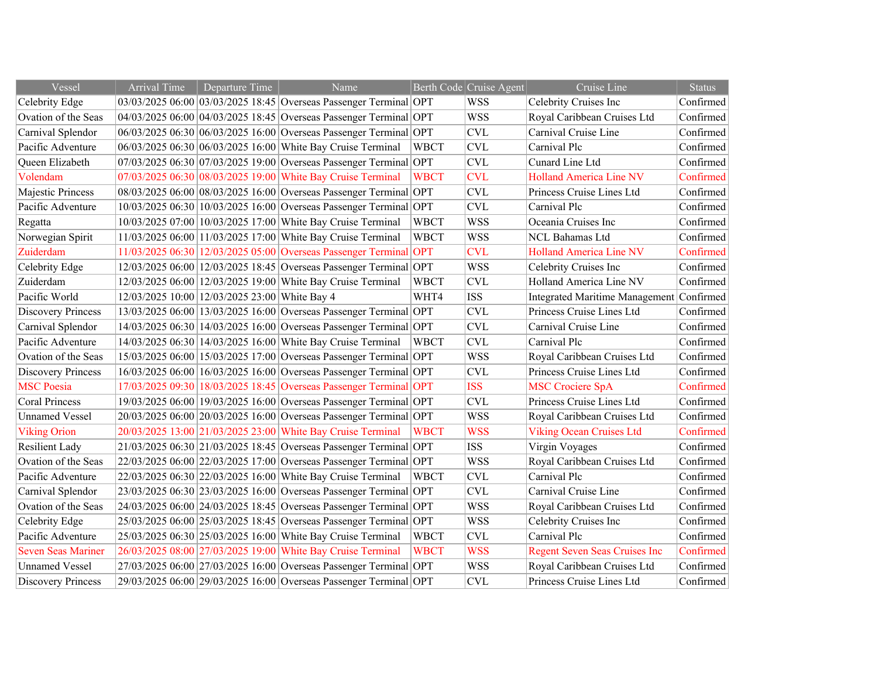| Vessel | Arrival Time | Departure Time | Name | Berth Code | Cruise Agent | Cruise Line | Status |
|---|---|---|---|---|---|---|---|
| Celebrity Edge | 03/03/2025 06:00 | 03/03/2025 18:45 | Overseas Passenger Terminal | OPT | WSS | Celebrity Cruises Inc | Confirmed |
| Ovation of the Seas | 04/03/2025 06:00 | 04/03/2025 18:45 | Overseas Passenger Terminal | OPT | WSS | Royal Caribbean Cruises Ltd | Confirmed |
| Carnival Splendor | 06/03/2025 06:30 | 06/03/2025 16:00 | Overseas Passenger Terminal | OPT | CVL | Carnival Cruise Line | Confirmed |
| Pacific Adventure | 06/03/2025 06:30 | 06/03/2025 16:00 | White Bay Cruise Terminal | WBCT | CVL | Carnival Plc | Confirmed |
| Queen Elizabeth | 07/03/2025 06:30 | 07/03/2025 19:00 | Overseas Passenger Terminal | OPT | CVL | Cunard Line Ltd | Confirmed |
| Volendam | 07/03/2025 06:30 | 08/03/2025 19:00 | White Bay Cruise Terminal | WBCT | CVL | Holland America Line NV | Confirmed |
| Majestic Princess | 08/03/2025 06:00 | 08/03/2025 16:00 | Overseas Passenger Terminal | OPT | CVL | Princess Cruise Lines Ltd | Confirmed |
| Pacific Adventure | 10/03/2025 06:30 | 10/03/2025 16:00 | Overseas Passenger Terminal | OPT | CVL | Carnival Plc | Confirmed |
| Regatta | 10/03/2025 07:00 | 10/03/2025 17:00 | White Bay Cruise Terminal | WBCT | WSS | Oceania Cruises Inc | Confirmed |
| Norwegian Spirit | 11/03/2025 06:00 | 11/03/2025 17:00 | White Bay Cruise Terminal | WBCT | WSS | NCL Bahamas Ltd | Confirmed |
| Zuiderdam | 11/03/2025 06:30 | 12/03/2025 05:00 | Overseas Passenger Terminal | OPT | CVL | Holland America Line NV | Confirmed |
| Celebrity Edge | 12/03/2025 06:00 | 12/03/2025 18:45 | Overseas Passenger Terminal | OPT | WSS | Celebrity Cruises Inc | Confirmed |
| Zuiderdam | 12/03/2025 06:00 | 12/03/2025 19:00 | White Bay Cruise Terminal | WBCT | CVL | Holland America Line NV | Confirmed |
| Pacific World | 12/03/2025 10:00 | 12/03/2025 23:00 | White Bay 4 | WHT4 | ISS | Integrated Maritime Management | Confirmed |
| Discovery Princess | 13/03/2025 06:00 | 13/03/2025 16:00 | Overseas Passenger Terminal | OPT | CVL | Princess Cruise Lines Ltd | Confirmed |
| Carnival Splendor | 14/03/2025 06:30 | 14/03/2025 16:00 | Overseas Passenger Terminal | OPT | CVL | Carnival Cruise Line | Confirmed |
| Pacific Adventure | 14/03/2025 06:30 | 14/03/2025 16:00 | White Bay Cruise Terminal | WBCT | CVL | Carnival Plc | Confirmed |
| Ovation of the Seas | 15/03/2025 06:00 | 15/03/2025 17:00 | Overseas Passenger Terminal | OPT | WSS | Royal Caribbean Cruises Ltd | Confirmed |
| Discovery Princess | 16/03/2025 06:00 | 16/03/2025 16:00 | Overseas Passenger Terminal | OPT | CVL | Princess Cruise Lines Ltd | Confirmed |
| MSC Poesia | 17/03/2025 09:30 | 18/03/2025 18:45 | Overseas Passenger Terminal | OPT | ISS | MSC Crociere SpA | Confirmed |
| Coral Princess | 19/03/2025 06:00 | 19/03/2025 16:00 | Overseas Passenger Terminal | OPT | CVL | Princess Cruise Lines Ltd | Confirmed |
| Unnamed Vessel | 20/03/2025 06:00 | 20/03/2025 16:00 | Overseas Passenger Terminal | OPT | WSS | Royal Caribbean Cruises Ltd | Confirmed |
| Viking Orion | 20/03/2025 13:00 | 21/03/2025 23:00 | White Bay Cruise Terminal | WBCT | WSS | Viking Ocean Cruises Ltd | Confirmed |
| Resilient Lady | 21/03/2025 06:30 | 21/03/2025 18:45 | Overseas Passenger Terminal | OPT | ISS | Virgin Voyages | Confirmed |
| Ovation of the Seas | 22/03/2025 06:00 | 22/03/2025 17:00 | Overseas Passenger Terminal | OPT | WSS | Royal Caribbean Cruises Ltd | Confirmed |
| Pacific Adventure | 22/03/2025 06:30 | 22/03/2025 16:00 | White Bay Cruise Terminal | WBCT | CVL | Carnival Plc | Confirmed |
| Carnival Splendor | 23/03/2025 06:30 | 23/03/2025 16:00 | Overseas Passenger Terminal | OPT | CVL | Carnival Cruise Line | Confirmed |
| Ovation of the Seas | 24/03/2025 06:00 | 24/03/2025 18:45 | Overseas Passenger Terminal | OPT | WSS | Royal Caribbean Cruises Ltd | Confirmed |
| Celebrity Edge | 25/03/2025 06:00 | 25/03/2025 18:45 | Overseas Passenger Terminal | OPT | WSS | Celebrity Cruises Inc | Confirmed |
| Pacific Adventure | 25/03/2025 06:30 | 25/03/2025 16:00 | White Bay Cruise Terminal | WBCT | CVL | Carnival Plc | Confirmed |
| Seven Seas Mariner | 26/03/2025 08:00 | 27/03/2025 19:00 | White Bay Cruise Terminal | WBCT | WSS | Regent Seven Seas Cruises Inc | Confirmed |
| Unnamed Vessel | 27/03/2025 06:00 | 27/03/2025 16:00 | Overseas Passenger Terminal | OPT | WSS | Royal Caribbean Cruises Ltd | Confirmed |
| Discovery Princess | 29/03/2025 06:00 | 29/03/2025 16:00 | Overseas Passenger Terminal | OPT | CVL | Princess Cruise Lines Ltd | Confirmed |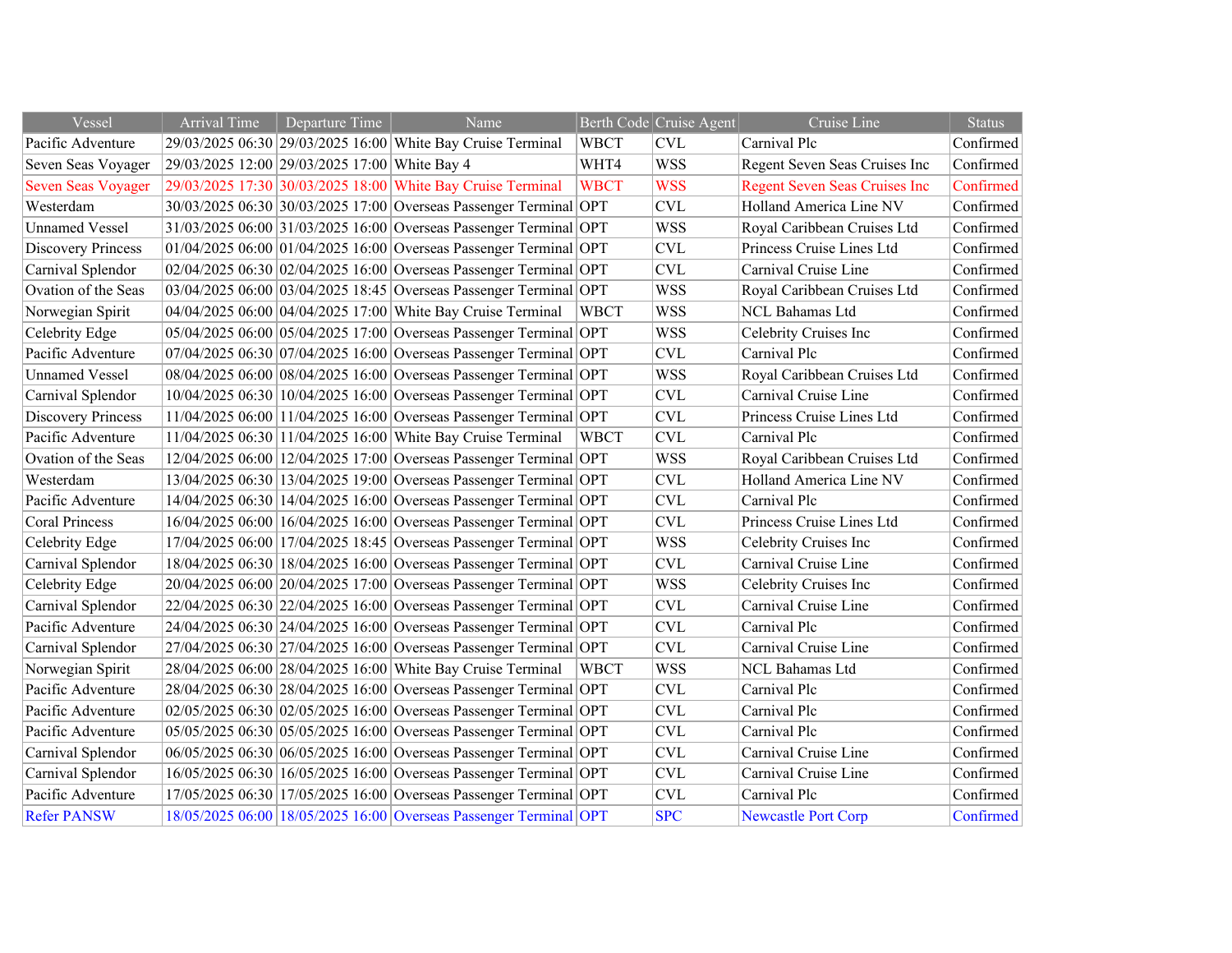| Vessel | Arrival Time | Departure Time | Name | Berth Code | Cruise Agent | Cruise Line | Status |
|---|---|---|---|---|---|---|---|
| Pacific Adventure | 29/03/2025 06:30 | 29/03/2025 16:00 | White Bay Cruise Terminal | WBCT | CVL | Carnival Plc | Confirmed |
| Seven Seas Voyager | 29/03/2025 12:00 | 29/03/2025 17:00 | White Bay 4 | WHT4 | WSS | Regent Seven Seas Cruises Inc | Confirmed |
| Seven Seas Voyager | 29/03/2025 17:30 | 30/03/2025 18:00 | White Bay Cruise Terminal | WBCT | WSS | Regent Seven Seas Cruises Inc | Confirmed |
| Westerdam | 30/03/2025 06:30 | 30/03/2025 17:00 | Overseas Passenger Terminal | OPT | CVL | Holland America Line NV | Confirmed |
| Unnamed Vessel | 31/03/2025 06:00 | 31/03/2025 16:00 | Overseas Passenger Terminal | OPT | WSS | Royal Caribbean Cruises Ltd | Confirmed |
| Discovery Princess | 01/04/2025 06:00 | 01/04/2025 16:00 | Overseas Passenger Terminal | OPT | CVL | Princess Cruise Lines Ltd | Confirmed |
| Carnival Splendor | 02/04/2025 06:30 | 02/04/2025 16:00 | Overseas Passenger Terminal | OPT | CVL | Carnival Cruise Line | Confirmed |
| Ovation of the Seas | 03/04/2025 06:00 | 03/04/2025 18:45 | Overseas Passenger Terminal | OPT | WSS | Royal Caribbean Cruises Ltd | Confirmed |
| Norwegian Spirit | 04/04/2025 06:00 | 04/04/2025 17:00 | White Bay Cruise Terminal | WBCT | WSS | NCL Bahamas Ltd | Confirmed |
| Celebrity Edge | 05/04/2025 06:00 | 05/04/2025 17:00 | Overseas Passenger Terminal | OPT | WSS | Celebrity Cruises Inc | Confirmed |
| Pacific Adventure | 07/04/2025 06:30 | 07/04/2025 16:00 | Overseas Passenger Terminal | OPT | CVL | Carnival Plc | Confirmed |
| Unnamed Vessel | 08/04/2025 06:00 | 08/04/2025 16:00 | Overseas Passenger Terminal | OPT | WSS | Royal Caribbean Cruises Ltd | Confirmed |
| Carnival Splendor | 10/04/2025 06:30 | 10/04/2025 16:00 | Overseas Passenger Terminal | OPT | CVL | Carnival Cruise Line | Confirmed |
| Discovery Princess | 11/04/2025 06:00 | 11/04/2025 16:00 | Overseas Passenger Terminal | OPT | CVL | Princess Cruise Lines Ltd | Confirmed |
| Pacific Adventure | 11/04/2025 06:30 | 11/04/2025 16:00 | White Bay Cruise Terminal | WBCT | CVL | Carnival Plc | Confirmed |
| Ovation of the Seas | 12/04/2025 06:00 | 12/04/2025 17:00 | Overseas Passenger Terminal | OPT | WSS | Royal Caribbean Cruises Ltd | Confirmed |
| Westerdam | 13/04/2025 06:30 | 13/04/2025 19:00 | Overseas Passenger Terminal | OPT | CVL | Holland America Line NV | Confirmed |
| Pacific Adventure | 14/04/2025 06:30 | 14/04/2025 16:00 | Overseas Passenger Terminal | OPT | CVL | Carnival Plc | Confirmed |
| Coral Princess | 16/04/2025 06:00 | 16/04/2025 16:00 | Overseas Passenger Terminal | OPT | CVL | Princess Cruise Lines Ltd | Confirmed |
| Celebrity Edge | 17/04/2025 06:00 | 17/04/2025 18:45 | Overseas Passenger Terminal | OPT | WSS | Celebrity Cruises Inc | Confirmed |
| Carnival Splendor | 18/04/2025 06:30 | 18/04/2025 16:00 | Overseas Passenger Terminal | OPT | CVL | Carnival Cruise Line | Confirmed |
| Celebrity Edge | 20/04/2025 06:00 | 20/04/2025 17:00 | Overseas Passenger Terminal | OPT | WSS | Celebrity Cruises Inc | Confirmed |
| Carnival Splendor | 22/04/2025 06:30 | 22/04/2025 16:00 | Overseas Passenger Terminal | OPT | CVL | Carnival Cruise Line | Confirmed |
| Pacific Adventure | 24/04/2025 06:30 | 24/04/2025 16:00 | Overseas Passenger Terminal | OPT | CVL | Carnival Plc | Confirmed |
| Carnival Splendor | 27/04/2025 06:30 | 27/04/2025 16:00 | Overseas Passenger Terminal | OPT | CVL | Carnival Cruise Line | Confirmed |
| Norwegian Spirit | 28/04/2025 06:00 | 28/04/2025 16:00 | White Bay Cruise Terminal | WBCT | WSS | NCL Bahamas Ltd | Confirmed |
| Pacific Adventure | 28/04/2025 06:30 | 28/04/2025 16:00 | Overseas Passenger Terminal | OPT | CVL | Carnival Plc | Confirmed |
| Pacific Adventure | 02/05/2025 06:30 | 02/05/2025 16:00 | Overseas Passenger Terminal | OPT | CVL | Carnival Plc | Confirmed |
| Pacific Adventure | 05/05/2025 06:30 | 05/05/2025 16:00 | Overseas Passenger Terminal | OPT | CVL | Carnival Plc | Confirmed |
| Carnival Splendor | 06/05/2025 06:30 | 06/05/2025 16:00 | Overseas Passenger Terminal | OPT | CVL | Carnival Cruise Line | Confirmed |
| Carnival Splendor | 16/05/2025 06:30 | 16/05/2025 16:00 | Overseas Passenger Terminal | OPT | CVL | Carnival Cruise Line | Confirmed |
| Pacific Adventure | 17/05/2025 06:30 | 17/05/2025 16:00 | Overseas Passenger Terminal | OPT | CVL | Carnival Plc | Confirmed |
| Refer PANSW | 18/05/2025 06:00 | 18/05/2025 16:00 | Overseas Passenger Terminal | OPT | SPC | Newcastle Port Corp | Confirmed |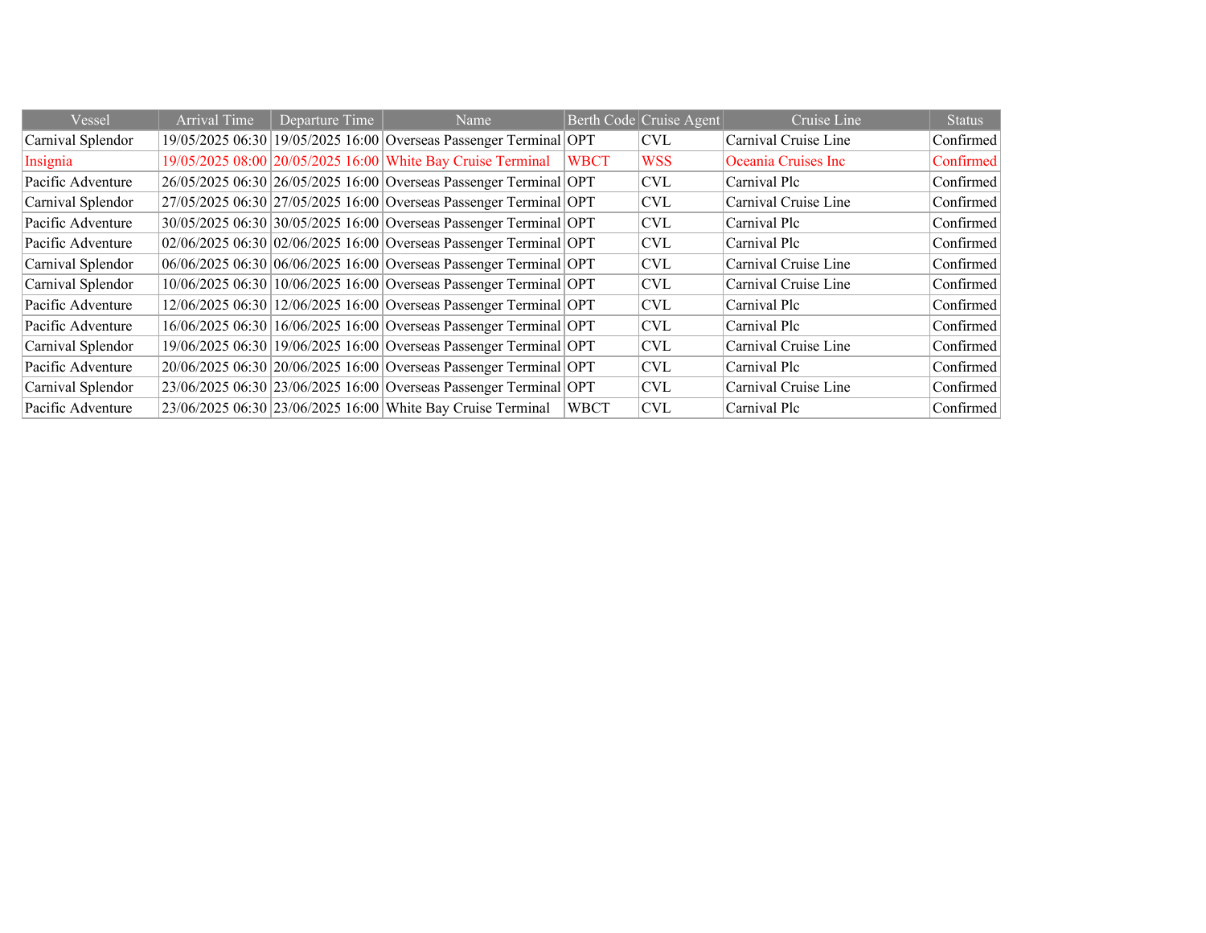| Vessel | Arrival Time | Departure Time | Name | Berth Code | Cruise Agent | Cruise Line | Status |
|---|---|---|---|---|---|---|---|
| Carnival Splendor | 19/05/2025 06:30 | 19/05/2025 16:00 | Overseas Passenger Terminal | OPT | CVL | Carnival Cruise Line | Confirmed |
| Insignia | 19/05/2025 08:00 | 20/05/2025 16:00 | White Bay Cruise Terminal | WBCT | WSS | Oceania Cruises Inc | Confirmed |
| Pacific Adventure | 26/05/2025 06:30 | 26/05/2025 16:00 | Overseas Passenger Terminal | OPT | CVL | Carnival Plc | Confirmed |
| Carnival Splendor | 27/05/2025 06:30 | 27/05/2025 16:00 | Overseas Passenger Terminal | OPT | CVL | Carnival Cruise Line | Confirmed |
| Pacific Adventure | 30/05/2025 06:30 | 30/05/2025 16:00 | Overseas Passenger Terminal | OPT | CVL | Carnival Plc | Confirmed |
| Pacific Adventure | 02/06/2025 06:30 | 02/06/2025 16:00 | Overseas Passenger Terminal | OPT | CVL | Carnival Plc | Confirmed |
| Carnival Splendor | 06/06/2025 06:30 | 06/06/2025 16:00 | Overseas Passenger Terminal | OPT | CVL | Carnival Cruise Line | Confirmed |
| Carnival Splendor | 10/06/2025 06:30 | 10/06/2025 16:00 | Overseas Passenger Terminal | OPT | CVL | Carnival Cruise Line | Confirmed |
| Pacific Adventure | 12/06/2025 06:30 | 12/06/2025 16:00 | Overseas Passenger Terminal | OPT | CVL | Carnival Plc | Confirmed |
| Pacific Adventure | 16/06/2025 06:30 | 16/06/2025 16:00 | Overseas Passenger Terminal | OPT | CVL | Carnival Plc | Confirmed |
| Carnival Splendor | 19/06/2025 06:30 | 19/06/2025 16:00 | Overseas Passenger Terminal | OPT | CVL | Carnival Cruise Line | Confirmed |
| Pacific Adventure | 20/06/2025 06:30 | 20/06/2025 16:00 | Overseas Passenger Terminal | OPT | CVL | Carnival Plc | Confirmed |
| Carnival Splendor | 23/06/2025 06:30 | 23/06/2025 16:00 | Overseas Passenger Terminal | OPT | CVL | Carnival Cruise Line | Confirmed |
| Pacific Adventure | 23/06/2025 06:30 | 23/06/2025 16:00 | White Bay Cruise Terminal | WBCT | CVL | Carnival Plc | Confirmed |